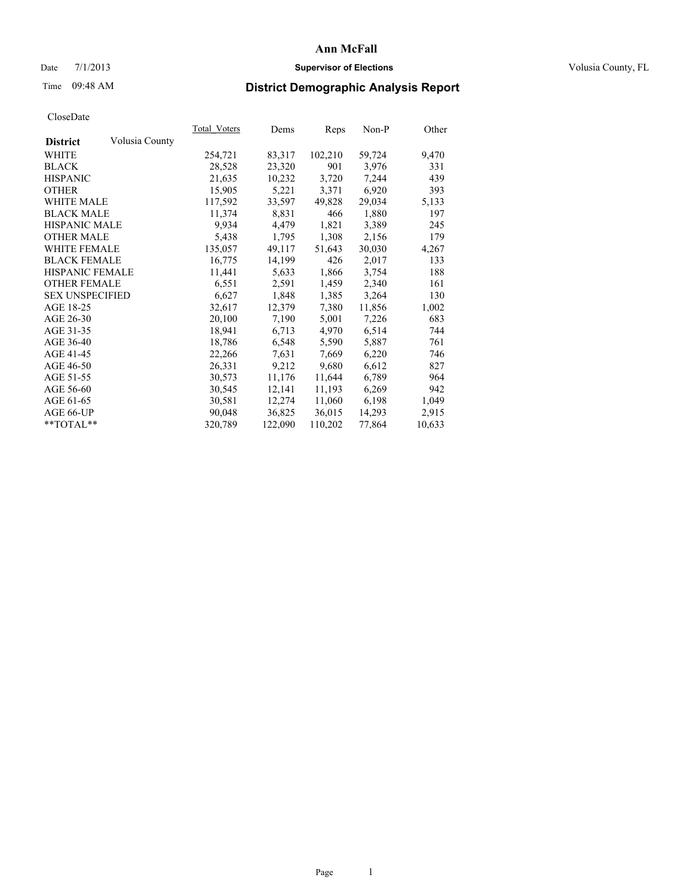# Ann McFall

Date 7/1/2013 **Supervisor of Elections** Volusia County, FL

Time 09:48 AM

## District Demographic Analysis Report

CloseDate

| **District** Volusia County | Total_Voters | Dems | Reps | Non-P | Other |
|---|---|---|---|---|---|
| WHITE | 254,721 | 83,317 | 102,210 | 59,724 | 9,470 |
| BLACK | 28,528 | 23,320 | 901 | 3,976 | 331 |
| HISPANIC | 21,635 | 10,232 | 3,720 | 7,244 | 439 |
| OTHER | 15,905 | 5,221 | 3,371 | 6,920 | 393 |
| WHITE MALE | 117,592 | 33,597 | 49,828 | 29,034 | 5,133 |
| BLACK MALE | 11,374 | 8,831 | 466 | 1,880 | 197 |
| HISPANIC MALE | 9,934 | 4,479 | 1,821 | 3,389 | 245 |
| OTHER MALE | 5,438 | 1,795 | 1,308 | 2,156 | 179 |
| WHITE FEMALE | 135,057 | 49,117 | 51,643 | 30,030 | 4,267 |
| BLACK FEMALE | 16,775 | 14,199 | 426 | 2,017 | 133 |
| HISPANIC FEMALE | 11,441 | 5,633 | 1,866 | 3,754 | 188 |
| OTHER FEMALE | 6,551 | 2,591 | 1,459 | 2,340 | 161 |
| SEX UNSPECIFIED | 6,627 | 1,848 | 1,385 | 3,264 | 130 |
| AGE 18-25 | 32,617 | 12,379 | 7,380 | 11,856 | 1,002 |
| AGE 26-30 | 20,100 | 7,190 | 5,001 | 7,226 | 683 |
| AGE 31-35 | 18,941 | 6,713 | 4,970 | 6,514 | 744 |
| AGE 36-40 | 18,786 | 6,548 | 5,590 | 5,887 | 761 |
| AGE 41-45 | 22,266 | 7,631 | 7,669 | 6,220 | 746 |
| AGE 46-50 | 26,331 | 9,212 | 9,680 | 6,612 | 827 |
| AGE 51-55 | 30,573 | 11,176 | 11,644 | 6,789 | 964 |
| AGE 56-60 | 30,545 | 12,141 | 11,193 | 6,269 | 942 |
| AGE 61-65 | 30,581 | 12,274 | 11,060 | 6,198 | 1,049 |
| AGE 66-UP | 90,048 | 36,825 | 36,015 | 14,293 | 2,915 |
| **TOTAL** | 320,789 | 122,090 | 110,202 | 77,864 | 10,633 |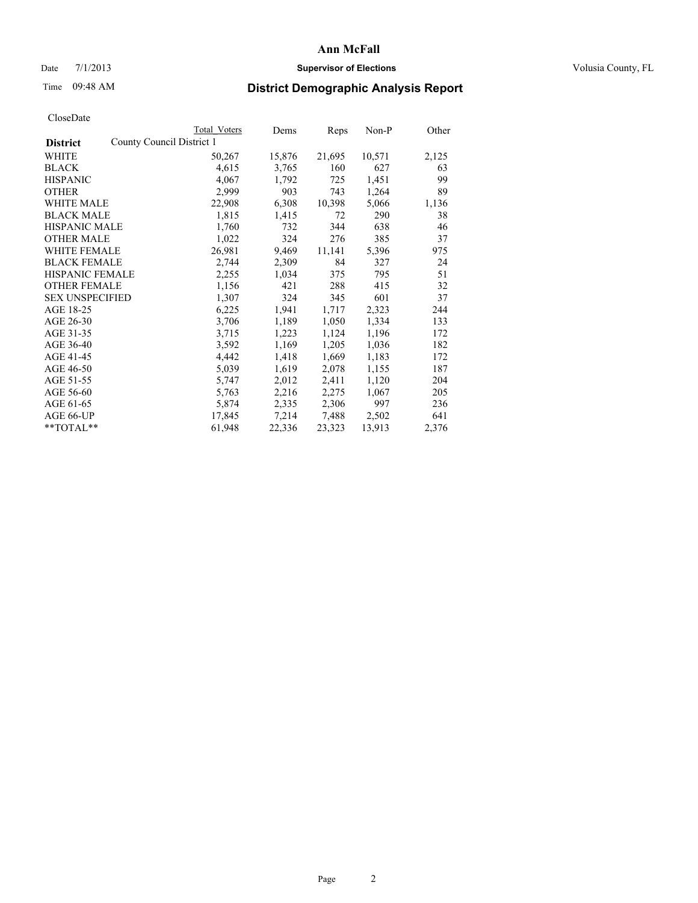# Ann McFall

Date 7/1/2013 **Supervisor of Elections** Volusia County, FL

Time 09:48 AM **District Demographic Analysis Report**

CloseDate

| **District** | County Council District 1 | Total Voters | Dems | Reps | Non-P | Other |
|---|---|---|---|---|---|---|
| WHITE | | 50,267 | 15,876 | 21,695 | 10,571 | 2,125 |
| BLACK | | 4,615 | 3,765 | 160 | 627 | 63 |
| HISPANIC | | 4,067 | 1,792 | 725 | 1,451 | 99 |
| OTHER | | 2,999 | 903 | 743 | 1,264 | 89 |
| WHITE MALE | | 22,908 | 6,308 | 10,398 | 5,066 | 1,136 |
| BLACK MALE | | 1,815 | 1,415 | 72 | 290 | 38 |
| HISPANIC MALE | | 1,760 | 732 | 344 | 638 | 46 |
| OTHER MALE | | 1,022 | 324 | 276 | 385 | 37 |
| WHITE FEMALE | | 26,981 | 9,469 | 11,141 | 5,396 | 975 |
| BLACK FEMALE | | 2,744 | 2,309 | 84 | 327 | 24 |
| HISPANIC FEMALE | | 2,255 | 1,034 | 375 | 795 | 51 |
| OTHER FEMALE | | 1,156 | 421 | 288 | 415 | 32 |
| SEX UNSPECIFIED | | 1,307 | 324 | 345 | 601 | 37 |
| AGE 18-25 | | 6,225 | 1,941 | 1,717 | 2,323 | 244 |
| AGE 26-30 | | 3,706 | 1,189 | 1,050 | 1,334 | 133 |
| AGE 31-35 | | 3,715 | 1,223 | 1,124 | 1,196 | 172 |
| AGE 36-40 | | 3,592 | 1,169 | 1,205 | 1,036 | 182 |
| AGE 41-45 | | 4,442 | 1,418 | 1,669 | 1,183 | 172 |
| AGE 46-50 | | 5,039 | 1,619 | 2,078 | 1,155 | 187 |
| AGE 51-55 | | 5,747 | 2,012 | 2,411 | 1,120 | 204 |
| AGE 56-60 | | 5,763 | 2,216 | 2,275 | 1,067 | 205 |
| AGE 61-65 | | 5,874 | 2,335 | 2,306 | 997 | 236 |
| AGE 66-UP | | 17,845 | 7,214 | 7,488 | 2,502 | 641 |
| **TOTAL** | | 61,948 | 22,336 | 23,323 | 13,913 | 2,376 |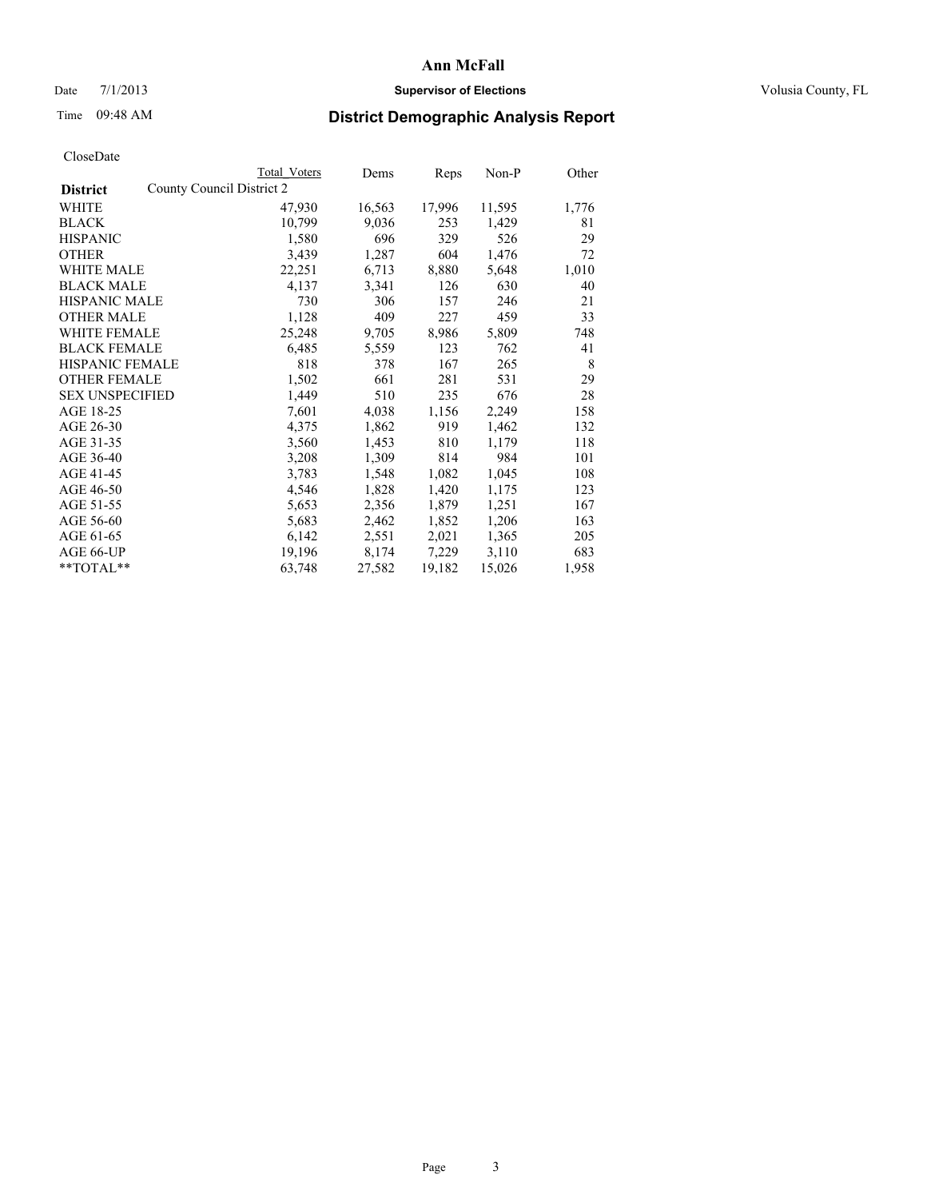Date 7/1/2013

Time 09:48 AM

# Ann McFall

## Supervisor of Elections

Volusia County, FL

## District Demographic Analysis Report

CloseDate

| | Total Voters | Dems | Reps | Non-P | Other |
|---|---|---|---|---|---|
| **District** County Council District 2 | | | | | |
| WHITE | 47,930 | 16,563 | 17,996 | 11,595 | 1,776 |
| BLACK | 10,799 | 9,036 | 253 | 1,429 | 81 |
| HISPANIC | 1,580 | 696 | 329 | 526 | 29 |
| OTHER | 3,439 | 1,287 | 604 | 1,476 | 72 |
| WHITE MALE | 22,251 | 6,713 | 8,880 | 5,648 | 1,010 |
| BLACK MALE | 4,137 | 3,341 | 126 | 630 | 40 |
| HISPANIC MALE | 730 | 306 | 157 | 246 | 21 |
| OTHER MALE | 1,128 | 409 | 227 | 459 | 33 |
| WHITE FEMALE | 25,248 | 9,705 | 8,986 | 5,809 | 748 |
| BLACK FEMALE | 6,485 | 5,559 | 123 | 762 | 41 |
| HISPANIC FEMALE | 818 | 378 | 167 | 265 | 8 |
| OTHER FEMALE | 1,502 | 661 | 281 | 531 | 29 |
| SEX UNSPECIFIED | 1,449 | 510 | 235 | 676 | 28 |
| AGE 18-25 | 7,601 | 4,038 | 1,156 | 2,249 | 158 |
| AGE 26-30 | 4,375 | 1,862 | 919 | 1,462 | 132 |
| AGE 31-35 | 3,560 | 1,453 | 810 | 1,179 | 118 |
| AGE 36-40 | 3,208 | 1,309 | 814 | 984 | 101 |
| AGE 41-45 | 3,783 | 1,548 | 1,082 | 1,045 | 108 |
| AGE 46-50 | 4,546 | 1,828 | 1,420 | 1,175 | 123 |
| AGE 51-55 | 5,653 | 2,356 | 1,879 | 1,251 | 167 |
| AGE 56-60 | 5,683 | 2,462 | 1,852 | 1,206 | 163 |
| AGE 61-65 | 6,142 | 2,551 | 2,021 | 1,365 | 205 |
| AGE 66-UP | 19,196 | 8,174 | 7,229 | 3,110 | 683 |
| **TOTAL** | 63,748 | 27,582 | 19,182 | 15,026 | 1,958 |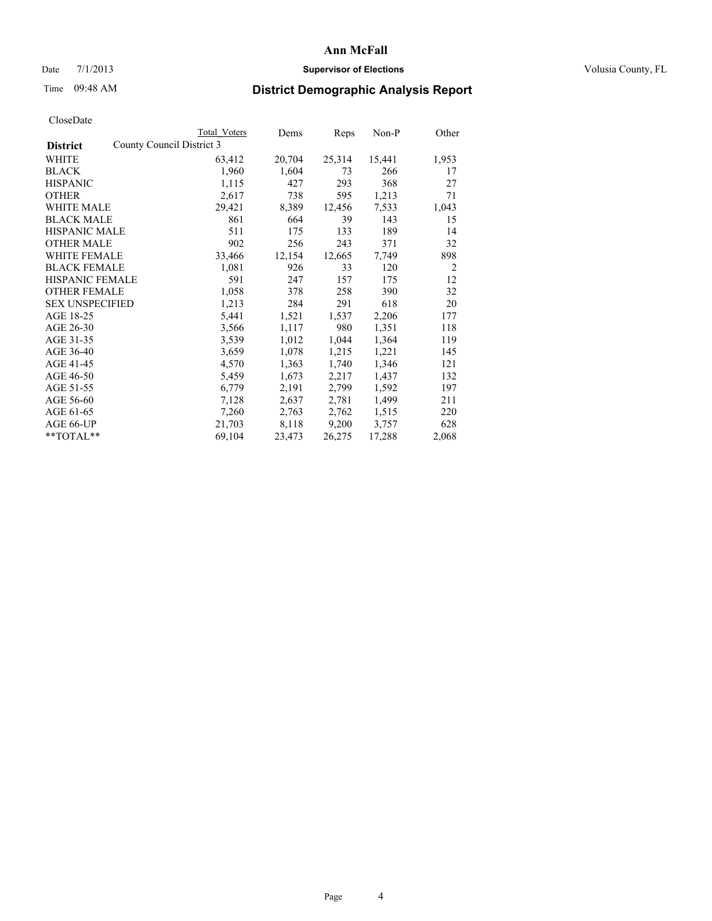# Ann McFall

Date 7/1/2013 **Supervisor of Elections** Volusia County, FL

Time 09:48 AM **District Demographic Analysis Report**

CloseDate

| **District** | Total Voters | Dems | Reps | Non-P | Other |
|---|---|---|---|---|---|
| County Council District 3 | | | | | |
| WHITE | 63,412 | 20,704 | 25,314 | 15,441 | 1,953 |
| BLACK | 1,960 | 1,604 | 73 | 266 | 17 |
| HISPANIC | 1,115 | 427 | 293 | 368 | 27 |
| OTHER | 2,617 | 738 | 595 | 1,213 | 71 |
| WHITE MALE | 29,421 | 8,389 | 12,456 | 7,533 | 1,043 |
| BLACK MALE | 861 | 664 | 39 | 143 | 15 |
| HISPANIC MALE | 511 | 175 | 133 | 189 | 14 |
| OTHER MALE | 902 | 256 | 243 | 371 | 32 |
| WHITE FEMALE | 33,466 | 12,154 | 12,665 | 7,749 | 898 |
| BLACK FEMALE | 1,081 | 926 | 33 | 120 | 2 |
| HISPANIC FEMALE | 591 | 247 | 157 | 175 | 12 |
| OTHER FEMALE | 1,058 | 378 | 258 | 390 | 32 |
| SEX UNSPECIFIED | 1,213 | 284 | 291 | 618 | 20 |
| AGE 18-25 | 5,441 | 1,521 | 1,537 | 2,206 | 177 |
| AGE 26-30 | 3,566 | 1,117 | 980 | 1,351 | 118 |
| AGE 31-35 | 3,539 | 1,012 | 1,044 | 1,364 | 119 |
| AGE 36-40 | 3,659 | 1,078 | 1,215 | 1,221 | 145 |
| AGE 41-45 | 4,570 | 1,363 | 1,740 | 1,346 | 121 |
| AGE 46-50 | 5,459 | 1,673 | 2,217 | 1,437 | 132 |
| AGE 51-55 | 6,779 | 2,191 | 2,799 | 1,592 | 197 |
| AGE 56-60 | 7,128 | 2,637 | 2,781 | 1,499 | 211 |
| AGE 61-65 | 7,260 | 2,763 | 2,762 | 1,515 | 220 |
| AGE 66-UP | 21,703 | 8,118 | 9,200 | 3,757 | 628 |
| **TOTAL** | 69,104 | 23,473 | 26,275 | 17,288 | 2,068 |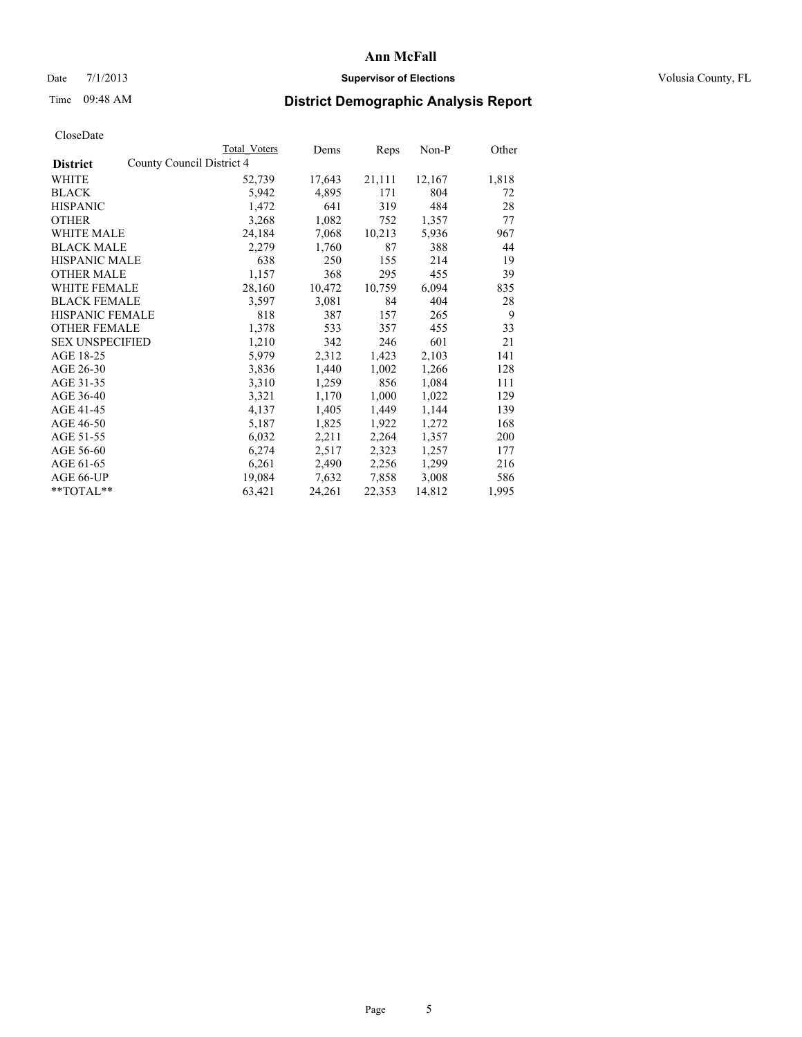# Ann McFall

Date 7/1/2013 **Supervisor of Elections** Volusia County, FL

Time 09:48 AM **District Demographic Analysis Report**

CloseDate

| **District** | County Council District 4 | Total Voters | Dems | Reps | Non-P | Other |
|---|---|---|---|---|---|---|
| WHITE | | 52,739 | 17,643 | 21,111 | 12,167 | 1,818 |
| BLACK | | 5,942 | 4,895 | 171 | 804 | 72 |
| HISPANIC | | 1,472 | 641 | 319 | 484 | 28 |
| OTHER | | 3,268 | 1,082 | 752 | 1,357 | 77 |
| WHITE MALE | | 24,184 | 7,068 | 10,213 | 5,936 | 967 |
| BLACK MALE | | 2,279 | 1,760 | 87 | 388 | 44 |
| HISPANIC MALE | | 638 | 250 | 155 | 214 | 19 |
| OTHER MALE | | 1,157 | 368 | 295 | 455 | 39 |
| WHITE FEMALE | | 28,160 | 10,472 | 10,759 | 6,094 | 835 |
| BLACK FEMALE | | 3,597 | 3,081 | 84 | 404 | 28 |
| HISPANIC FEMALE | | 818 | 387 | 157 | 265 | 9 |
| OTHER FEMALE | | 1,378 | 533 | 357 | 455 | 33 |
| SEX UNSPECIFIED | | 1,210 | 342 | 246 | 601 | 21 |
| AGE 18-25 | | 5,979 | 2,312 | 1,423 | 2,103 | 141 |
| AGE 26-30 | | 3,836 | 1,440 | 1,002 | 1,266 | 128 |
| AGE 31-35 | | 3,310 | 1,259 | 856 | 1,084 | 111 |
| AGE 36-40 | | 3,321 | 1,170 | 1,000 | 1,022 | 129 |
| AGE 41-45 | | 4,137 | 1,405 | 1,449 | 1,144 | 139 |
| AGE 46-50 | | 5,187 | 1,825 | 1,922 | 1,272 | 168 |
| AGE 51-55 | | 6,032 | 2,211 | 2,264 | 1,357 | 200 |
| AGE 56-60 | | 6,274 | 2,517 | 2,323 | 1,257 | 177 |
| AGE 61-65 | | 6,261 | 2,490 | 2,256 | 1,299 | 216 |
| AGE 66-UP | | 19,084 | 7,632 | 7,858 | 3,008 | 586 |
| **TOTAL** | | 63,421 | 24,261 | 22,353 | 14,812 | 1,995 |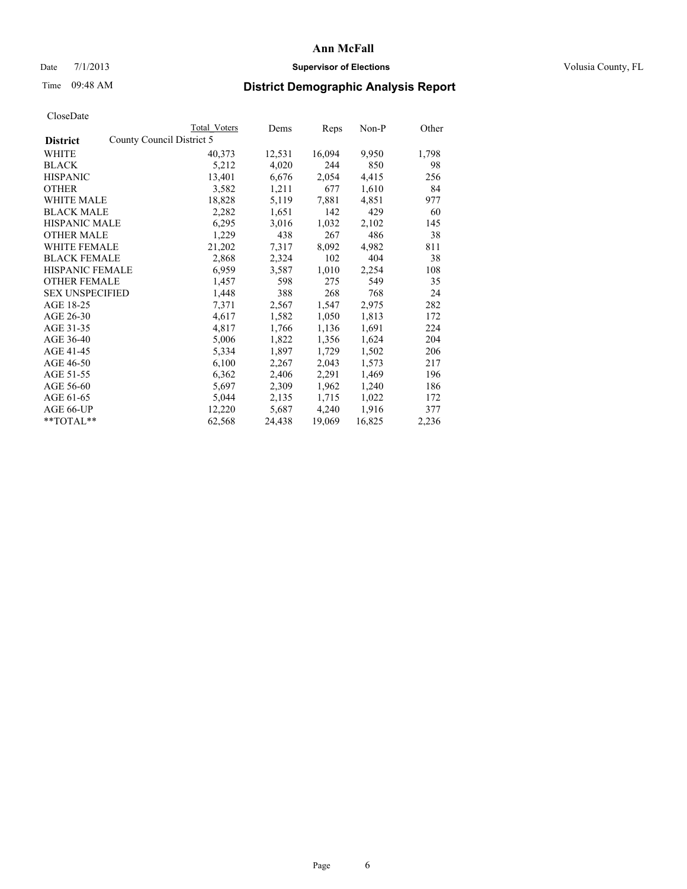# Ann McFall

Date 7/1/2013 **Supervisor of Elections** Volusia County, FL

Time 09:48 AM

## District Demographic Analysis Report

CloseDate

| | Total Voters | Dems | Reps | Non-P | Other |
|---|---|---|---|---|---|
| **District** County Council District 5 | | | | | |
| WHITE | 40,373 | 12,531 | 16,094 | 9,950 | 1,798 |
| BLACK | 5,212 | 4,020 | 244 | 850 | 98 |
| HISPANIC | 13,401 | 6,676 | 2,054 | 4,415 | 256 |
| OTHER | 3,582 | 1,211 | 677 | 1,610 | 84 |
| WHITE MALE | 18,828 | 5,119 | 7,881 | 4,851 | 977 |
| BLACK MALE | 2,282 | 1,651 | 142 | 429 | 60 |
| HISPANIC MALE | 6,295 | 3,016 | 1,032 | 2,102 | 145 |
| OTHER MALE | 1,229 | 438 | 267 | 486 | 38 |
| WHITE FEMALE | 21,202 | 7,317 | 8,092 | 4,982 | 811 |
| BLACK FEMALE | 2,868 | 2,324 | 102 | 404 | 38 |
| HISPANIC FEMALE | 6,959 | 3,587 | 1,010 | 2,254 | 108 |
| OTHER FEMALE | 1,457 | 598 | 275 | 549 | 35 |
| SEX UNSPECIFIED | 1,448 | 388 | 268 | 768 | 24 |
| AGE 18-25 | 7,371 | 2,567 | 1,547 | 2,975 | 282 |
| AGE 26-30 | 4,617 | 1,582 | 1,050 | 1,813 | 172 |
| AGE 31-35 | 4,817 | 1,766 | 1,136 | 1,691 | 224 |
| AGE 36-40 | 5,006 | 1,822 | 1,356 | 1,624 | 204 |
| AGE 41-45 | 5,334 | 1,897 | 1,729 | 1,502 | 206 |
| AGE 46-50 | 6,100 | 2,267 | 2,043 | 1,573 | 217 |
| AGE 51-55 | 6,362 | 2,406 | 2,291 | 1,469 | 196 |
| AGE 56-60 | 5,697 | 2,309 | 1,962 | 1,240 | 186 |
| AGE 61-65 | 5,044 | 2,135 | 1,715 | 1,022 | 172 |
| AGE 66-UP | 12,220 | 5,687 | 4,240 | 1,916 | 377 |
| **TOTAL** | 62,568 | 24,438 | 19,069 | 16,825 | 2,236 |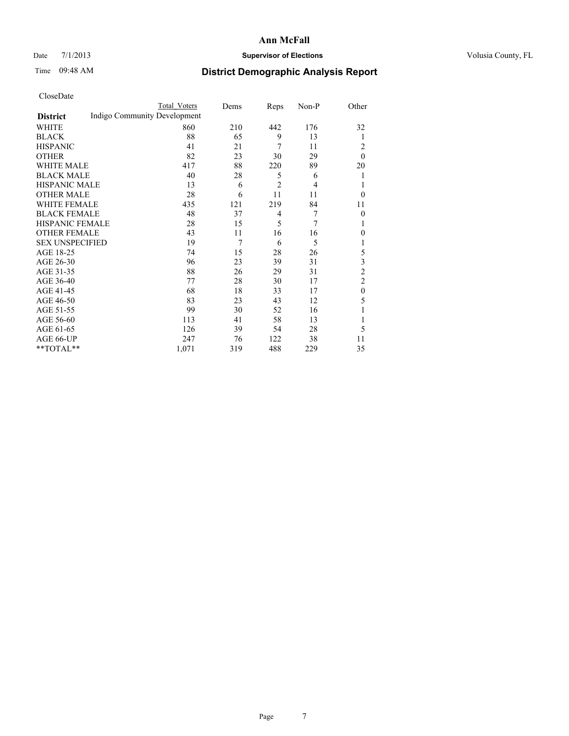# Ann McFall

Date 7/1/2013 **Supervisor of Elections** Volusia County, FL

Time 09:48 AM **District Demographic Analysis Report**

CloseDate

| **District** | Total Voters | Dems | Reps | Non-P | Other |
|---|---|---|---|---|---|
| Indigo Community Development | | | | | |
| WHITE | 860 | 210 | 442 | 176 | 32 |
| BLACK | 88 | 65 | 9 | 13 | 1 |
| HISPANIC | 41 | 21 | 7 | 11 | 2 |
| OTHER | 82 | 23 | 30 | 29 | 0 |
| WHITE MALE | 417 | 88 | 220 | 89 | 20 |
| BLACK MALE | 40 | 28 | 5 | 6 | 1 |
| HISPANIC MALE | 13 | 6 | 2 | 4 | 1 |
| OTHER MALE | 28 | 6 | 11 | 11 | 0 |
| WHITE FEMALE | 435 | 121 | 219 | 84 | 11 |
| BLACK FEMALE | 48 | 37 | 4 | 7 | 0 |
| HISPANIC FEMALE | 28 | 15 | 5 | 7 | 1 |
| OTHER FEMALE | 43 | 11 | 16 | 16 | 0 |
| SEX UNSPECIFIED | 19 | 7 | 6 | 5 | 1 |
| AGE 18-25 | 74 | 15 | 28 | 26 | 5 |
| AGE 26-30 | 96 | 23 | 39 | 31 | 3 |
| AGE 31-35 | 88 | 26 | 29 | 31 | 2 |
| AGE 36-40 | 77 | 28 | 30 | 17 | 2 |
| AGE 41-45 | 68 | 18 | 33 | 17 | 0 |
| AGE 46-50 | 83 | 23 | 43 | 12 | 5 |
| AGE 51-55 | 99 | 30 | 52 | 16 | 1 |
| AGE 56-60 | 113 | 41 | 58 | 13 | 1 |
| AGE 61-65 | 126 | 39 | 54 | 28 | 5 |
| AGE 66-UP | 247 | 76 | 122 | 38 | 11 |
| **TOTAL** | 1,071 | 319 | 488 | 229 | 35 |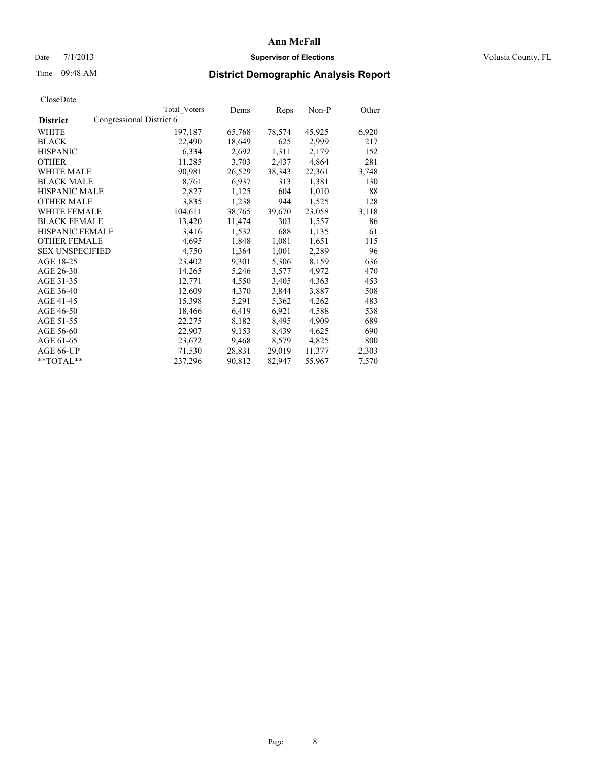# Ann McFall

Date 7/1/2013 **Supervisor of Elections** Volusia County, FL

Time 09:48 AM

## District Demographic Analysis Report

CloseDate

| District | Congressional District 6 | Total Voters | Dems | Reps | Non-P | Other |
|---|---|---|---|---|---|---|
| WHITE | | 197,187 | 65,768 | 78,574 | 45,925 | 6,920 |
| BLACK | | 22,490 | 18,649 | 625 | 2,999 | 217 |
| HISPANIC | | 6,334 | 2,692 | 1,311 | 2,179 | 152 |
| OTHER | | 11,285 | 3,703 | 2,437 | 4,864 | 281 |
| WHITE MALE | | 90,981 | 26,529 | 38,343 | 22,361 | 3,748 |
| BLACK MALE | | 8,761 | 6,937 | 313 | 1,381 | 130 |
| HISPANIC MALE | | 2,827 | 1,125 | 604 | 1,010 | 88 |
| OTHER MALE | | 3,835 | 1,238 | 944 | 1,525 | 128 |
| WHITE FEMALE | | 104,611 | 38,765 | 39,670 | 23,058 | 3,118 |
| BLACK FEMALE | | 13,420 | 11,474 | 303 | 1,557 | 86 |
| HISPANIC FEMALE | | 3,416 | 1,532 | 688 | 1,135 | 61 |
| OTHER FEMALE | | 4,695 | 1,848 | 1,081 | 1,651 | 115 |
| SEX UNSPECIFIED | | 4,750 | 1,364 | 1,001 | 2,289 | 96 |
| AGE 18-25 | | 23,402 | 9,301 | 5,306 | 8,159 | 636 |
| AGE 26-30 | | 14,265 | 5,246 | 3,577 | 4,972 | 470 |
| AGE 31-35 | | 12,771 | 4,550 | 3,405 | 4,363 | 453 |
| AGE 36-40 | | 12,609 | 4,370 | 3,844 | 3,887 | 508 |
| AGE 41-45 | | 15,398 | 5,291 | 5,362 | 4,262 | 483 |
| AGE 46-50 | | 18,466 | 6,419 | 6,921 | 4,588 | 538 |
| AGE 51-55 | | 22,275 | 8,182 | 8,495 | 4,909 | 689 |
| AGE 56-60 | | 22,907 | 9,153 | 8,439 | 4,625 | 690 |
| AGE 61-65 | | 23,672 | 9,468 | 8,579 | 4,825 | 800 |
| AGE 66-UP | | 71,530 | 28,831 | 29,019 | 11,377 | 2,303 |
| **TOTAL** | | 237,296 | 90,812 | 82,947 | 55,967 | 7,570 |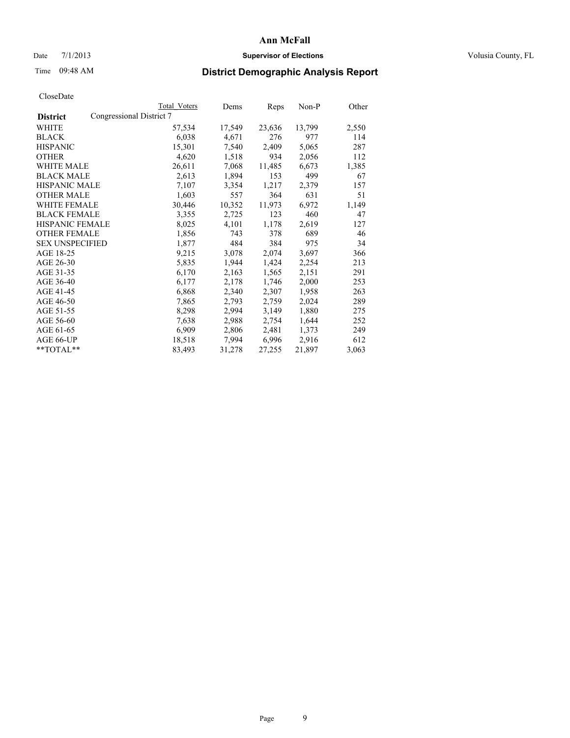# Ann McFall

Date 7/1/2013 **Supervisor of Elections** Volusia County, FL

Time 09:48 AM

## District Demographic Analysis Report

CloseDate

| District | Total Voters | Dems | Reps | Non-P | Other |
|---|---|---|---|---|---|
| Congressional District 7 | | | | | |
| WHITE | 57,534 | 17,549 | 23,636 | 13,799 | 2,550 |
| BLACK | 6,038 | 4,671 | 276 | 977 | 114 |
| HISPANIC | 15,301 | 7,540 | 2,409 | 5,065 | 287 |
| OTHER | 4,620 | 1,518 | 934 | 2,056 | 112 |
| WHITE MALE | 26,611 | 7,068 | 11,485 | 6,673 | 1,385 |
| BLACK MALE | 2,613 | 1,894 | 153 | 499 | 67 |
| HISPANIC MALE | 7,107 | 3,354 | 1,217 | 2,379 | 157 |
| OTHER MALE | 1,603 | 557 | 364 | 631 | 51 |
| WHITE FEMALE | 30,446 | 10,352 | 11,973 | 6,972 | 1,149 |
| BLACK FEMALE | 3,355 | 2,725 | 123 | 460 | 47 |
| HISPANIC FEMALE | 8,025 | 4,101 | 1,178 | 2,619 | 127 |
| OTHER FEMALE | 1,856 | 743 | 378 | 689 | 46 |
| SEX UNSPECIFIED | 1,877 | 484 | 384 | 975 | 34 |
| AGE 18-25 | 9,215 | 3,078 | 2,074 | 3,697 | 366 |
| AGE 26-30 | 5,835 | 1,944 | 1,424 | 2,254 | 213 |
| AGE 31-35 | 6,170 | 2,163 | 1,565 | 2,151 | 291 |
| AGE 36-40 | 6,177 | 2,178 | 1,746 | 2,000 | 253 |
| AGE 41-45 | 6,868 | 2,340 | 2,307 | 1,958 | 263 |
| AGE 46-50 | 7,865 | 2,793 | 2,759 | 2,024 | 289 |
| AGE 51-55 | 8,298 | 2,994 | 3,149 | 1,880 | 275 |
| AGE 56-60 | 7,638 | 2,988 | 2,754 | 1,644 | 252 |
| AGE 61-65 | 6,909 | 2,806 | 2,481 | 1,373 | 249 |
| AGE 66-UP | 18,518 | 7,994 | 6,996 | 2,916 | 612 |
| **TOTAL** | 83,493 | 31,278 | 27,255 | 21,897 | 3,063 |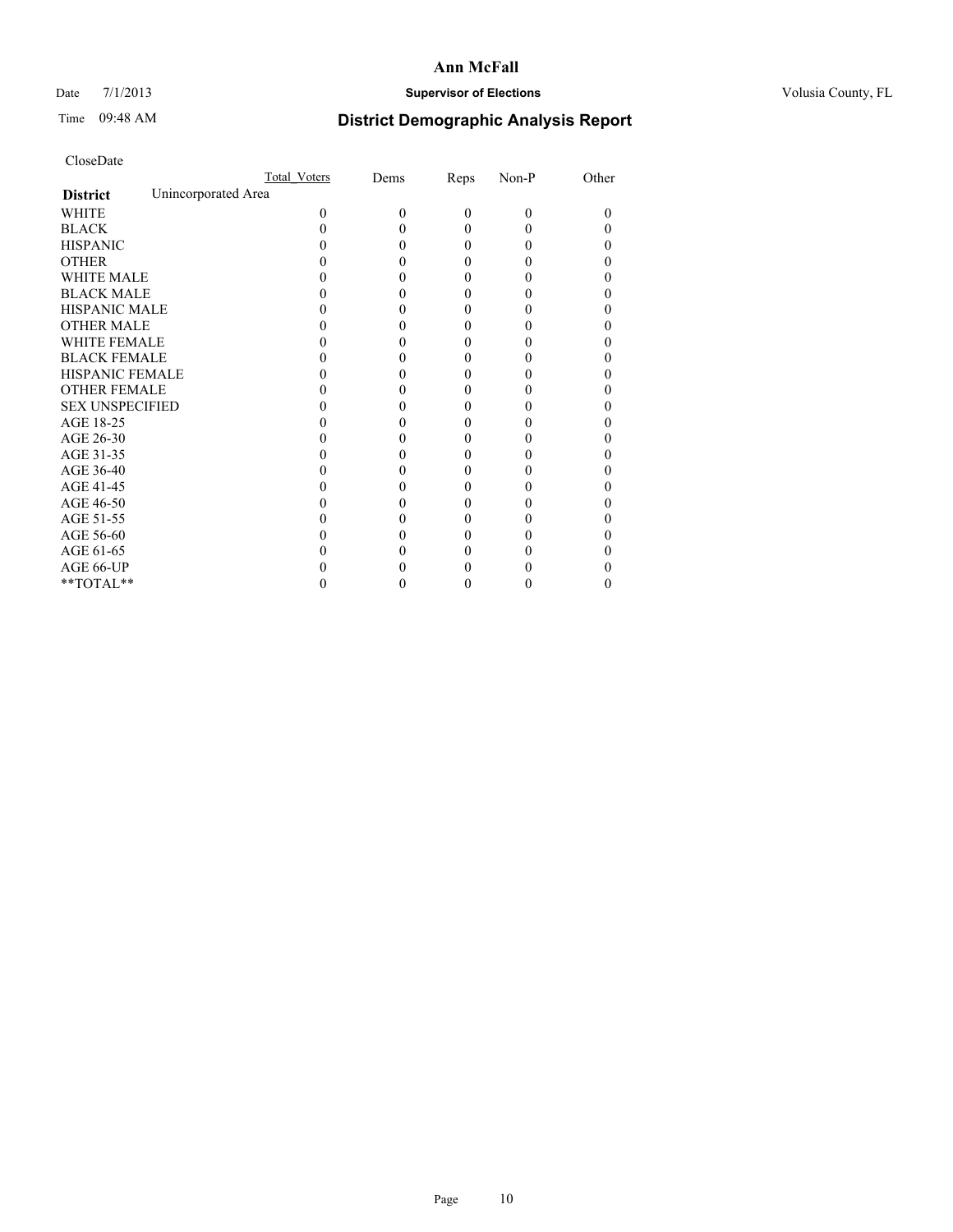# Ann McFall

Date 7/1/2013 **Supervisor of Elections** Volusia County, FL

Time 09:48 AM **District Demographic Analysis Report**

CloseDate

| | Total Voters | Dems | Reps | Non-P | Other |
|---|---|---|---|---|---|
| **District** Unincorporated Area | | | | | |
| WHITE | 0 | 0 | 0 | 0 | 0 |
| BLACK | 0 | 0 | 0 | 0 | 0 |
| HISPANIC | 0 | 0 | 0 | 0 | 0 |
| OTHER | 0 | 0 | 0 | 0 | 0 |
| WHITE MALE | 0 | 0 | 0 | 0 | 0 |
| BLACK MALE | 0 | 0 | 0 | 0 | 0 |
| HISPANIC MALE | 0 | 0 | 0 | 0 | 0 |
| OTHER MALE | 0 | 0 | 0 | 0 | 0 |
| WHITE FEMALE | 0 | 0 | 0 | 0 | 0 |
| BLACK FEMALE | 0 | 0 | 0 | 0 | 0 |
| HISPANIC FEMALE | 0 | 0 | 0 | 0 | 0 |
| OTHER FEMALE | 0 | 0 | 0 | 0 | 0 |
| SEX UNSPECIFIED | 0 | 0 | 0 | 0 | 0 |
| AGE 18-25 | 0 | 0 | 0 | 0 | 0 |
| AGE 26-30 | 0 | 0 | 0 | 0 | 0 |
| AGE 31-35 | 0 | 0 | 0 | 0 | 0 |
| AGE 36-40 | 0 | 0 | 0 | 0 | 0 |
| AGE 41-45 | 0 | 0 | 0 | 0 | 0 |
| AGE 46-50 | 0 | 0 | 0 | 0 | 0 |
| AGE 51-55 | 0 | 0 | 0 | 0 | 0 |
| AGE 56-60 | 0 | 0 | 0 | 0 | 0 |
| AGE 61-65 | 0 | 0 | 0 | 0 | 0 |
| AGE 66-UP | 0 | 0 | 0 | 0 | 0 |
| **TOTAL** | 0 | 0 | 0 | 0 | 0 |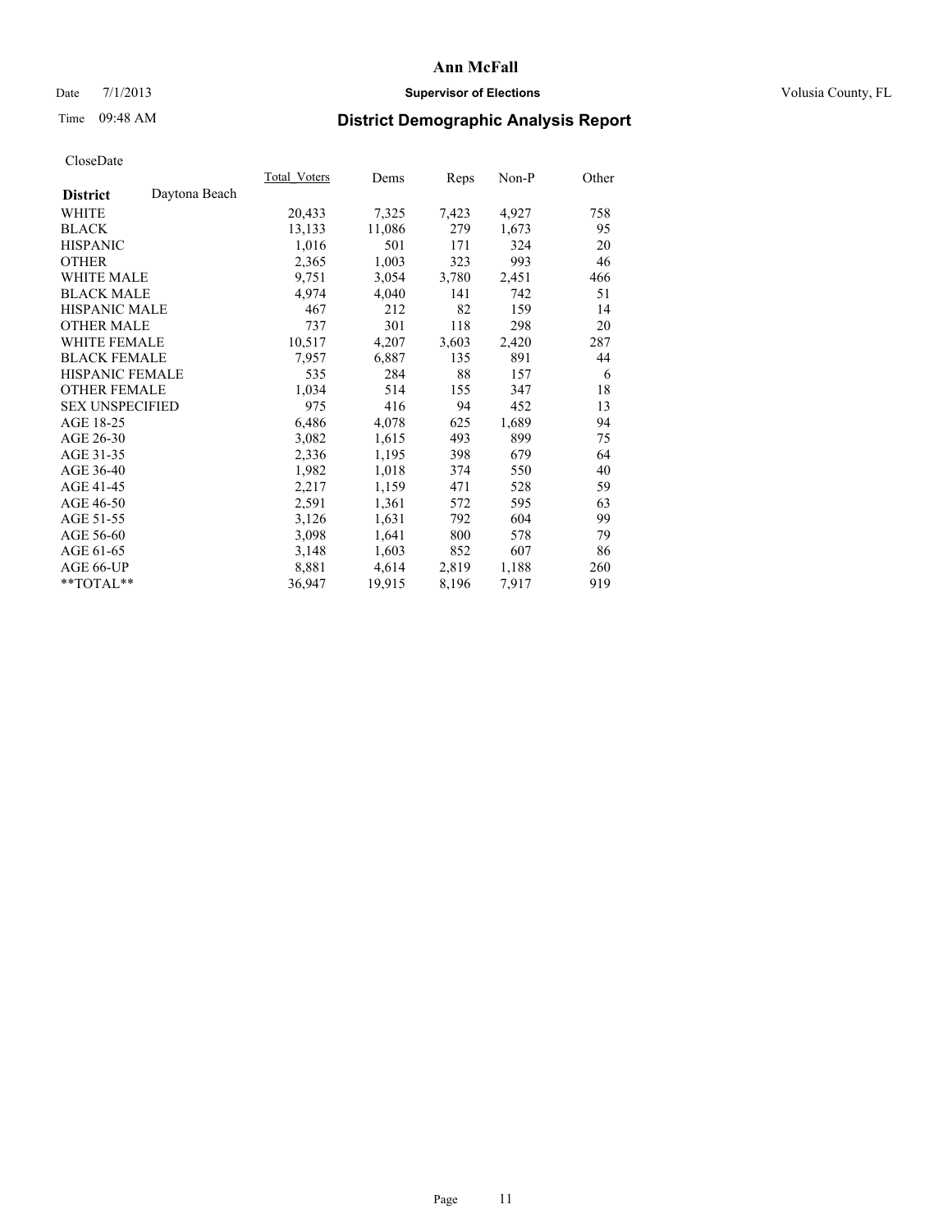# Ann McFall

Date 7/1/2013 **Supervisor of Elections** Volusia County, FL

Time 09:48 AM **District Demographic Analysis Report**

CloseDate

| **District** Daytona Beach | Total_Voters | Dems | Reps | Non-P | Other |
|---|---|---|---|---|---|
| WHITE | 20,433 | 7,325 | 7,423 | 4,927 | 758 |
| BLACK | 13,133 | 11,086 | 279 | 1,673 | 95 |
| HISPANIC | 1,016 | 501 | 171 | 324 | 20 |
| OTHER | 2,365 | 1,003 | 323 | 993 | 46 |
| WHITE MALE | 9,751 | 3,054 | 3,780 | 2,451 | 466 |
| BLACK MALE | 4,974 | 4,040 | 141 | 742 | 51 |
| HISPANIC MALE | 467 | 212 | 82 | 159 | 14 |
| OTHER MALE | 737 | 301 | 118 | 298 | 20 |
| WHITE FEMALE | 10,517 | 4,207 | 3,603 | 2,420 | 287 |
| BLACK FEMALE | 7,957 | 6,887 | 135 | 891 | 44 |
| HISPANIC FEMALE | 535 | 284 | 88 | 157 | 6 |
| OTHER FEMALE | 1,034 | 514 | 155 | 347 | 18 |
| SEX UNSPECIFIED | 975 | 416 | 94 | 452 | 13 |
| AGE 18-25 | 6,486 | 4,078 | 625 | 1,689 | 94 |
| AGE 26-30 | 3,082 | 1,615 | 493 | 899 | 75 |
| AGE 31-35 | 2,336 | 1,195 | 398 | 679 | 64 |
| AGE 36-40 | 1,982 | 1,018 | 374 | 550 | 40 |
| AGE 41-45 | 2,217 | 1,159 | 471 | 528 | 59 |
| AGE 46-50 | 2,591 | 1,361 | 572 | 595 | 63 |
| AGE 51-55 | 3,126 | 1,631 | 792 | 604 | 99 |
| AGE 56-60 | 3,098 | 1,641 | 800 | 578 | 79 |
| AGE 61-65 | 3,148 | 1,603 | 852 | 607 | 86 |
| AGE 66-UP | 8,881 | 4,614 | 2,819 | 1,188 | 260 |
| **TOTAL** | 36,947 | 19,915 | 8,196 | 7,917 | 919 |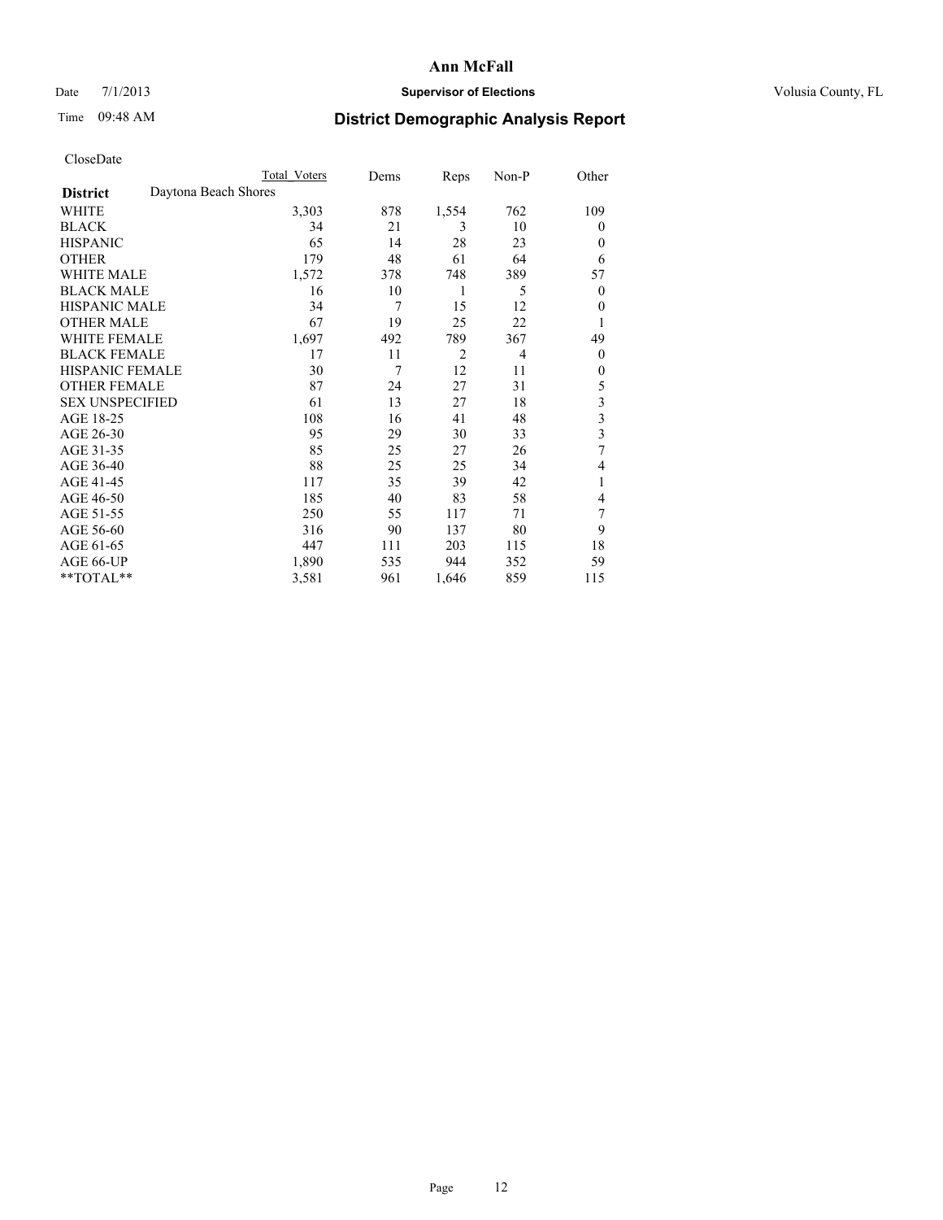# Ann McFall

Date 7/1/2013 **Supervisor of Elections** Volusia County, FL

Time 09:48 AM

## District Demographic Analysis Report

CloseDate

| | Total Voters | Dems | Reps | Non-P | Other |
|---|---|---|---|---|---|
| **District** Daytona Beach Shores | | | | | |
| WHITE | 3,303 | 878 | 1,554 | 762 | 109 |
| BLACK | 34 | 21 | 3 | 10 | 0 |
| HISPANIC | 65 | 14 | 28 | 23 | 0 |
| OTHER | 179 | 48 | 61 | 64 | 6 |
| WHITE MALE | 1,572 | 378 | 748 | 389 | 57 |
| BLACK MALE | 16 | 10 | 1 | 5 | 0 |
| HISPANIC MALE | 34 | 7 | 15 | 12 | 0 |
| OTHER MALE | 67 | 19 | 25 | 22 | 1 |
| WHITE FEMALE | 1,697 | 492 | 789 | 367 | 49 |
| BLACK FEMALE | 17 | 11 | 2 | 4 | 0 |
| HISPANIC FEMALE | 30 | 7 | 12 | 11 | 0 |
| OTHER FEMALE | 87 | 24 | 27 | 31 | 5 |
| SEX UNSPECIFIED | 61 | 13 | 27 | 18 | 3 |
| AGE 18-25 | 108 | 16 | 41 | 48 | 3 |
| AGE 26-30 | 95 | 29 | 30 | 33 | 3 |
| AGE 31-35 | 85 | 25 | 27 | 26 | 7 |
| AGE 36-40 | 88 | 25 | 25 | 34 | 4 |
| AGE 41-45 | 117 | 35 | 39 | 42 | 1 |
| AGE 46-50 | 185 | 40 | 83 | 58 | 4 |
| AGE 51-55 | 250 | 55 | 117 | 71 | 7 |
| AGE 56-60 | 316 | 90 | 137 | 80 | 9 |
| AGE 61-65 | 447 | 111 | 203 | 115 | 18 |
| AGE 66-UP | 1,890 | 535 | 944 | 352 | 59 |
| **TOTAL** | 3,581 | 961 | 1,646 | 859 | 115 |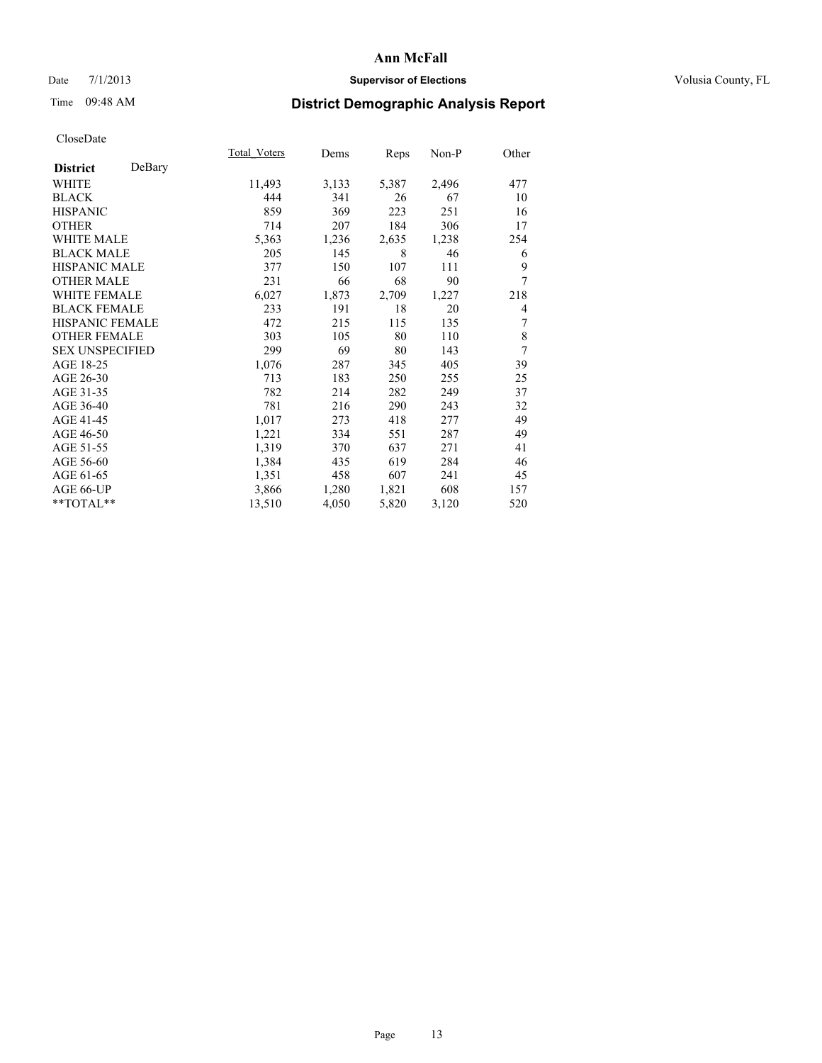# Ann McFall

Date 7/1/2013

**Supervisor of Elections**

Volusia County, FL

Time 09:48 AM

## District Demographic Analysis Report

CloseDate

| **District** DeBary | Total_Voters | Dems | Reps | Non-P | Other |
|---|---|---|---|---|---|
| WHITE | 11,493 | 3,133 | 5,387 | 2,496 | 477 |
| BLACK | 444 | 341 | 26 | 67 | 10 |
| HISPANIC | 859 | 369 | 223 | 251 | 16 |
| OTHER | 714 | 207 | 184 | 306 | 17 |
| WHITE MALE | 5,363 | 1,236 | 2,635 | 1,238 | 254 |
| BLACK MALE | 205 | 145 | 8 | 46 | 6 |
| HISPANIC MALE | 377 | 150 | 107 | 111 | 9 |
| OTHER MALE | 231 | 66 | 68 | 90 | 7 |
| WHITE FEMALE | 6,027 | 1,873 | 2,709 | 1,227 | 218 |
| BLACK FEMALE | 233 | 191 | 18 | 20 | 4 |
| HISPANIC FEMALE | 472 | 215 | 115 | 135 | 7 |
| OTHER FEMALE | 303 | 105 | 80 | 110 | 8 |
| SEX UNSPECIFIED | 299 | 69 | 80 | 143 | 7 |
| AGE 18-25 | 1,076 | 287 | 345 | 405 | 39 |
| AGE 26-30 | 713 | 183 | 250 | 255 | 25 |
| AGE 31-35 | 782 | 214 | 282 | 249 | 37 |
| AGE 36-40 | 781 | 216 | 290 | 243 | 32 |
| AGE 41-45 | 1,017 | 273 | 418 | 277 | 49 |
| AGE 46-50 | 1,221 | 334 | 551 | 287 | 49 |
| AGE 51-55 | 1,319 | 370 | 637 | 271 | 41 |
| AGE 56-60 | 1,384 | 435 | 619 | 284 | 46 |
| AGE 61-65 | 1,351 | 458 | 607 | 241 | 45 |
| AGE 66-UP | 3,866 | 1,280 | 1,821 | 608 | 157 |
| **TOTAL** | 13,510 | 4,050 | 5,820 | 3,120 | 520 |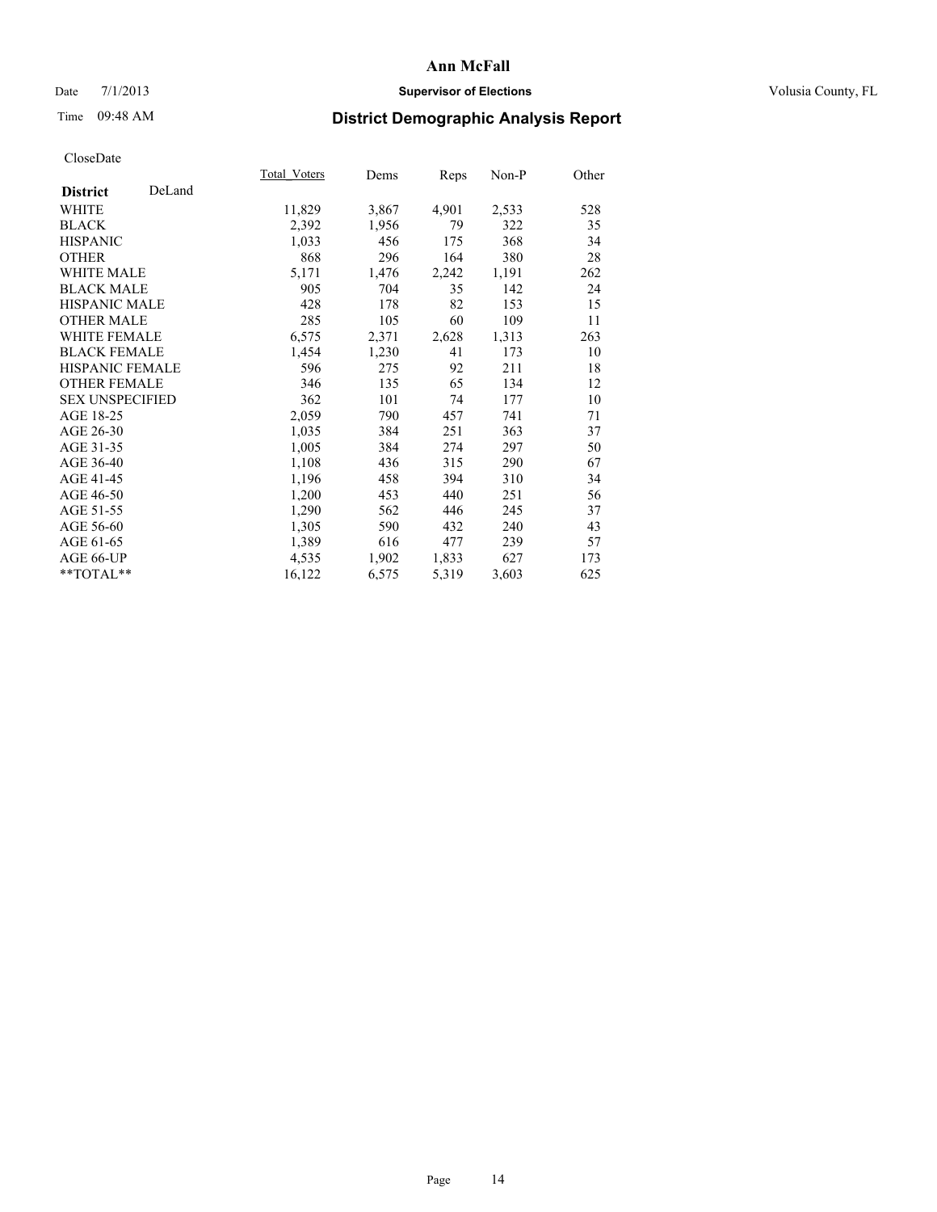# Ann McFall

Date 7/1/2013 **Supervisor of Elections** Volusia County, FL

Time 09:48 AM

## District Demographic Analysis Report

CloseDate

| **District** DeLand | Total_Voters | Dems | Reps | Non-P | Other |
|---|---|---|---|---|---|
| WHITE | 11,829 | 3,867 | 4,901 | 2,533 | 528 |
| BLACK | 2,392 | 1,956 | 79 | 322 | 35 |
| HISPANIC | 1,033 | 456 | 175 | 368 | 34 |
| OTHER | 868 | 296 | 164 | 380 | 28 |
| WHITE MALE | 5,171 | 1,476 | 2,242 | 1,191 | 262 |
| BLACK MALE | 905 | 704 | 35 | 142 | 24 |
| HISPANIC MALE | 428 | 178 | 82 | 153 | 15 |
| OTHER MALE | 285 | 105 | 60 | 109 | 11 |
| WHITE FEMALE | 6,575 | 2,371 | 2,628 | 1,313 | 263 |
| BLACK FEMALE | 1,454 | 1,230 | 41 | 173 | 10 |
| HISPANIC FEMALE | 596 | 275 | 92 | 211 | 18 |
| OTHER FEMALE | 346 | 135 | 65 | 134 | 12 |
| SEX UNSPECIFIED | 362 | 101 | 74 | 177 | 10 |
| AGE 18-25 | 2,059 | 790 | 457 | 741 | 71 |
| AGE 26-30 | 1,035 | 384 | 251 | 363 | 37 |
| AGE 31-35 | 1,005 | 384 | 274 | 297 | 50 |
| AGE 36-40 | 1,108 | 436 | 315 | 290 | 67 |
| AGE 41-45 | 1,196 | 458 | 394 | 310 | 34 |
| AGE 46-50 | 1,200 | 453 | 440 | 251 | 56 |
| AGE 51-55 | 1,290 | 562 | 446 | 245 | 37 |
| AGE 56-60 | 1,305 | 590 | 432 | 240 | 43 |
| AGE 61-65 | 1,389 | 616 | 477 | 239 | 57 |
| AGE 66-UP | 4,535 | 1,902 | 1,833 | 627 | 173 |
| **TOTAL** | 16,122 | 6,575 | 5,319 | 3,603 | 625 |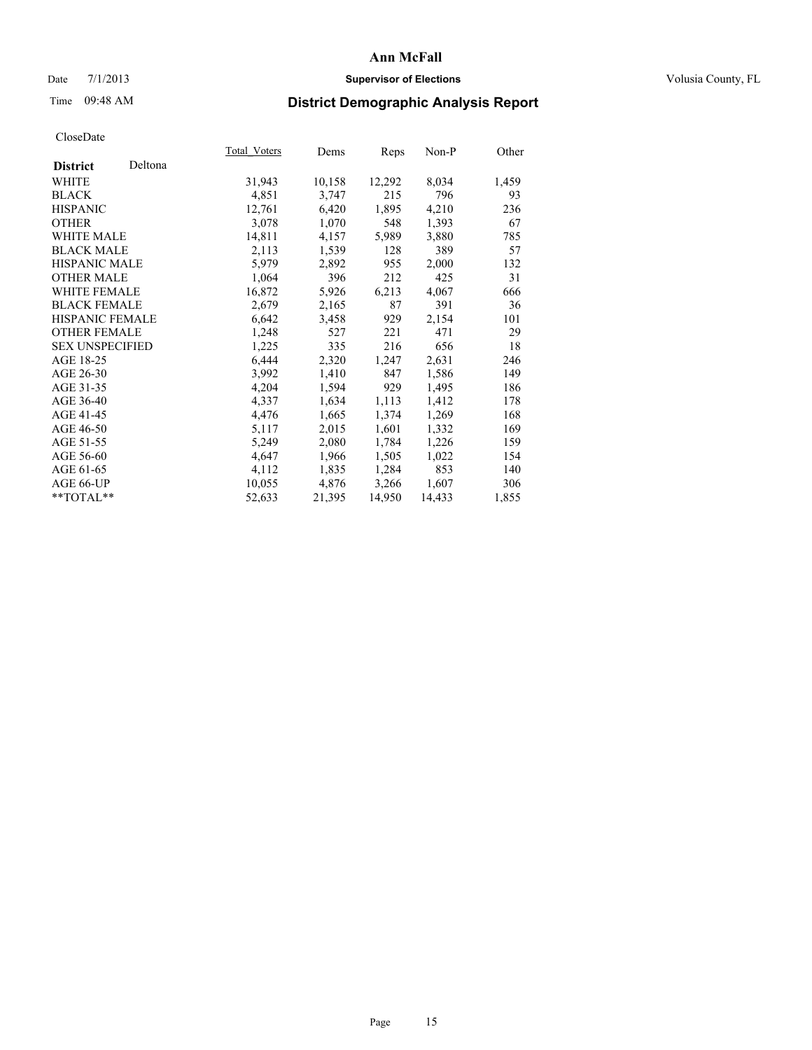# Ann McFall

Date 7/1/2013 **Supervisor of Elections** Volusia County, FL

Time 09:48 AM

## District Demographic Analysis Report

CloseDate

| **District** Deltona | Total Voters | Dems | Reps | Non-P | Other |
|---|---|---|---|---|---|
| WHITE | 31,943 | 10,158 | 12,292 | 8,034 | 1,459 |
| BLACK | 4,851 | 3,747 | 215 | 796 | 93 |
| HISPANIC | 12,761 | 6,420 | 1,895 | 4,210 | 236 |
| OTHER | 3,078 | 1,070 | 548 | 1,393 | 67 |
| WHITE MALE | 14,811 | 4,157 | 5,989 | 3,880 | 785 |
| BLACK MALE | 2,113 | 1,539 | 128 | 389 | 57 |
| HISPANIC MALE | 5,979 | 2,892 | 955 | 2,000 | 132 |
| OTHER MALE | 1,064 | 396 | 212 | 425 | 31 |
| WHITE FEMALE | 16,872 | 5,926 | 6,213 | 4,067 | 666 |
| BLACK FEMALE | 2,679 | 2,165 | 87 | 391 | 36 |
| HISPANIC FEMALE | 6,642 | 3,458 | 929 | 2,154 | 101 |
| OTHER FEMALE | 1,248 | 527 | 221 | 471 | 29 |
| SEX UNSPECIFIED | 1,225 | 335 | 216 | 656 | 18 |
| AGE 18-25 | 6,444 | 2,320 | 1,247 | 2,631 | 246 |
| AGE 26-30 | 3,992 | 1,410 | 847 | 1,586 | 149 |
| AGE 31-35 | 4,204 | 1,594 | 929 | 1,495 | 186 |
| AGE 36-40 | 4,337 | 1,634 | 1,113 | 1,412 | 178 |
| AGE 41-45 | 4,476 | 1,665 | 1,374 | 1,269 | 168 |
| AGE 46-50 | 5,117 | 2,015 | 1,601 | 1,332 | 169 |
| AGE 51-55 | 5,249 | 2,080 | 1,784 | 1,226 | 159 |
| AGE 56-60 | 4,647 | 1,966 | 1,505 | 1,022 | 154 |
| AGE 61-65 | 4,112 | 1,835 | 1,284 | 853 | 140 |
| AGE 66-UP | 10,055 | 4,876 | 3,266 | 1,607 | 306 |
| **TOTAL** | 52,633 | 21,395 | 14,950 | 14,433 | 1,855 |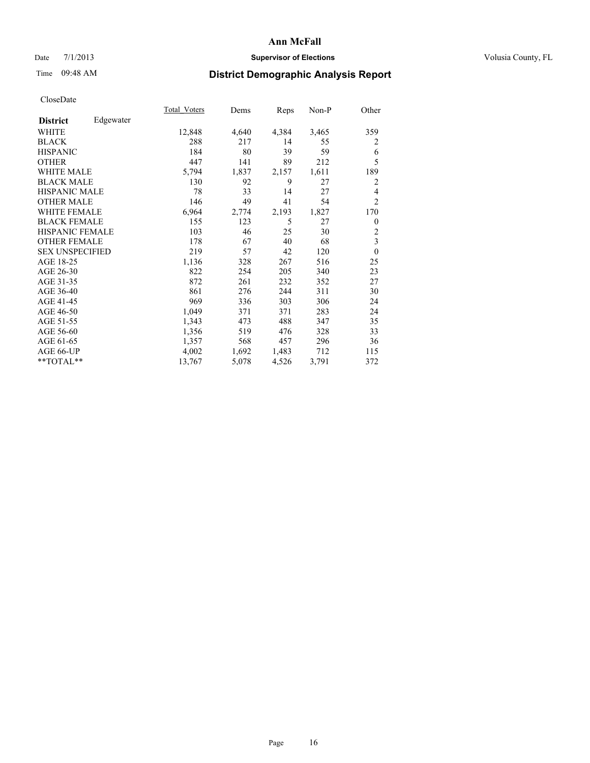# Ann McFall

Date 7/1/2013 **Supervisor of Elections** Volusia County, FL

Time 09:48 AM **District Demographic Analysis Report**

CloseDate

| **District** Edgewater | Total_Voters | Dems | Reps | Non-P | Other |
|---|---|---|---|---|---|
| WHITE | 12,848 | 4,640 | 4,384 | 3,465 | 359 |
| BLACK | 288 | 217 | 14 | 55 | 2 |
| HISPANIC | 184 | 80 | 39 | 59 | 6 |
| OTHER | 447 | 141 | 89 | 212 | 5 |
| WHITE MALE | 5,794 | 1,837 | 2,157 | 1,611 | 189 |
| BLACK MALE | 130 | 92 | 9 | 27 | 2 |
| HISPANIC MALE | 78 | 33 | 14 | 27 | 4 |
| OTHER MALE | 146 | 49 | 41 | 54 | 2 |
| WHITE FEMALE | 6,964 | 2,774 | 2,193 | 1,827 | 170 |
| BLACK FEMALE | 155 | 123 | 5 | 27 | 0 |
| HISPANIC FEMALE | 103 | 46 | 25 | 30 | 2 |
| OTHER FEMALE | 178 | 67 | 40 | 68 | 3 |
| SEX UNSPECIFIED | 219 | 57 | 42 | 120 | 0 |
| AGE 18-25 | 1,136 | 328 | 267 | 516 | 25 |
| AGE 26-30 | 822 | 254 | 205 | 340 | 23 |
| AGE 31-35 | 872 | 261 | 232 | 352 | 27 |
| AGE 36-40 | 861 | 276 | 244 | 311 | 30 |
| AGE 41-45 | 969 | 336 | 303 | 306 | 24 |
| AGE 46-50 | 1,049 | 371 | 371 | 283 | 24 |
| AGE 51-55 | 1,343 | 473 | 488 | 347 | 35 |
| AGE 56-60 | 1,356 | 519 | 476 | 328 | 33 |
| AGE 61-65 | 1,357 | 568 | 457 | 296 | 36 |
| AGE 66-UP | 4,002 | 1,692 | 1,483 | 712 | 115 |
| **TOTAL** | 13,767 | 5,078 | 4,526 | 3,791 | 372 |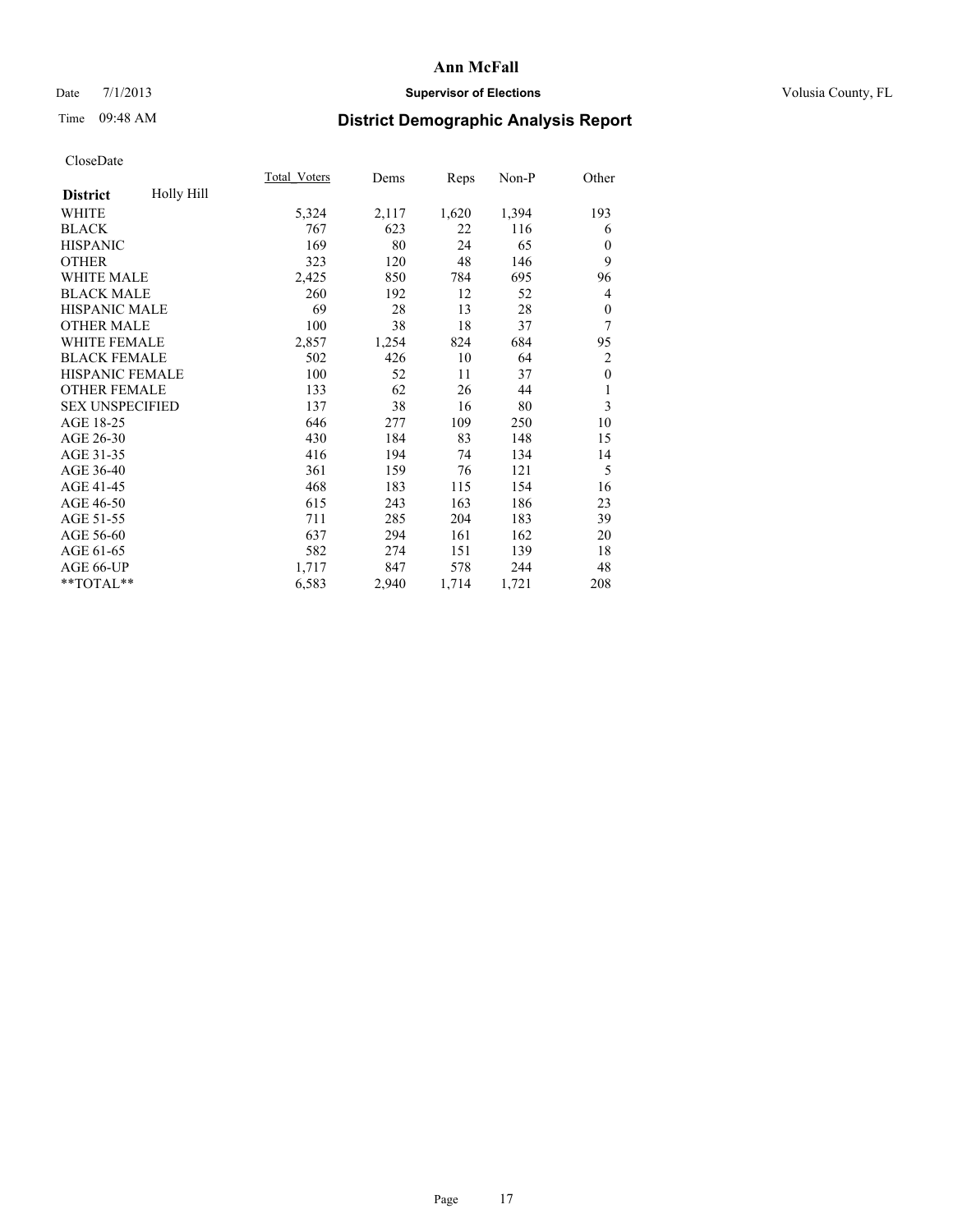# Ann McFall

Date 7/1/2013 **Supervisor of Elections** Volusia County, FL

Time 09:48 AM **District Demographic Analysis Report**

CloseDate

| **District** Holly Hill | Total_Voters | Dems | Reps | Non-P | Other |
|---|---|---|---|---|---|
| WHITE | 5,324 | 2,117 | 1,620 | 1,394 | 193 |
| BLACK | 767 | 623 | 22 | 116 | 6 |
| HISPANIC | 169 | 80 | 24 | 65 | 0 |
| OTHER | 323 | 120 | 48 | 146 | 9 |
| WHITE MALE | 2,425 | 850 | 784 | 695 | 96 |
| BLACK MALE | 260 | 192 | 12 | 52 | 4 |
| HISPANIC MALE | 69 | 28 | 13 | 28 | 0 |
| OTHER MALE | 100 | 38 | 18 | 37 | 7 |
| WHITE FEMALE | 2,857 | 1,254 | 824 | 684 | 95 |
| BLACK FEMALE | 502 | 426 | 10 | 64 | 2 |
| HISPANIC FEMALE | 100 | 52 | 11 | 37 | 0 |
| OTHER FEMALE | 133 | 62 | 26 | 44 | 1 |
| SEX UNSPECIFIED | 137 | 38 | 16 | 80 | 3 |
| AGE 18-25 | 646 | 277 | 109 | 250 | 10 |
| AGE 26-30 | 430 | 184 | 83 | 148 | 15 |
| AGE 31-35 | 416 | 194 | 74 | 134 | 14 |
| AGE 36-40 | 361 | 159 | 76 | 121 | 5 |
| AGE 41-45 | 468 | 183 | 115 | 154 | 16 |
| AGE 46-50 | 615 | 243 | 163 | 186 | 23 |
| AGE 51-55 | 711 | 285 | 204 | 183 | 39 |
| AGE 56-60 | 637 | 294 | 161 | 162 | 20 |
| AGE 61-65 | 582 | 274 | 151 | 139 | 18 |
| AGE 66-UP | 1,717 | 847 | 578 | 244 | 48 |
| **TOTAL** | 6,583 | 2,940 | 1,714 | 1,721 | 208 |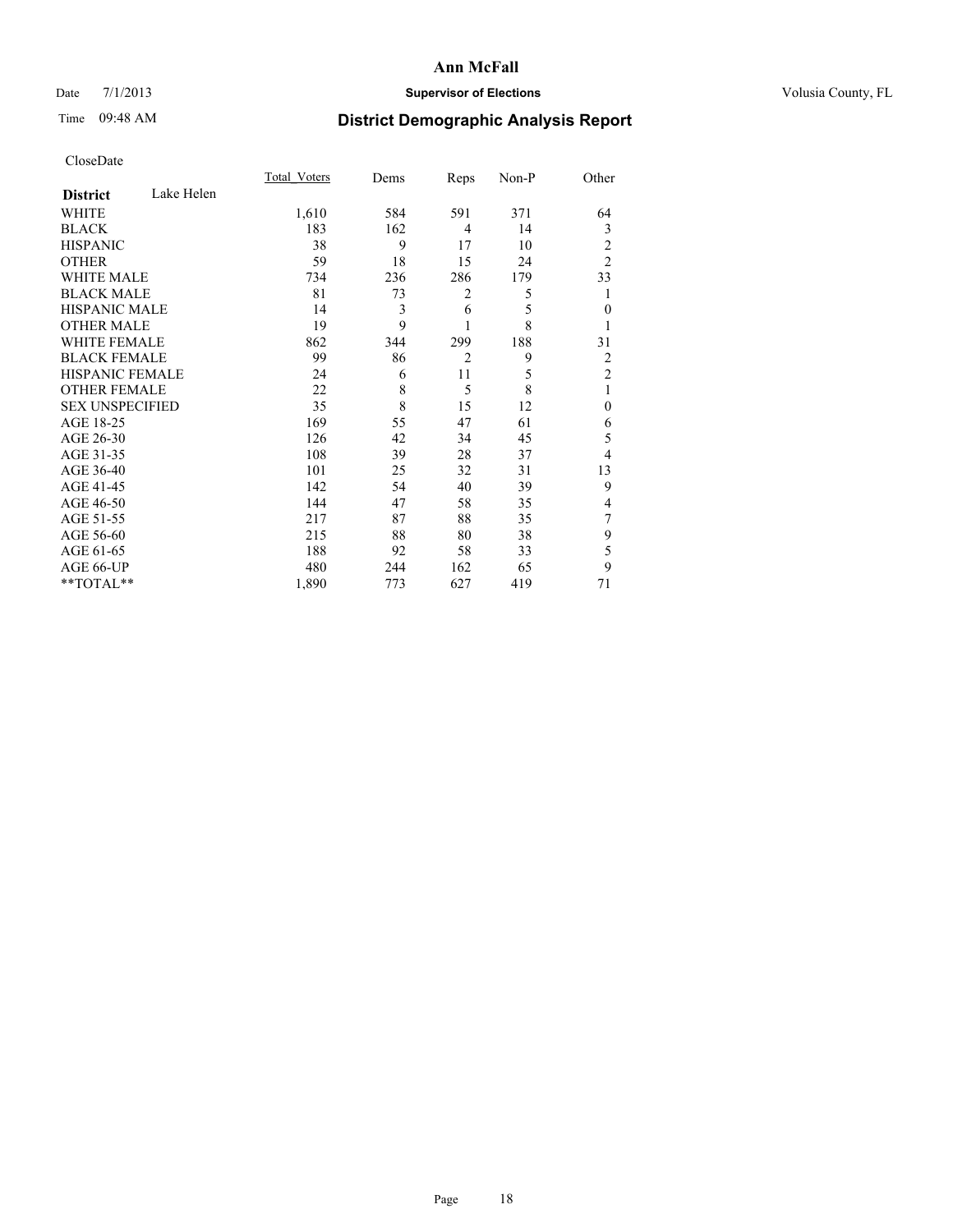**Ann McFall**

Date 7/1/2013 **Supervisor of Elections** Volusia County, FL

Time 09:48 AM

# District Demographic Analysis Report

CloseDate

| **District** Lake Helen | Total_Voters | Dems | Reps | Non-P | Other |
|---|---|---|---|---|---|
| WHITE | 1,610 | 584 | 591 | 371 | 64 |
| BLACK | 183 | 162 | 4 | 14 | 3 |
| HISPANIC | 38 | 9 | 17 | 10 | 2 |
| OTHER | 59 | 18 | 15 | 24 | 2 |
| WHITE MALE | 734 | 236 | 286 | 179 | 33 |
| BLACK MALE | 81 | 73 | 2 | 5 | 1 |
| HISPANIC MALE | 14 | 3 | 6 | 5 | 0 |
| OTHER MALE | 19 | 9 | 1 | 8 | 1 |
| WHITE FEMALE | 862 | 344 | 299 | 188 | 31 |
| BLACK FEMALE | 99 | 86 | 2 | 9 | 2 |
| HISPANIC FEMALE | 24 | 6 | 11 | 5 | 2 |
| OTHER FEMALE | 22 | 8 | 5 | 8 | 1 |
| SEX UNSPECIFIED | 35 | 8 | 15 | 12 | 0 |
| AGE 18-25 | 169 | 55 | 47 | 61 | 6 |
| AGE 26-30 | 126 | 42 | 34 | 45 | 5 |
| AGE 31-35 | 108 | 39 | 28 | 37 | 4 |
| AGE 36-40 | 101 | 25 | 32 | 31 | 13 |
| AGE 41-45 | 142 | 54 | 40 | 39 | 9 |
| AGE 46-50 | 144 | 47 | 58 | 35 | 4 |
| AGE 51-55 | 217 | 87 | 88 | 35 | 7 |
| AGE 56-60 | 215 | 88 | 80 | 38 | 9 |
| AGE 61-65 | 188 | 92 | 58 | 33 | 5 |
| AGE 66-UP | 480 | 244 | 162 | 65 | 9 |
| **TOTAL** | 1,890 | 773 | 627 | 419 | 71 |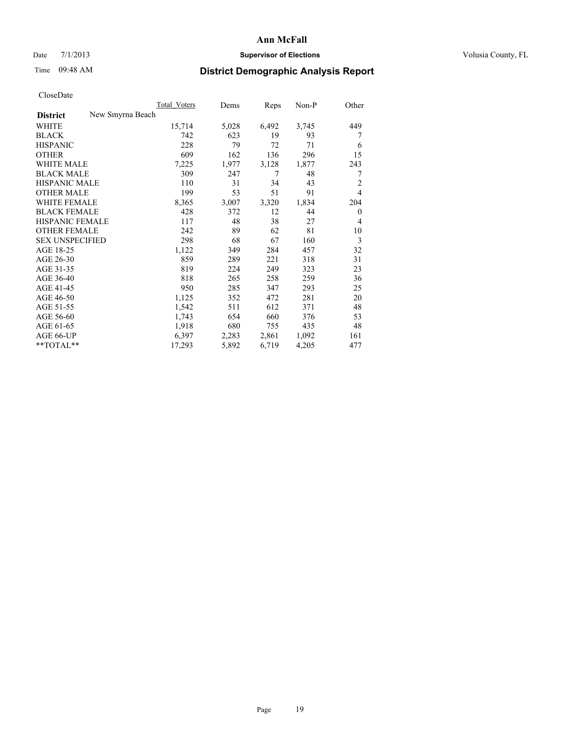# Ann McFall

Date 7/1/2013 **Supervisor of Elections** Volusia County, FL

Time 09:48 AM **District Demographic Analysis Report**

CloseDate

| | Total_Voters | Dems | Reps | Non-P | Other |
|---|---|---|---|---|---|
| **District** New Smyrna Beach | | | | | |
| WHITE | 15,714 | 5,028 | 6,492 | 3,745 | 449 |
| BLACK | 742 | 623 | 19 | 93 | 7 |
| HISPANIC | 228 | 79 | 72 | 71 | 6 |
| OTHER | 609 | 162 | 136 | 296 | 15 |
| WHITE MALE | 7,225 | 1,977 | 3,128 | 1,877 | 243 |
| BLACK MALE | 309 | 247 | 7 | 48 | 7 |
| HISPANIC MALE | 110 | 31 | 34 | 43 | 2 |
| OTHER MALE | 199 | 53 | 51 | 91 | 4 |
| WHITE FEMALE | 8,365 | 3,007 | 3,320 | 1,834 | 204 |
| BLACK FEMALE | 428 | 372 | 12 | 44 | 0 |
| HISPANIC FEMALE | 117 | 48 | 38 | 27 | 4 |
| OTHER FEMALE | 242 | 89 | 62 | 81 | 10 |
| SEX UNSPECIFIED | 298 | 68 | 67 | 160 | 3 |
| AGE 18-25 | 1,122 | 349 | 284 | 457 | 32 |
| AGE 26-30 | 859 | 289 | 221 | 318 | 31 |
| AGE 31-35 | 819 | 224 | 249 | 323 | 23 |
| AGE 36-40 | 818 | 265 | 258 | 259 | 36 |
| AGE 41-45 | 950 | 285 | 347 | 293 | 25 |
| AGE 46-50 | 1,125 | 352 | 472 | 281 | 20 |
| AGE 51-55 | 1,542 | 511 | 612 | 371 | 48 |
| AGE 56-60 | 1,743 | 654 | 660 | 376 | 53 |
| AGE 61-65 | 1,918 | 680 | 755 | 435 | 48 |
| AGE 66-UP | 6,397 | 2,283 | 2,861 | 1,092 | 161 |
| **TOTAL** | 17,293 | 5,892 | 6,719 | 4,205 | 477 |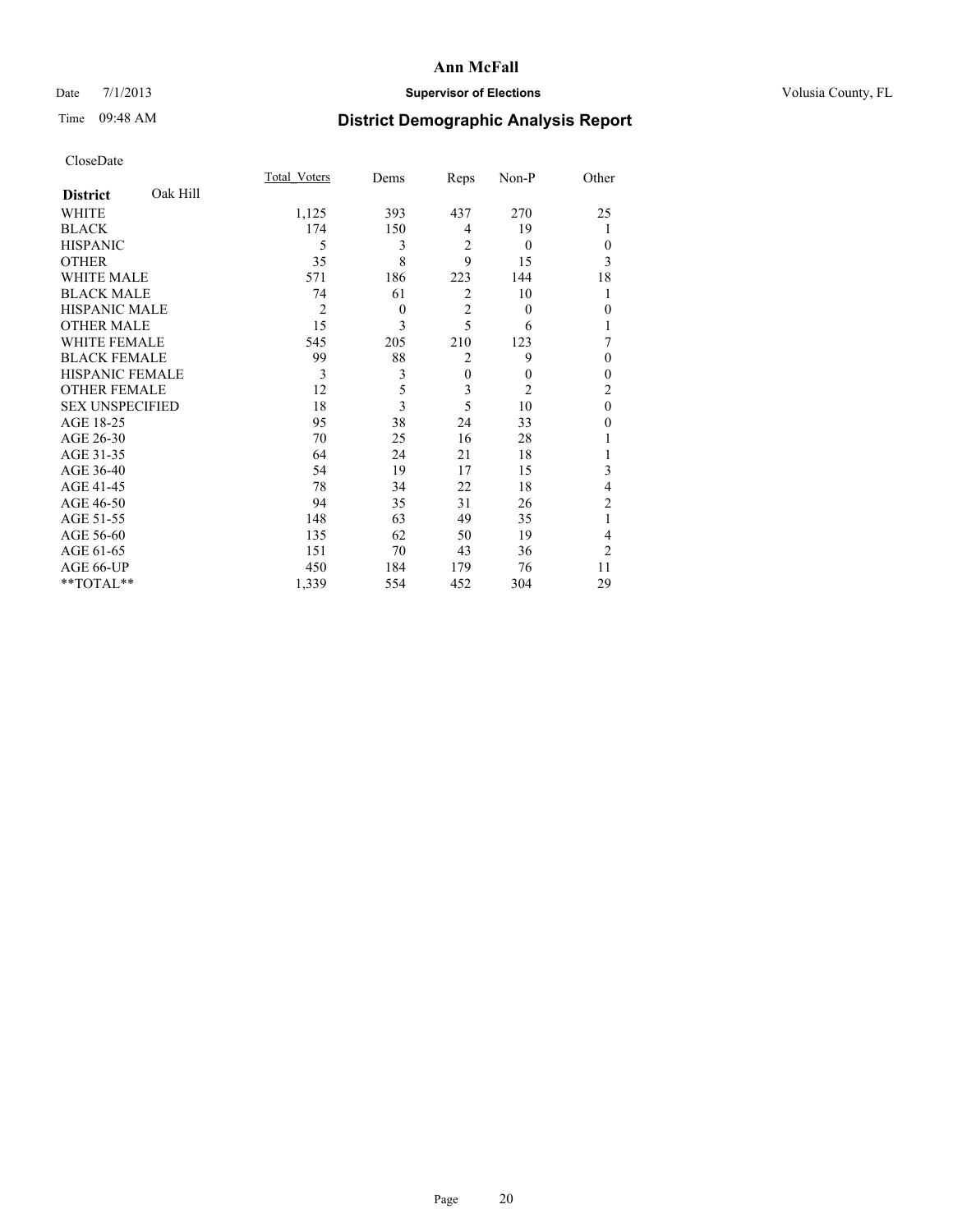# Ann McFall

Date 7/1/2013 **Supervisor of Elections** Volusia County, FL

Time 09:48 AM **District Demographic Analysis Report**

CloseDate

| **District** Oak Hill | Total_Voters | Dems | Reps | Non-P | Other |
|---|---|---|---|---|---|
| WHITE | 1,125 | 393 | 437 | 270 | 25 |
| BLACK | 174 | 150 | 4 | 19 | 1 |
| HISPANIC | 5 | 3 | 2 | 0 | 0 |
| OTHER | 35 | 8 | 9 | 15 | 3 |
| WHITE MALE | 571 | 186 | 223 | 144 | 18 |
| BLACK MALE | 74 | 61 | 2 | 10 | 1 |
| HISPANIC MALE | 2 | 0 | 2 | 0 | 0 |
| OTHER MALE | 15 | 3 | 5 | 6 | 1 |
| WHITE FEMALE | 545 | 205 | 210 | 123 | 7 |
| BLACK FEMALE | 99 | 88 | 2 | 9 | 0 |
| HISPANIC FEMALE | 3 | 3 | 0 | 0 | 0 |
| OTHER FEMALE | 12 | 5 | 3 | 2 | 2 |
| SEX UNSPECIFIED | 18 | 3 | 5 | 10 | 0 |
| AGE 18-25 | 95 | 38 | 24 | 33 | 0 |
| AGE 26-30 | 70 | 25 | 16 | 28 | 1 |
| AGE 31-35 | 64 | 24 | 21 | 18 | 1 |
| AGE 36-40 | 54 | 19 | 17 | 15 | 3 |
| AGE 41-45 | 78 | 34 | 22 | 18 | 4 |
| AGE 46-50 | 94 | 35 | 31 | 26 | 2 |
| AGE 51-55 | 148 | 63 | 49 | 35 | 1 |
| AGE 56-60 | 135 | 62 | 50 | 19 | 4 |
| AGE 61-65 | 151 | 70 | 43 | 36 | 2 |
| AGE 66-UP | 450 | 184 | 179 | 76 | 11 |
| **TOTAL** | 1,339 | 554 | 452 | 304 | 29 |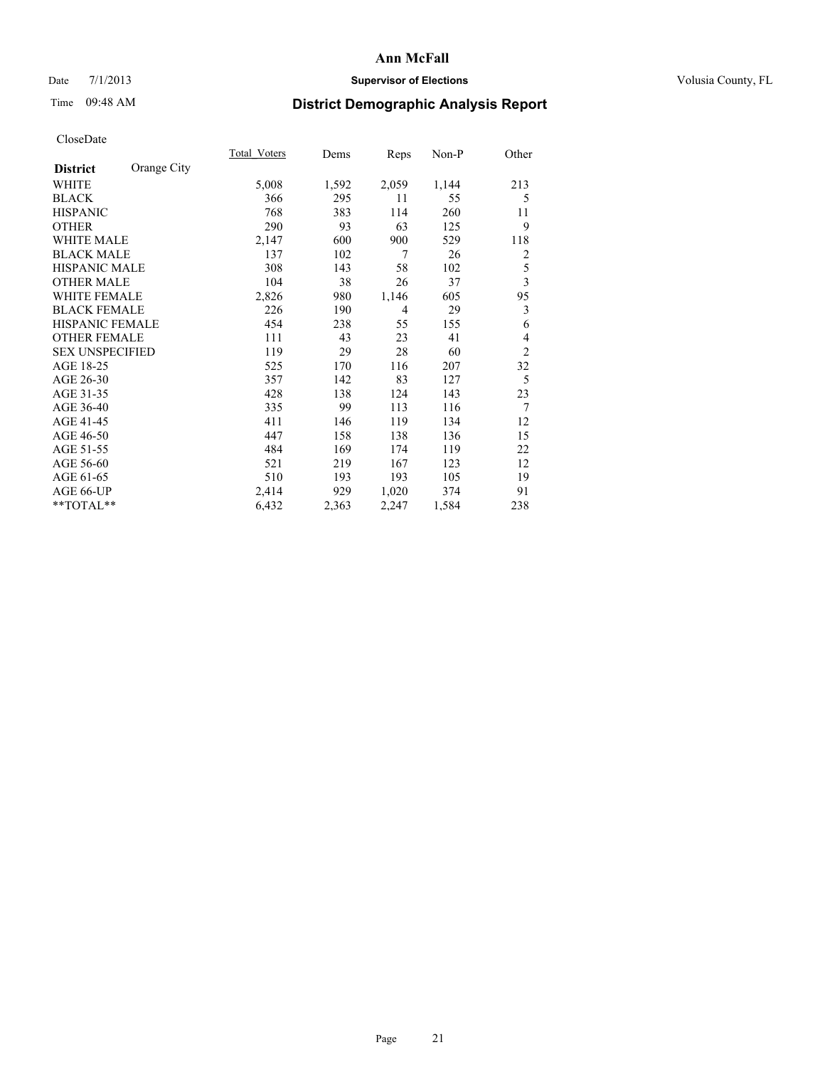# Ann McFall

Date 7/1/2013 **Supervisor of Elections** Volusia County, FL

Time 09:48 AM **District Demographic Analysis Report**

CloseDate

| **District** Orange City | Total Voters | Dems | Reps | Non-P | Other |
|---|---|---|---|---|---|
| WHITE | 5,008 | 1,592 | 2,059 | 1,144 | 213 |
| BLACK | 366 | 295 | 11 | 55 | 5 |
| HISPANIC | 768 | 383 | 114 | 260 | 11 |
| OTHER | 290 | 93 | 63 | 125 | 9 |
| WHITE MALE | 2,147 | 600 | 900 | 529 | 118 |
| BLACK MALE | 137 | 102 | 7 | 26 | 2 |
| HISPANIC MALE | 308 | 143 | 58 | 102 | 5 |
| OTHER MALE | 104 | 38 | 26 | 37 | 3 |
| WHITE FEMALE | 2,826 | 980 | 1,146 | 605 | 95 |
| BLACK FEMALE | 226 | 190 | 4 | 29 | 3 |
| HISPANIC FEMALE | 454 | 238 | 55 | 155 | 6 |
| OTHER FEMALE | 111 | 43 | 23 | 41 | 4 |
| SEX UNSPECIFIED | 119 | 29 | 28 | 60 | 2 |
| AGE 18-25 | 525 | 170 | 116 | 207 | 32 |
| AGE 26-30 | 357 | 142 | 83 | 127 | 5 |
| AGE 31-35 | 428 | 138 | 124 | 143 | 23 |
| AGE 36-40 | 335 | 99 | 113 | 116 | 7 |
| AGE 41-45 | 411 | 146 | 119 | 134 | 12 |
| AGE 46-50 | 447 | 158 | 138 | 136 | 15 |
| AGE 51-55 | 484 | 169 | 174 | 119 | 22 |
| AGE 56-60 | 521 | 219 | 167 | 123 | 12 |
| AGE 61-65 | 510 | 193 | 193 | 105 | 19 |
| AGE 66-UP | 2,414 | 929 | 1,020 | 374 | 91 |
| **TOTAL** | 6,432 | 2,363 | 2,247 | 1,584 | 238 |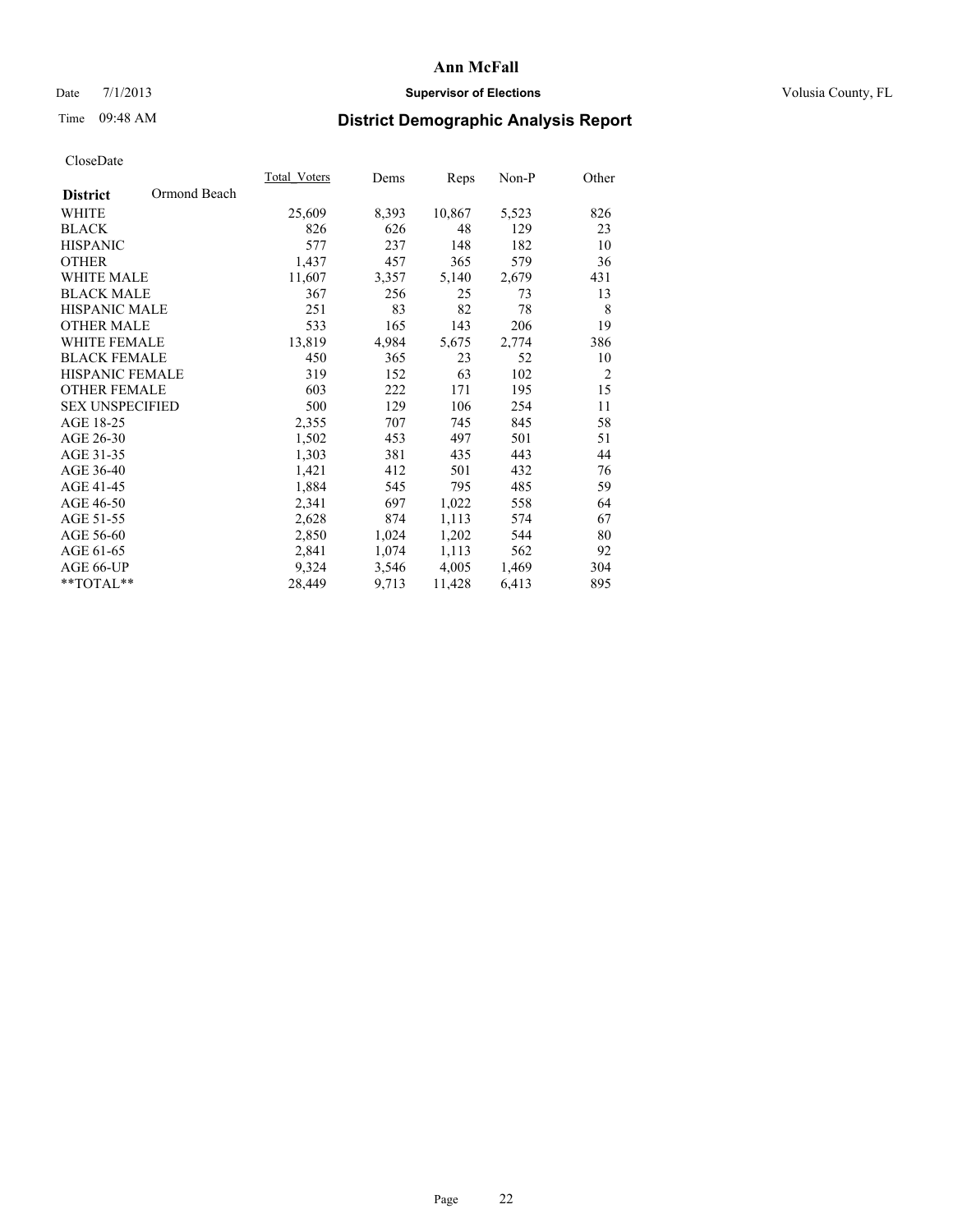# District Demographic Analysis Report

CloseDate

| District | Ormond Beach | Total_Voters | Dems | Reps | Non-P | Other |
|---|---|---|---|---|---|---|
| WHITE | | 25,609 | 8,393 | 10,867 | 5,523 | 826 |
| BLACK | | 826 | 626 | 48 | 129 | 23 |
| HISPANIC | | 577 | 237 | 148 | 182 | 10 |
| OTHER | | 1,437 | 457 | 365 | 579 | 36 |
| WHITE MALE | | 11,607 | 3,357 | 5,140 | 2,679 | 431 |
| BLACK MALE | | 367 | 256 | 25 | 73 | 13 |
| HISPANIC MALE | | 251 | 83 | 82 | 78 | 8 |
| OTHER MALE | | 533 | 165 | 143 | 206 | 19 |
| WHITE FEMALE | | 13,819 | 4,984 | 5,675 | 2,774 | 386 |
| BLACK FEMALE | | 450 | 365 | 23 | 52 | 10 |
| HISPANIC FEMALE | | 319 | 152 | 63 | 102 | 2 |
| OTHER FEMALE | | 603 | 222 | 171 | 195 | 15 |
| SEX UNSPECIFIED | | 500 | 129 | 106 | 254 | 11 |
| AGE 18-25 | | 2,355 | 707 | 745 | 845 | 58 |
| AGE 26-30 | | 1,502 | 453 | 497 | 501 | 51 |
| AGE 31-35 | | 1,303 | 381 | 435 | 443 | 44 |
| AGE 36-40 | | 1,421 | 412 | 501 | 432 | 76 |
| AGE 41-45 | | 1,884 | 545 | 795 | 485 | 59 |
| AGE 46-50 | | 2,341 | 697 | 1,022 | 558 | 64 |
| AGE 51-55 | | 2,628 | 874 | 1,113 | 574 | 67 |
| AGE 56-60 | | 2,850 | 1,024 | 1,202 | 544 | 80 |
| AGE 61-65 | | 2,841 | 1,074 | 1,113 | 562 | 92 |
| AGE 66-UP | | 9,324 | 3,546 | 4,005 | 1,469 | 304 |
| **TOTAL** | | 28,449 | 9,713 | 11,428 | 6,413 | 895 |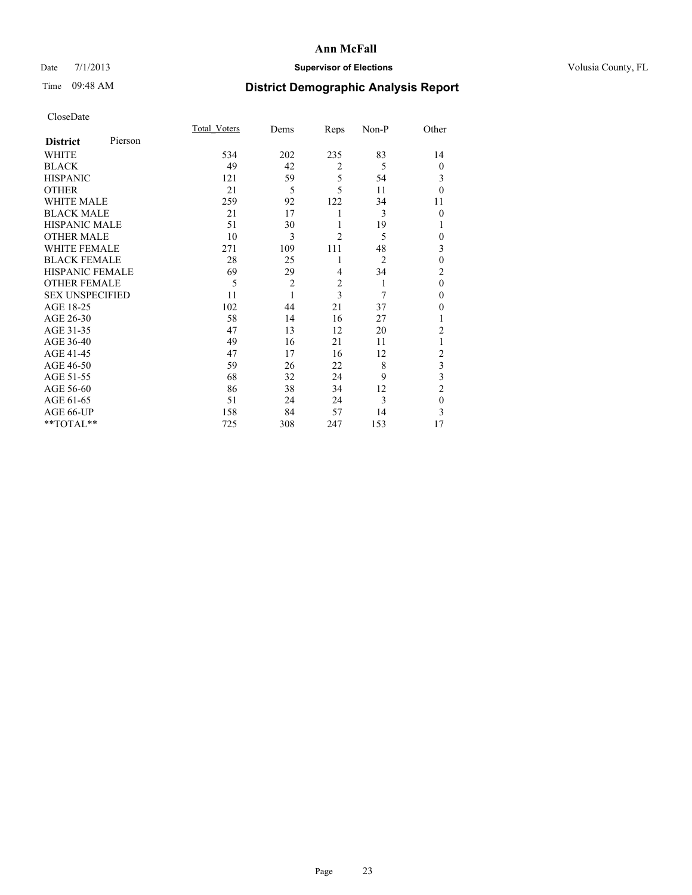# Ann McFall

Date 7/1/2013 **Supervisor of Elections** Volusia County, FL

Time 09:48 AM **District Demographic Analysis Report**

CloseDate

| **District** Pierson | Total_Voters | Dems | Reps | Non-P | Other |
|---|---|---|---|---|---|
| WHITE | 534 | 202 | 235 | 83 | 14 |
| BLACK | 49 | 42 | 2 | 5 | 0 |
| HISPANIC | 121 | 59 | 5 | 54 | 3 |
| OTHER | 21 | 5 | 5 | 11 | 0 |
| WHITE MALE | 259 | 92 | 122 | 34 | 11 |
| BLACK MALE | 21 | 17 | 1 | 3 | 0 |
| HISPANIC MALE | 51 | 30 | 1 | 19 | 1 |
| OTHER MALE | 10 | 3 | 2 | 5 | 0 |
| WHITE FEMALE | 271 | 109 | 111 | 48 | 3 |
| BLACK FEMALE | 28 | 25 | 1 | 2 | 0 |
| HISPANIC FEMALE | 69 | 29 | 4 | 34 | 2 |
| OTHER FEMALE | 5 | 2 | 2 | 1 | 0 |
| SEX UNSPECIFIED | 11 | 1 | 3 | 7 | 0 |
| AGE 18-25 | 102 | 44 | 21 | 37 | 0 |
| AGE 26-30 | 58 | 14 | 16 | 27 | 1 |
| AGE 31-35 | 47 | 13 | 12 | 20 | 2 |
| AGE 36-40 | 49 | 16 | 21 | 11 | 1 |
| AGE 41-45 | 47 | 17 | 16 | 12 | 2 |
| AGE 46-50 | 59 | 26 | 22 | 8 | 3 |
| AGE 51-55 | 68 | 32 | 24 | 9 | 3 |
| AGE 56-60 | 86 | 38 | 34 | 12 | 2 |
| AGE 61-65 | 51 | 24 | 24 | 3 | 0 |
| AGE 66-UP | 158 | 84 | 57 | 14 | 3 |
| **TOTAL** | 725 | 308 | 247 | 153 | 17 |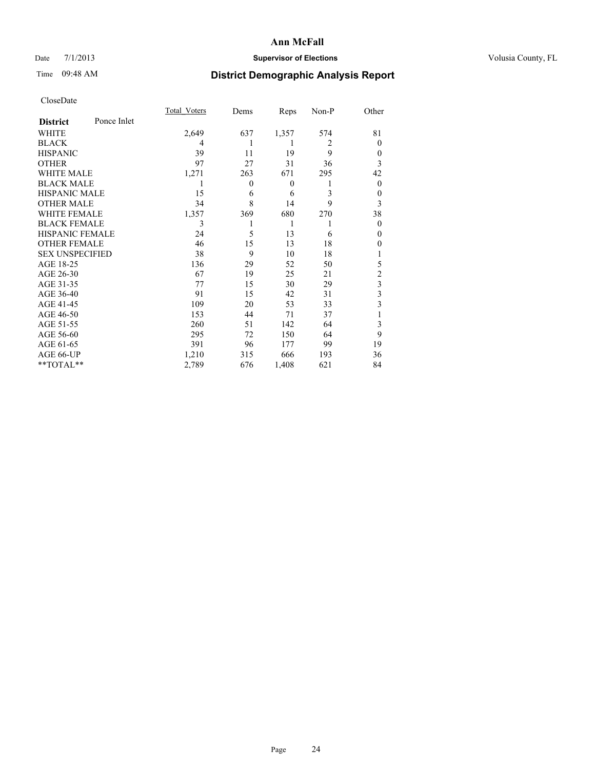# Ann McFall

Date 7/1/2013 **Supervisor of Elections** Volusia County, FL

Time 09:48 AM **District Demographic Analysis Report**

CloseDate

| **District** Ponce Inlet | Total_Voters | Dems | Reps | Non-P | Other |
|---|---|---|---|---|---|
| WHITE | 2,649 | 637 | 1,357 | 574 | 81 |
| BLACK | 4 | 1 | 1 | 2 | 0 |
| HISPANIC | 39 | 11 | 19 | 9 | 0 |
| OTHER | 97 | 27 | 31 | 36 | 3 |
| WHITE MALE | 1,271 | 263 | 671 | 295 | 42 |
| BLACK MALE | 1 | 0 | 0 | 1 | 0 |
| HISPANIC MALE | 15 | 6 | 6 | 3 | 0 |
| OTHER MALE | 34 | 8 | 14 | 9 | 3 |
| WHITE FEMALE | 1,357 | 369 | 680 | 270 | 38 |
| BLACK FEMALE | 3 | 1 | 1 | 1 | 0 |
| HISPANIC FEMALE | 24 | 5 | 13 | 6 | 0 |
| OTHER FEMALE | 46 | 15 | 13 | 18 | 0 |
| SEX UNSPECIFIED | 38 | 9 | 10 | 18 | 1 |
| AGE 18-25 | 136 | 29 | 52 | 50 | 5 |
| AGE 26-30 | 67 | 19 | 25 | 21 | 2 |
| AGE 31-35 | 77 | 15 | 30 | 29 | 3 |
| AGE 36-40 | 91 | 15 | 42 | 31 | 3 |
| AGE 41-45 | 109 | 20 | 53 | 33 | 3 |
| AGE 46-50 | 153 | 44 | 71 | 37 | 1 |
| AGE 51-55 | 260 | 51 | 142 | 64 | 3 |
| AGE 56-60 | 295 | 72 | 150 | 64 | 9 |
| AGE 61-65 | 391 | 96 | 177 | 99 | 19 |
| AGE 66-UP | 1,210 | 315 | 666 | 193 | 36 |
| **TOTAL** | 2,789 | 676 | 1,408 | 621 | 84 |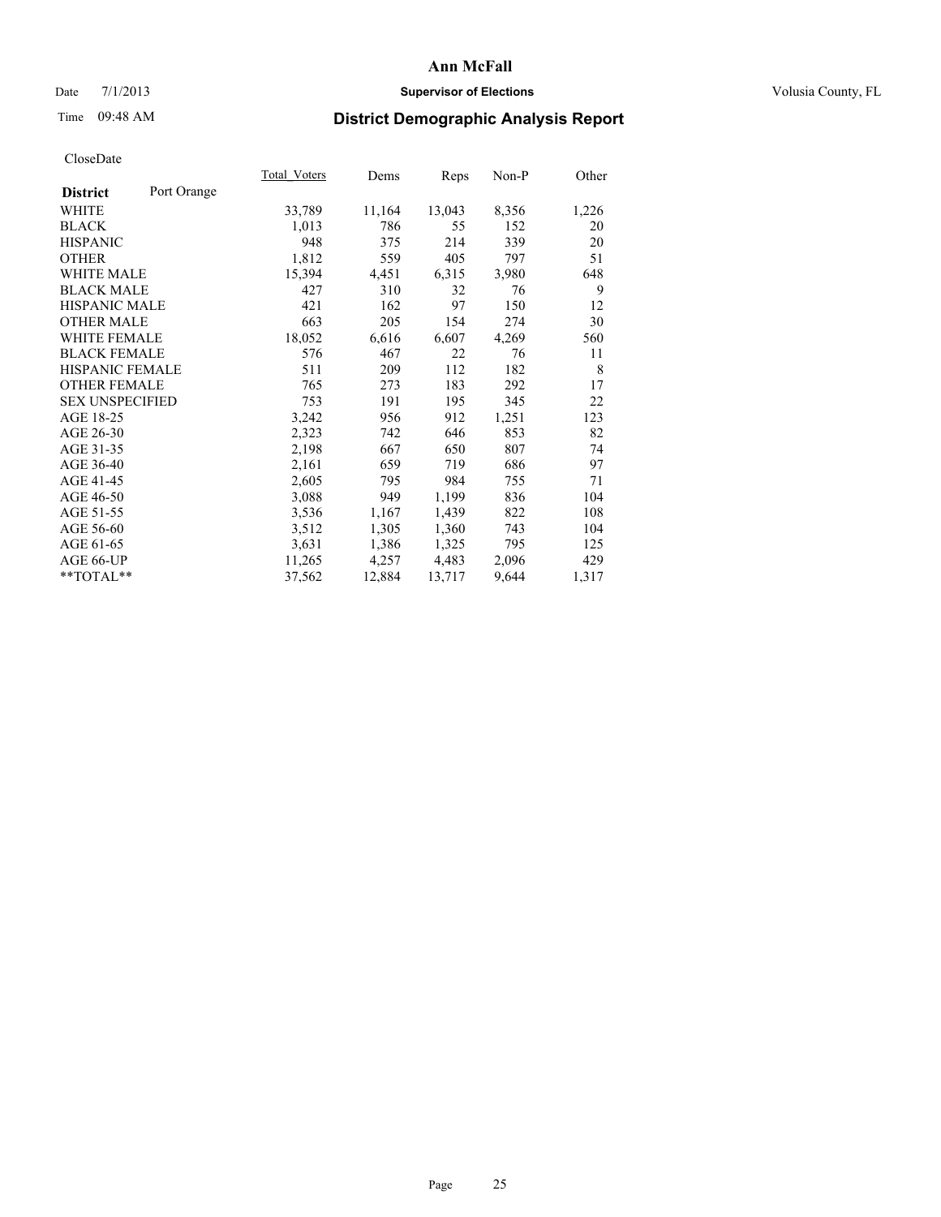**Ann McFall**

Date 7/1/2013 **Supervisor of Elections** Volusia County, FL

Time 09:48 AM

## District Demographic Analysis Report

CloseDate

| **District** Port Orange | Total_Voters | Dems | Reps | Non-P | Other |
|---|---|---|---|---|---|
| WHITE | 33,789 | 11,164 | 13,043 | 8,356 | 1,226 |
| BLACK | 1,013 | 786 | 55 | 152 | 20 |
| HISPANIC | 948 | 375 | 214 | 339 | 20 |
| OTHER | 1,812 | 559 | 405 | 797 | 51 |
| WHITE MALE | 15,394 | 4,451 | 6,315 | 3,980 | 648 |
| BLACK MALE | 427 | 310 | 32 | 76 | 9 |
| HISPANIC MALE | 421 | 162 | 97 | 150 | 12 |
| OTHER MALE | 663 | 205 | 154 | 274 | 30 |
| WHITE FEMALE | 18,052 | 6,616 | 6,607 | 4,269 | 560 |
| BLACK FEMALE | 576 | 467 | 22 | 76 | 11 |
| HISPANIC FEMALE | 511 | 209 | 112 | 182 | 8 |
| OTHER FEMALE | 765 | 273 | 183 | 292 | 17 |
| SEX UNSPECIFIED | 753 | 191 | 195 | 345 | 22 |
| AGE 18-25 | 3,242 | 956 | 912 | 1,251 | 123 |
| AGE 26-30 | 2,323 | 742 | 646 | 853 | 82 |
| AGE 31-35 | 2,198 | 667 | 650 | 807 | 74 |
| AGE 36-40 | 2,161 | 659 | 719 | 686 | 97 |
| AGE 41-45 | 2,605 | 795 | 984 | 755 | 71 |
| AGE 46-50 | 3,088 | 949 | 1,199 | 836 | 104 |
| AGE 51-55 | 3,536 | 1,167 | 1,439 | 822 | 108 |
| AGE 56-60 | 3,512 | 1,305 | 1,360 | 743 | 104 |
| AGE 61-65 | 3,631 | 1,386 | 1,325 | 795 | 125 |
| AGE 66-UP | 11,265 | 4,257 | 4,483 | 2,096 | 429 |
| **TOTAL** | 37,562 | 12,884 | 13,717 | 9,644 | 1,317 |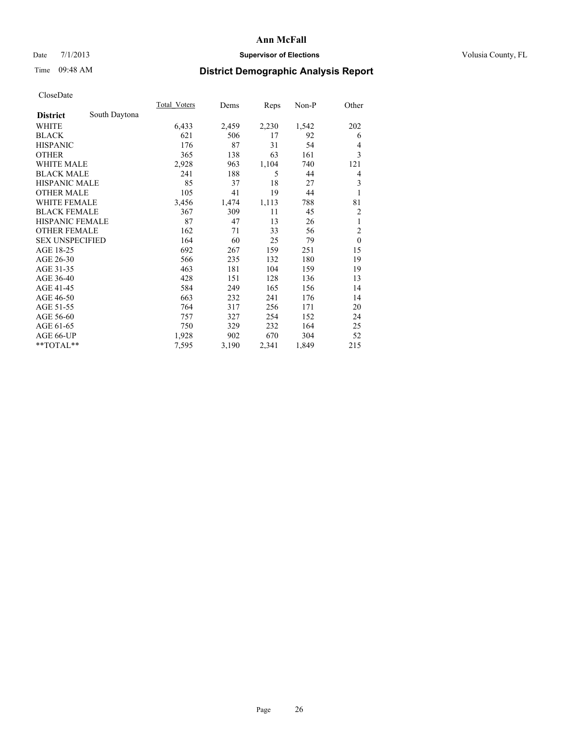# Ann McFall

Date 7/1/2013 **Supervisor of Elections** Volusia County, FL

Time 09:48 AM **District Demographic Analysis Report**

CloseDate

| **District** South Daytona | Total_Voters | Dems | Reps | Non-P | Other |
|---|---|---|---|---|---|
| WHITE | 6,433 | 2,459 | 2,230 | 1,542 | 202 |
| BLACK | 621 | 506 | 17 | 92 | 6 |
| HISPANIC | 176 | 87 | 31 | 54 | 4 |
| OTHER | 365 | 138 | 63 | 161 | 3 |
| WHITE MALE | 2,928 | 963 | 1,104 | 740 | 121 |
| BLACK MALE | 241 | 188 | 5 | 44 | 4 |
| HISPANIC MALE | 85 | 37 | 18 | 27 | 3 |
| OTHER MALE | 105 | 41 | 19 | 44 | 1 |
| WHITE FEMALE | 3,456 | 1,474 | 1,113 | 788 | 81 |
| BLACK FEMALE | 367 | 309 | 11 | 45 | 2 |
| HISPANIC FEMALE | 87 | 47 | 13 | 26 | 1 |
| OTHER FEMALE | 162 | 71 | 33 | 56 | 2 |
| SEX UNSPECIFIED | 164 | 60 | 25 | 79 | 0 |
| AGE 18-25 | 692 | 267 | 159 | 251 | 15 |
| AGE 26-30 | 566 | 235 | 132 | 180 | 19 |
| AGE 31-35 | 463 | 181 | 104 | 159 | 19 |
| AGE 36-40 | 428 | 151 | 128 | 136 | 13 |
| AGE 41-45 | 584 | 249 | 165 | 156 | 14 |
| AGE 46-50 | 663 | 232 | 241 | 176 | 14 |
| AGE 51-55 | 764 | 317 | 256 | 171 | 20 |
| AGE 56-60 | 757 | 327 | 254 | 152 | 24 |
| AGE 61-65 | 750 | 329 | 232 | 164 | 25 |
| AGE 66-UP | 1,928 | 902 | 670 | 304 | 52 |
| **TOTAL** | 7,595 | 3,190 | 2,341 | 1,849 | 215 |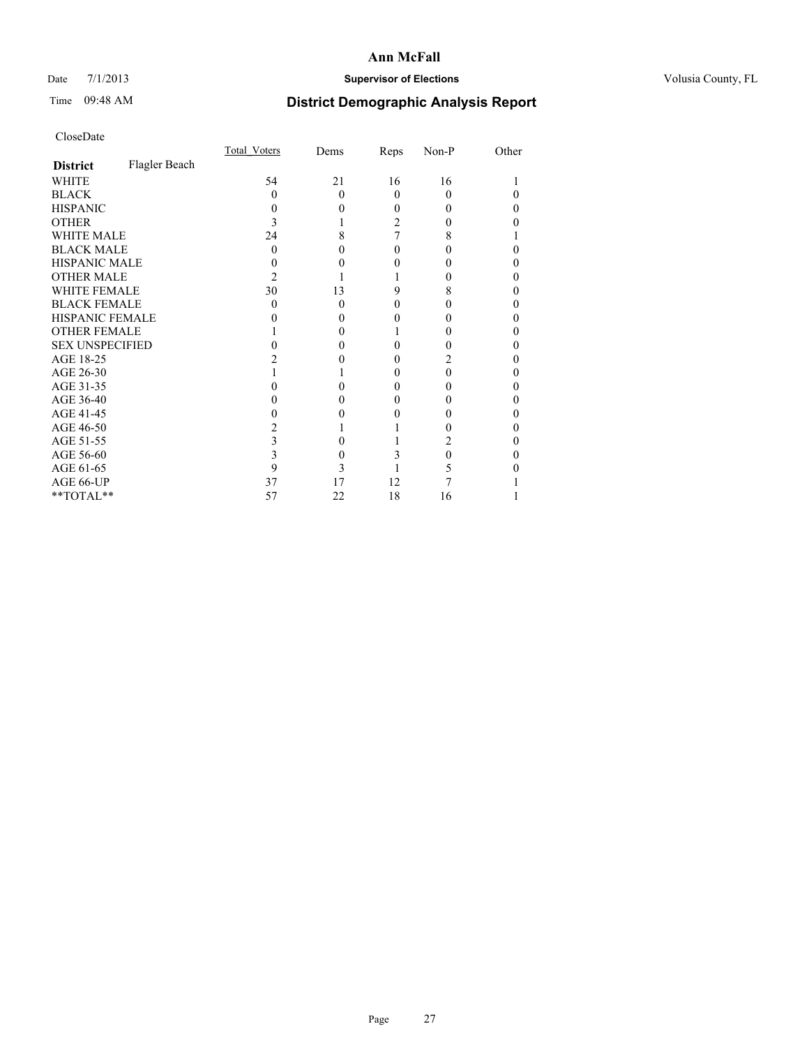# Ann McFall

Date 7/1/2013 **Supervisor of Elections** Volusia County, FL

Time 09:48 AM **District Demographic Analysis Report**

CloseDate

| **District** Flagler Beach | Total_Voters | Dems | Reps | Non-P | Other |
|---|---|---|---|---|---|
| WHITE | 54 | 21 | 16 | 16 | 1 |
| BLACK | 0 | 0 | 0 | 0 | 0 |
| HISPANIC | 0 | 0 | 0 | 0 | 0 |
| OTHER | 3 | 1 | 2 | 0 | 0 |
| WHITE MALE | 24 | 8 | 7 | 8 | 1 |
| BLACK MALE | 0 | 0 | 0 | 0 | 0 |
| HISPANIC MALE | 0 | 0 | 0 | 0 | 0 |
| OTHER MALE | 2 | 1 | 1 | 0 | 0 |
| WHITE FEMALE | 30 | 13 | 9 | 8 | 0 |
| BLACK FEMALE | 0 | 0 | 0 | 0 | 0 |
| HISPANIC FEMALE | 0 | 0 | 0 | 0 | 0 |
| OTHER FEMALE | 1 | 0 | 1 | 0 | 0 |
| SEX UNSPECIFIED | 0 | 0 | 0 | 0 | 0 |
| AGE 18-25 | 2 | 0 | 0 | 2 | 0 |
| AGE 26-30 | 1 | 1 | 0 | 0 | 0 |
| AGE 31-35 | 0 | 0 | 0 | 0 | 0 |
| AGE 36-40 | 0 | 0 | 0 | 0 | 0 |
| AGE 41-45 | 0 | 0 | 0 | 0 | 0 |
| AGE 46-50 | 2 | 1 | 1 | 0 | 0 |
| AGE 51-55 | 3 | 0 | 1 | 2 | 0 |
| AGE 56-60 | 3 | 0 | 3 | 0 | 0 |
| AGE 61-65 | 9 | 3 | 1 | 5 | 0 |
| AGE 66-UP | 37 | 17 | 12 | 7 | 1 |
| **TOTAL** | 57 | 22 | 18 | 16 | 1 |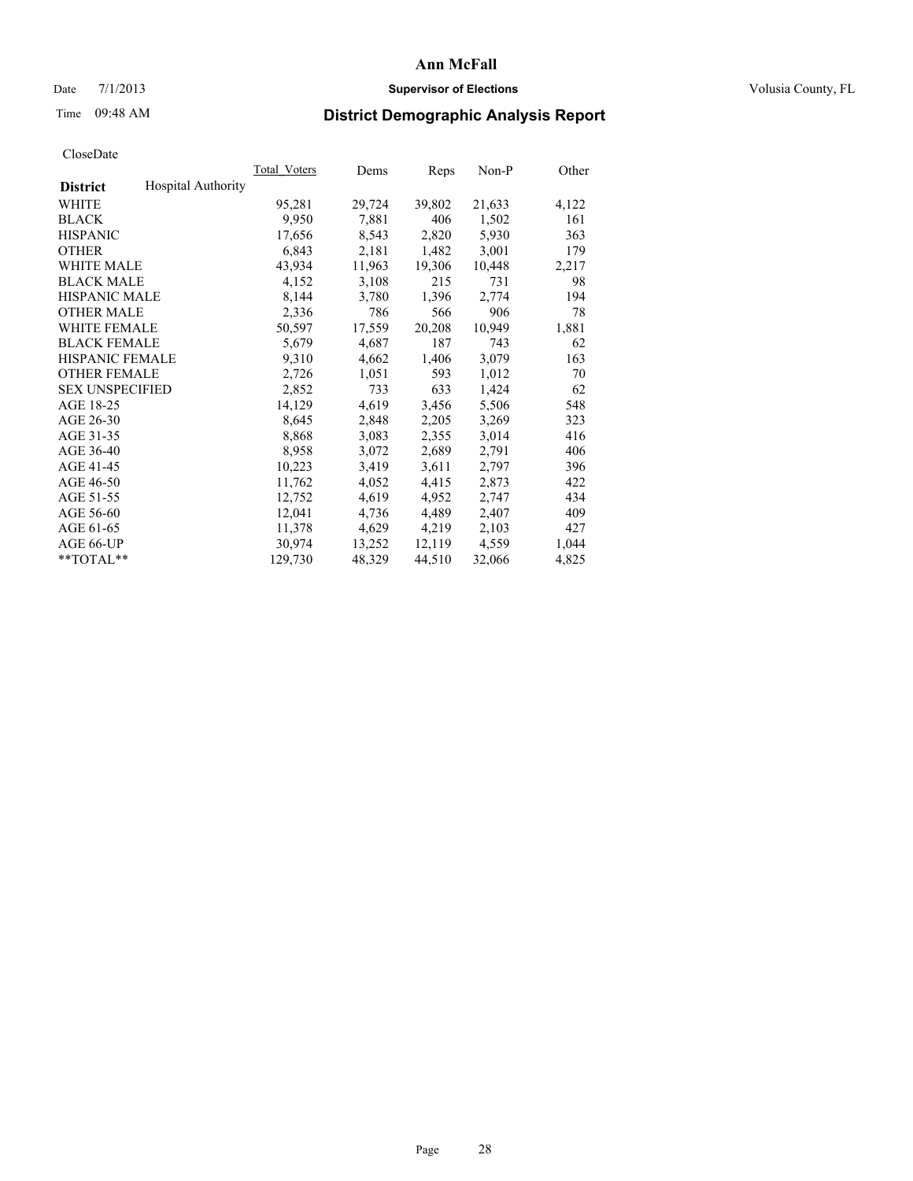Ann McFall

Date 7/1/2013 **Supervisor of Elections** Volusia County, FL

Time 09:48 AM **District Demographic Analysis Report**

CloseDate

| District | Hospital Authority | Total_Voters | Dems | Reps | Non-P | Other |
|---|---|---|---|---|---|---|
| WHITE | | 95,281 | 29,724 | 39,802 | 21,633 | 4,122 |
| BLACK | | 9,950 | 7,881 | 406 | 1,502 | 161 |
| HISPANIC | | 17,656 | 8,543 | 2,820 | 5,930 | 363 |
| OTHER | | 6,843 | 2,181 | 1,482 | 3,001 | 179 |
| WHITE MALE | | 43,934 | 11,963 | 19,306 | 10,448 | 2,217 |
| BLACK MALE | | 4,152 | 3,108 | 215 | 731 | 98 |
| HISPANIC MALE | | 8,144 | 3,780 | 1,396 | 2,774 | 194 |
| OTHER MALE | | 2,336 | 786 | 566 | 906 | 78 |
| WHITE FEMALE | | 50,597 | 17,559 | 20,208 | 10,949 | 1,881 |
| BLACK FEMALE | | 5,679 | 4,687 | 187 | 743 | 62 |
| HISPANIC FEMALE | | 9,310 | 4,662 | 1,406 | 3,079 | 163 |
| OTHER FEMALE | | 2,726 | 1,051 | 593 | 1,012 | 70 |
| SEX UNSPECIFIED | | 2,852 | 733 | 633 | 1,424 | 62 |
| AGE 18-25 | | 14,129 | 4,619 | 3,456 | 5,506 | 548 |
| AGE 26-30 | | 8,645 | 2,848 | 2,205 | 3,269 | 323 |
| AGE 31-35 | | 8,868 | 3,083 | 2,355 | 3,014 | 416 |
| AGE 36-40 | | 8,958 | 3,072 | 2,689 | 2,791 | 406 |
| AGE 41-45 | | 10,223 | 3,419 | 3,611 | 2,797 | 396 |
| AGE 46-50 | | 11,762 | 4,052 | 4,415 | 2,873 | 422 |
| AGE 51-55 | | 12,752 | 4,619 | 4,952 | 2,747 | 434 |
| AGE 56-60 | | 12,041 | 4,736 | 4,489 | 2,407 | 409 |
| AGE 61-65 | | 11,378 | 4,629 | 4,219 | 2,103 | 427 |
| AGE 66-UP | | 30,974 | 13,252 | 12,119 | 4,559 | 1,044 |
| **TOTAL** | | 129,730 | 48,329 | 44,510 | 32,066 | 4,825 |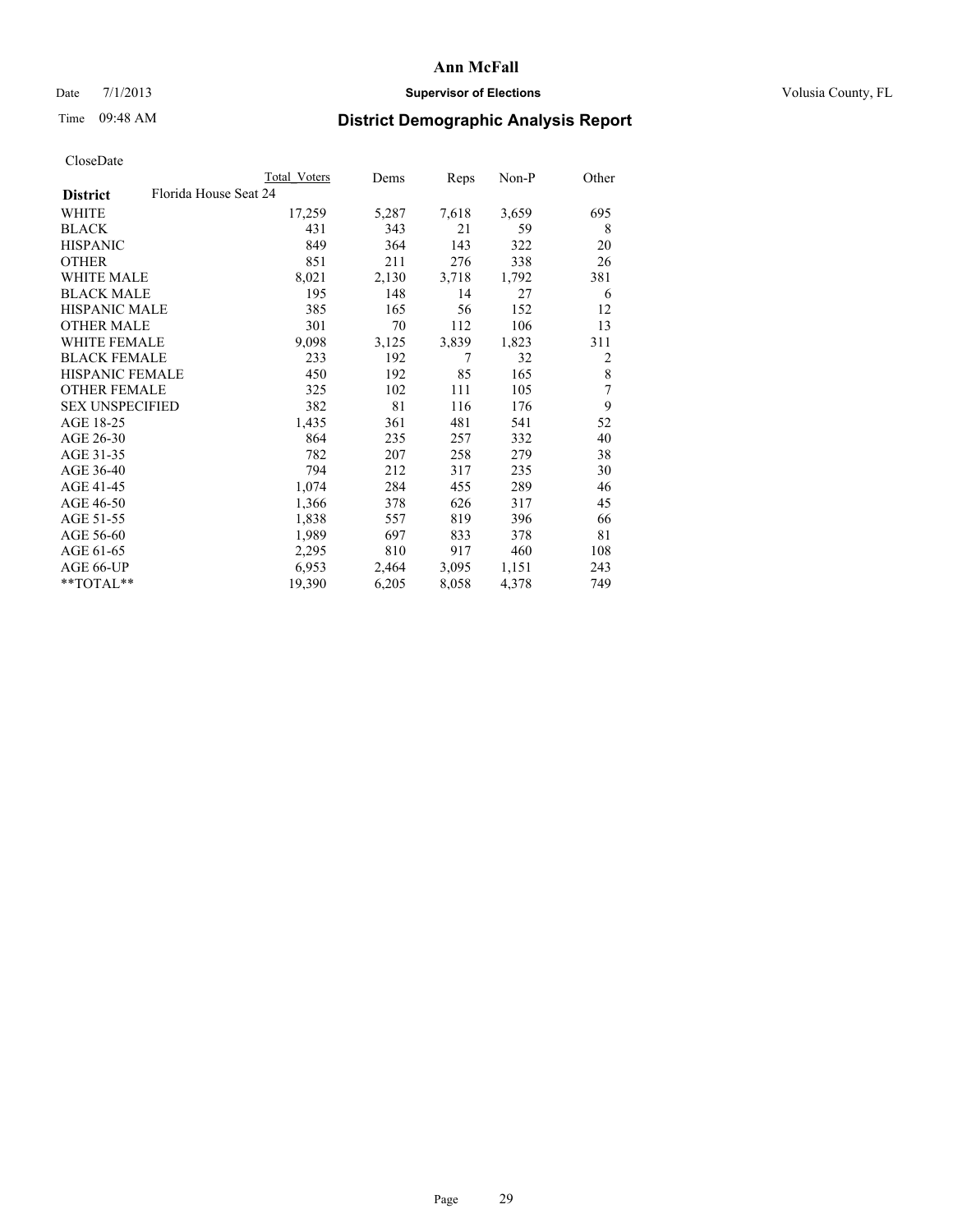# Ann McFall

Date 7/1/2013 **Supervisor of Elections** Volusia County, FL

Time 09:48 AM **District Demographic Analysis Report**

CloseDate

| | Total Voters | Dems | Reps | Non-P | Other |
|---|---|---|---|---|---|
| **District** Florida House Seat 24 | | | | | |
| WHITE | 17,259 | 5,287 | 7,618 | 3,659 | 695 |
| BLACK | 431 | 343 | 21 | 59 | 8 |
| HISPANIC | 849 | 364 | 143 | 322 | 20 |
| OTHER | 851 | 211 | 276 | 338 | 26 |
| WHITE MALE | 8,021 | 2,130 | 3,718 | 1,792 | 381 |
| BLACK MALE | 195 | 148 | 14 | 27 | 6 |
| HISPANIC MALE | 385 | 165 | 56 | 152 | 12 |
| OTHER MALE | 301 | 70 | 112 | 106 | 13 |
| WHITE FEMALE | 9,098 | 3,125 | 3,839 | 1,823 | 311 |
| BLACK FEMALE | 233 | 192 | 7 | 32 | 2 |
| HISPANIC FEMALE | 450 | 192 | 85 | 165 | 8 |
| OTHER FEMALE | 325 | 102 | 111 | 105 | 7 |
| SEX UNSPECIFIED | 382 | 81 | 116 | 176 | 9 |
| AGE 18-25 | 1,435 | 361 | 481 | 541 | 52 |
| AGE 26-30 | 864 | 235 | 257 | 332 | 40 |
| AGE 31-35 | 782 | 207 | 258 | 279 | 38 |
| AGE 36-40 | 794 | 212 | 317 | 235 | 30 |
| AGE 41-45 | 1,074 | 284 | 455 | 289 | 46 |
| AGE 46-50 | 1,366 | 378 | 626 | 317 | 45 |
| AGE 51-55 | 1,838 | 557 | 819 | 396 | 66 |
| AGE 56-60 | 1,989 | 697 | 833 | 378 | 81 |
| AGE 61-65 | 2,295 | 810 | 917 | 460 | 108 |
| AGE 66-UP | 6,953 | 2,464 | 3,095 | 1,151 | 243 |
| **TOTAL** | 19,390 | 6,205 | 8,058 | 4,378 | 749 |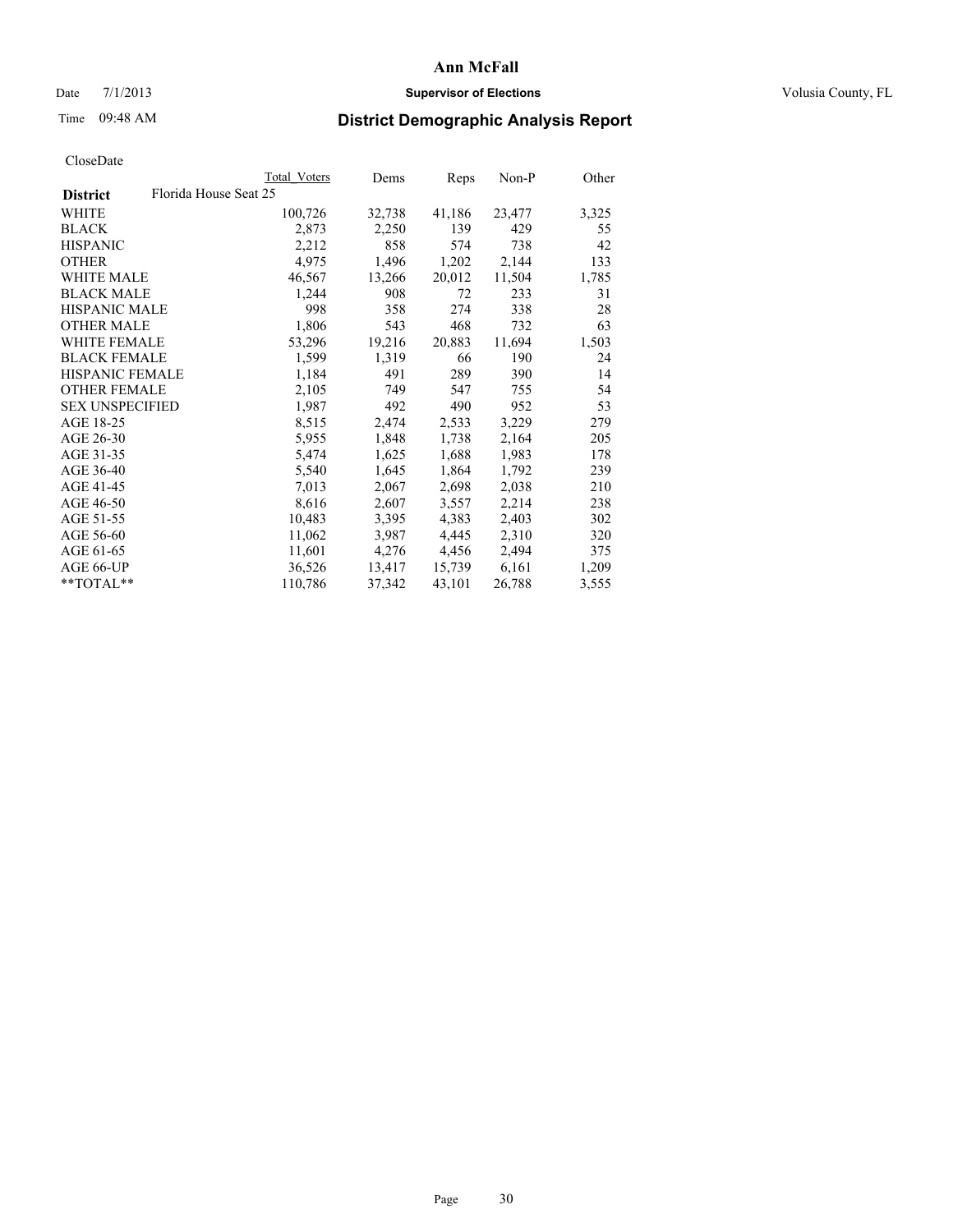# Ann McFall

Date 7/1/2013 **Supervisor of Elections** Volusia County, FL

Time 09:48 AM **District Demographic Analysis Report**

CloseDate

| | Total Voters | Dems | Reps | Non-P | Other |
|---|---|---|---|---|---|
| **District** Florida House Seat 25 | | | | | |
| WHITE | 100,726 | 32,738 | 41,186 | 23,477 | 3,325 |
| BLACK | 2,873 | 2,250 | 139 | 429 | 55 |
| HISPANIC | 2,212 | 858 | 574 | 738 | 42 |
| OTHER | 4,975 | 1,496 | 1,202 | 2,144 | 133 |
| WHITE MALE | 46,567 | 13,266 | 20,012 | 11,504 | 1,785 |
| BLACK MALE | 1,244 | 908 | 72 | 233 | 31 |
| HISPANIC MALE | 998 | 358 | 274 | 338 | 28 |
| OTHER MALE | 1,806 | 543 | 468 | 732 | 63 |
| WHITE FEMALE | 53,296 | 19,216 | 20,883 | 11,694 | 1,503 |
| BLACK FEMALE | 1,599 | 1,319 | 66 | 190 | 24 |
| HISPANIC FEMALE | 1,184 | 491 | 289 | 390 | 14 |
| OTHER FEMALE | 2,105 | 749 | 547 | 755 | 54 |
| SEX UNSPECIFIED | 1,987 | 492 | 490 | 952 | 53 |
| AGE 18-25 | 8,515 | 2,474 | 2,533 | 3,229 | 279 |
| AGE 26-30 | 5,955 | 1,848 | 1,738 | 2,164 | 205 |
| AGE 31-35 | 5,474 | 1,625 | 1,688 | 1,983 | 178 |
| AGE 36-40 | 5,540 | 1,645 | 1,864 | 1,792 | 239 |
| AGE 41-45 | 7,013 | 2,067 | 2,698 | 2,038 | 210 |
| AGE 46-50 | 8,616 | 2,607 | 3,557 | 2,214 | 238 |
| AGE 51-55 | 10,483 | 3,395 | 4,383 | 2,403 | 302 |
| AGE 56-60 | 11,062 | 3,987 | 4,445 | 2,310 | 320 |
| AGE 61-65 | 11,601 | 4,276 | 4,456 | 2,494 | 375 |
| AGE 66-UP | 36,526 | 13,417 | 15,739 | 6,161 | 1,209 |
| **TOTAL** | 110,786 | 37,342 | 43,101 | 26,788 | 3,555 |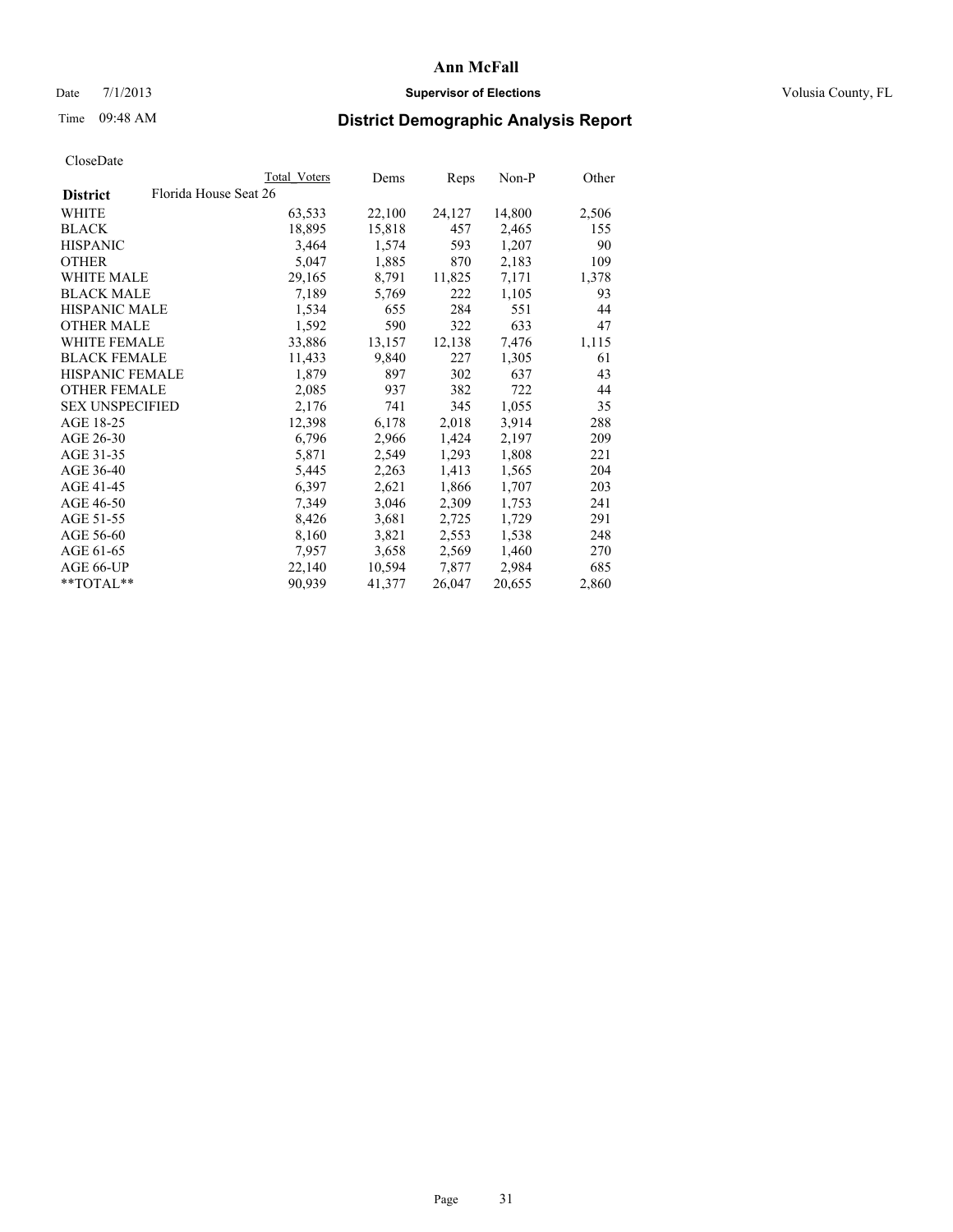# Ann McFall

Date 7/1/2013 **Supervisor of Elections** Volusia County, FL

Time 09:48 AM **District Demographic Analysis Report**

CloseDate

| | Total Voters | Dems | Reps | Non-P | Other |
|---|---|---|---|---|---|
| **District** Florida House Seat 26 | | | | | |
| WHITE | 63,533 | 22,100 | 24,127 | 14,800 | 2,506 |
| BLACK | 18,895 | 15,818 | 457 | 2,465 | 155 |
| HISPANIC | 3,464 | 1,574 | 593 | 1,207 | 90 |
| OTHER | 5,047 | 1,885 | 870 | 2,183 | 109 |
| WHITE MALE | 29,165 | 8,791 | 11,825 | 7,171 | 1,378 |
| BLACK MALE | 7,189 | 5,769 | 222 | 1,105 | 93 |
| HISPANIC MALE | 1,534 | 655 | 284 | 551 | 44 |
| OTHER MALE | 1,592 | 590 | 322 | 633 | 47 |
| WHITE FEMALE | 33,886 | 13,157 | 12,138 | 7,476 | 1,115 |
| BLACK FEMALE | 11,433 | 9,840 | 227 | 1,305 | 61 |
| HISPANIC FEMALE | 1,879 | 897 | 302 | 637 | 43 |
| OTHER FEMALE | 2,085 | 937 | 382 | 722 | 44 |
| SEX UNSPECIFIED | 2,176 | 741 | 345 | 1,055 | 35 |
| AGE 18-25 | 12,398 | 6,178 | 2,018 | 3,914 | 288 |
| AGE 26-30 | 6,796 | 2,966 | 1,424 | 2,197 | 209 |
| AGE 31-35 | 5,871 | 2,549 | 1,293 | 1,808 | 221 |
| AGE 36-40 | 5,445 | 2,263 | 1,413 | 1,565 | 204 |
| AGE 41-45 | 6,397 | 2,621 | 1,866 | 1,707 | 203 |
| AGE 46-50 | 7,349 | 3,046 | 2,309 | 1,753 | 241 |
| AGE 51-55 | 8,426 | 3,681 | 2,725 | 1,729 | 291 |
| AGE 56-60 | 8,160 | 3,821 | 2,553 | 1,538 | 248 |
| AGE 61-65 | 7,957 | 3,658 | 2,569 | 1,460 | 270 |
| AGE 66-UP | 22,140 | 10,594 | 7,877 | 2,984 | 685 |
| **TOTAL** | 90,939 | 41,377 | 26,047 | 20,655 | 2,860 |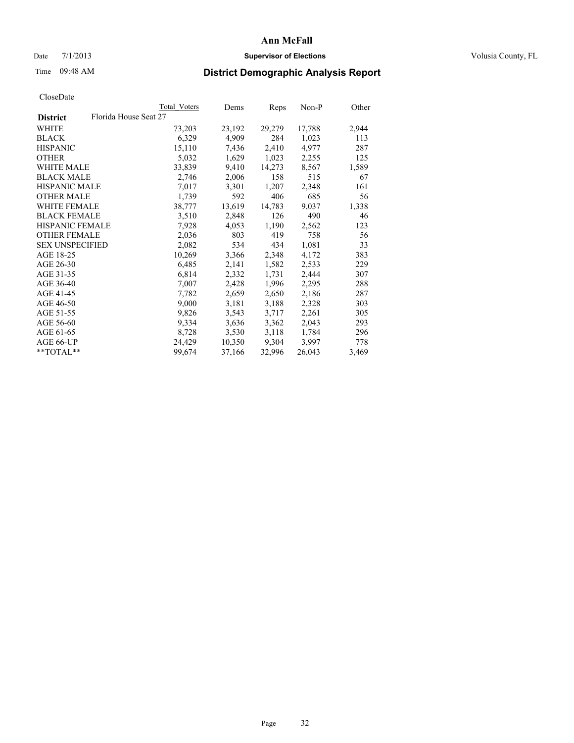# Ann McFall

Date 7/1/2013 **Supervisor of Elections** Volusia County, FL

Time 09:48 AM **District Demographic Analysis Report**

CloseDate

| | Total Voters | Dems | Reps | Non-P | Other |
|---|---|---|---|---|---|
| **District** Florida House Seat 27 | | | | | |
| WHITE | 73,203 | 23,192 | 29,279 | 17,788 | 2,944 |
| BLACK | 6,329 | 4,909 | 284 | 1,023 | 113 |
| HISPANIC | 15,110 | 7,436 | 2,410 | 4,977 | 287 |
| OTHER | 5,032 | 1,629 | 1,023 | 2,255 | 125 |
| WHITE MALE | 33,839 | 9,410 | 14,273 | 8,567 | 1,589 |
| BLACK MALE | 2,746 | 2,006 | 158 | 515 | 67 |
| HISPANIC MALE | 7,017 | 3,301 | 1,207 | 2,348 | 161 |
| OTHER MALE | 1,739 | 592 | 406 | 685 | 56 |
| WHITE FEMALE | 38,777 | 13,619 | 14,783 | 9,037 | 1,338 |
| BLACK FEMALE | 3,510 | 2,848 | 126 | 490 | 46 |
| HISPANIC FEMALE | 7,928 | 4,053 | 1,190 | 2,562 | 123 |
| OTHER FEMALE | 2,036 | 803 | 419 | 758 | 56 |
| SEX UNSPECIFIED | 2,082 | 534 | 434 | 1,081 | 33 |
| AGE 18-25 | 10,269 | 3,366 | 2,348 | 4,172 | 383 |
| AGE 26-30 | 6,485 | 2,141 | 1,582 | 2,533 | 229 |
| AGE 31-35 | 6,814 | 2,332 | 1,731 | 2,444 | 307 |
| AGE 36-40 | 7,007 | 2,428 | 1,996 | 2,295 | 288 |
| AGE 41-45 | 7,782 | 2,659 | 2,650 | 2,186 | 287 |
| AGE 46-50 | 9,000 | 3,181 | 3,188 | 2,328 | 303 |
| AGE 51-55 | 9,826 | 3,543 | 3,717 | 2,261 | 305 |
| AGE 56-60 | 9,334 | 3,636 | 3,362 | 2,043 | 293 |
| AGE 61-65 | 8,728 | 3,530 | 3,118 | 1,784 | 296 |
| AGE 66-UP | 24,429 | 10,350 | 9,304 | 3,997 | 778 |
| **TOTAL** | 99,674 | 37,166 | 32,996 | 26,043 | 3,469 |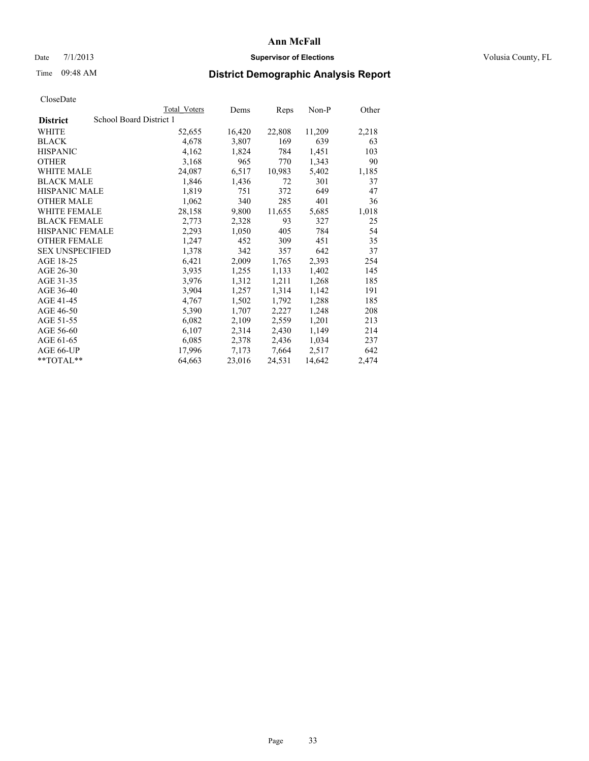# Ann McFall

Date 7/1/2013 **Supervisor of Elections** Volusia County, FL

Time 09:48 AM **District Demographic Analysis Report**

CloseDate

| **District** | Total Voters | Dems | Reps | Non-P | Other |
|---|---|---|---|---|---|
| School Board District 1 | | | | | |
| WHITE | 52,655 | 16,420 | 22,808 | 11,209 | 2,218 |
| BLACK | 4,678 | 3,807 | 169 | 639 | 63 |
| HISPANIC | 4,162 | 1,824 | 784 | 1,451 | 103 |
| OTHER | 3,168 | 965 | 770 | 1,343 | 90 |
| WHITE MALE | 24,087 | 6,517 | 10,983 | 5,402 | 1,185 |
| BLACK MALE | 1,846 | 1,436 | 72 | 301 | 37 |
| HISPANIC MALE | 1,819 | 751 | 372 | 649 | 47 |
| OTHER MALE | 1,062 | 340 | 285 | 401 | 36 |
| WHITE FEMALE | 28,158 | 9,800 | 11,655 | 5,685 | 1,018 |
| BLACK FEMALE | 2,773 | 2,328 | 93 | 327 | 25 |
| HISPANIC FEMALE | 2,293 | 1,050 | 405 | 784 | 54 |
| OTHER FEMALE | 1,247 | 452 | 309 | 451 | 35 |
| SEX UNSPECIFIED | 1,378 | 342 | 357 | 642 | 37 |
| AGE 18-25 | 6,421 | 2,009 | 1,765 | 2,393 | 254 |
| AGE 26-30 | 3,935 | 1,255 | 1,133 | 1,402 | 145 |
| AGE 31-35 | 3,976 | 1,312 | 1,211 | 1,268 | 185 |
| AGE 36-40 | 3,904 | 1,257 | 1,314 | 1,142 | 191 |
| AGE 41-45 | 4,767 | 1,502 | 1,792 | 1,288 | 185 |
| AGE 46-50 | 5,390 | 1,707 | 2,227 | 1,248 | 208 |
| AGE 51-55 | 6,082 | 2,109 | 2,559 | 1,201 | 213 |
| AGE 56-60 | 6,107 | 2,314 | 2,430 | 1,149 | 214 |
| AGE 61-65 | 6,085 | 2,378 | 2,436 | 1,034 | 237 |
| AGE 66-UP | 17,996 | 7,173 | 7,664 | 2,517 | 642 |
| **TOTAL** | 64,663 | 23,016 | 24,531 | 14,642 | 2,474 |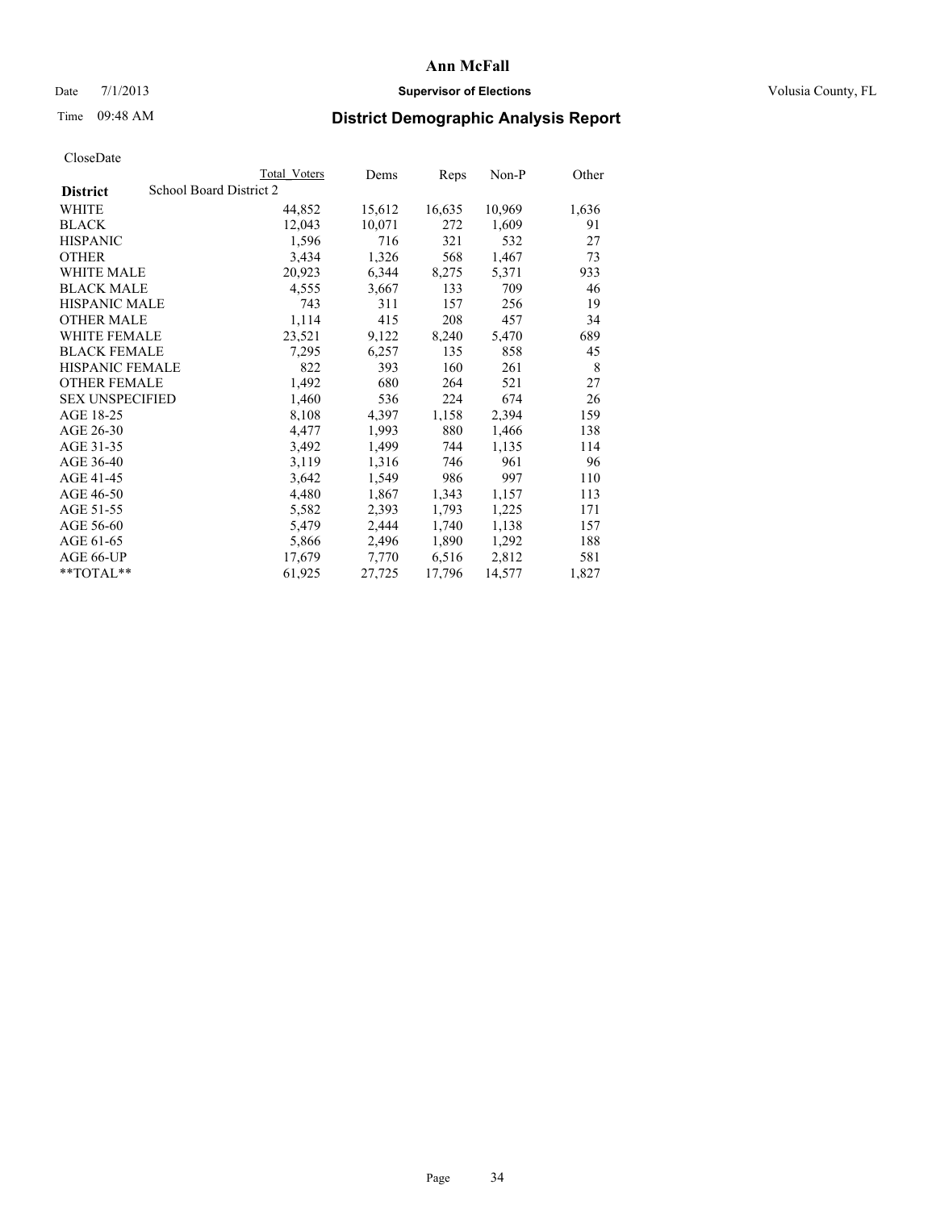# Ann McFall

Date 7/1/2013 **Supervisor of Elections** Volusia County, FL

Time 09:48 AM

## District Demographic Analysis Report

CloseDate

| **District** | Total Voters | Dems | Reps | Non-P | Other |
|---|---|---|---|---|---|
| School Board District 2 | | | | | |
| WHITE | 44,852 | 15,612 | 16,635 | 10,969 | 1,636 |
| BLACK | 12,043 | 10,071 | 272 | 1,609 | 91 |
| HISPANIC | 1,596 | 716 | 321 | 532 | 27 |
| OTHER | 3,434 | 1,326 | 568 | 1,467 | 73 |
| WHITE MALE | 20,923 | 6,344 | 8,275 | 5,371 | 933 |
| BLACK MALE | 4,555 | 3,667 | 133 | 709 | 46 |
| HISPANIC MALE | 743 | 311 | 157 | 256 | 19 |
| OTHER MALE | 1,114 | 415 | 208 | 457 | 34 |
| WHITE FEMALE | 23,521 | 9,122 | 8,240 | 5,470 | 689 |
| BLACK FEMALE | 7,295 | 6,257 | 135 | 858 | 45 |
| HISPANIC FEMALE | 822 | 393 | 160 | 261 | 8 |
| OTHER FEMALE | 1,492 | 680 | 264 | 521 | 27 |
| SEX UNSPECIFIED | 1,460 | 536 | 224 | 674 | 26 |
| AGE 18-25 | 8,108 | 4,397 | 1,158 | 2,394 | 159 |
| AGE 26-30 | 4,477 | 1,993 | 880 | 1,466 | 138 |
| AGE 31-35 | 3,492 | 1,499 | 744 | 1,135 | 114 |
| AGE 36-40 | 3,119 | 1,316 | 746 | 961 | 96 |
| AGE 41-45 | 3,642 | 1,549 | 986 | 997 | 110 |
| AGE 46-50 | 4,480 | 1,867 | 1,343 | 1,157 | 113 |
| AGE 51-55 | 5,582 | 2,393 | 1,793 | 1,225 | 171 |
| AGE 56-60 | 5,479 | 2,444 | 1,740 | 1,138 | 157 |
| AGE 61-65 | 5,866 | 2,496 | 1,890 | 1,292 | 188 |
| AGE 66-UP | 17,679 | 7,770 | 6,516 | 2,812 | 581 |
| **TOTAL** | 61,925 | 27,725 | 17,796 | 14,577 | 1,827 |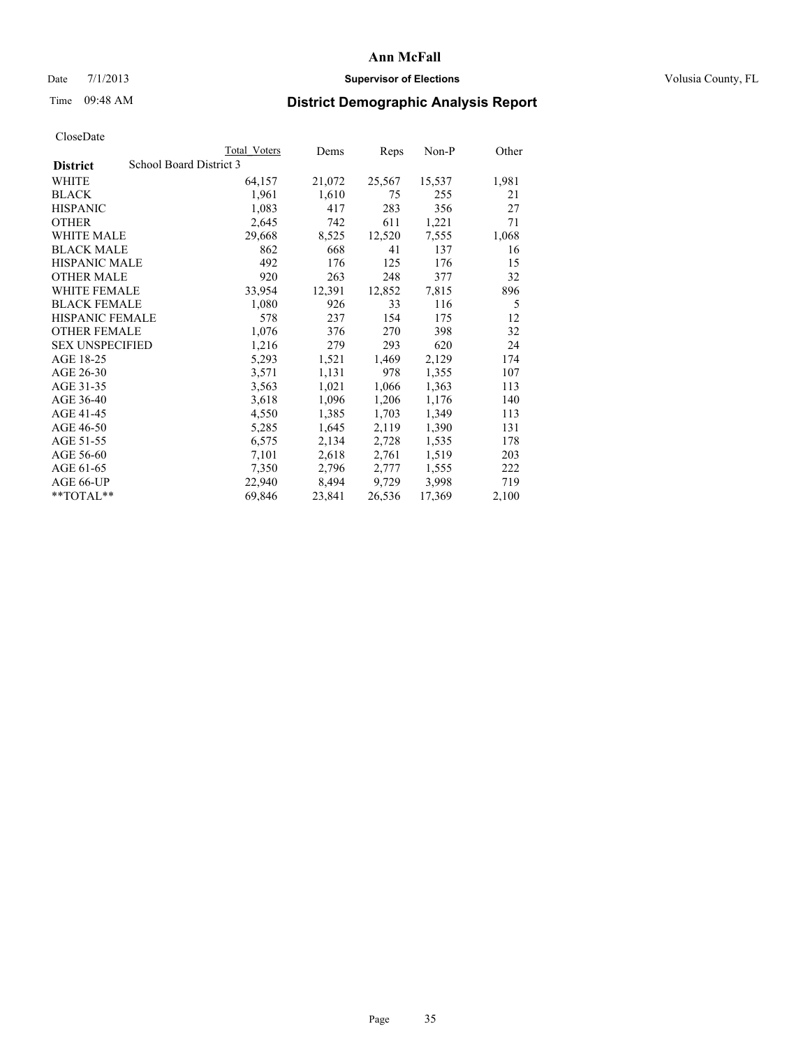# Ann McFall

Date 7/1/2013 **Supervisor of Elections** Volusia County, FL

Time 09:48 AM **District Demographic Analysis Report**

CloseDate

| | Total Voters | Dems | Reps | Non-P | Other |
|---|---|---|---|---|---|
| **District** School Board District 3 | | | | | |
| WHITE | 64,157 | 21,072 | 25,567 | 15,537 | 1,981 |
| BLACK | 1,961 | 1,610 | 75 | 255 | 21 |
| HISPANIC | 1,083 | 417 | 283 | 356 | 27 |
| OTHER | 2,645 | 742 | 611 | 1,221 | 71 |
| WHITE MALE | 29,668 | 8,525 | 12,520 | 7,555 | 1,068 |
| BLACK MALE | 862 | 668 | 41 | 137 | 16 |
| HISPANIC MALE | 492 | 176 | 125 | 176 | 15 |
| OTHER MALE | 920 | 263 | 248 | 377 | 32 |
| WHITE FEMALE | 33,954 | 12,391 | 12,852 | 7,815 | 896 |
| BLACK FEMALE | 1,080 | 926 | 33 | 116 | 5 |
| HISPANIC FEMALE | 578 | 237 | 154 | 175 | 12 |
| OTHER FEMALE | 1,076 | 376 | 270 | 398 | 32 |
| SEX UNSPECIFIED | 1,216 | 279 | 293 | 620 | 24 |
| AGE 18-25 | 5,293 | 1,521 | 1,469 | 2,129 | 174 |
| AGE 26-30 | 3,571 | 1,131 | 978 | 1,355 | 107 |
| AGE 31-35 | 3,563 | 1,021 | 1,066 | 1,363 | 113 |
| AGE 36-40 | 3,618 | 1,096 | 1,206 | 1,176 | 140 |
| AGE 41-45 | 4,550 | 1,385 | 1,703 | 1,349 | 113 |
| AGE 46-50 | 5,285 | 1,645 | 2,119 | 1,390 | 131 |
| AGE 51-55 | 6,575 | 2,134 | 2,728 | 1,535 | 178 |
| AGE 56-60 | 7,101 | 2,618 | 2,761 | 1,519 | 203 |
| AGE 61-65 | 7,350 | 2,796 | 2,777 | 1,555 | 222 |
| AGE 66-UP | 22,940 | 8,494 | 9,729 | 3,998 | 719 |
| **TOTAL** | 69,846 | 23,841 | 26,536 | 17,369 | 2,100 |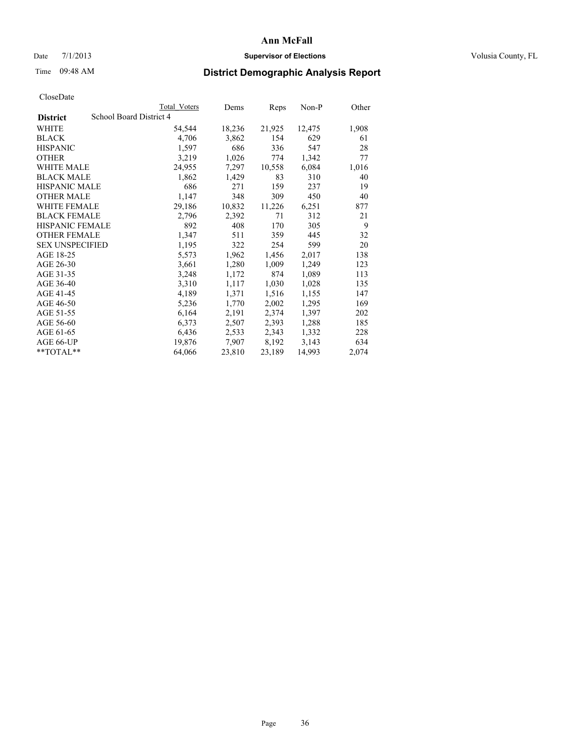# Ann McFall

Date 7/1/2013 **Supervisor of Elections** Volusia County, FL

Time 09:48 AM **District Demographic Analysis Report**

CloseDate

| | Total Voters | Dems | Reps | Non-P | Other |
|---|---|---|---|---|---|
| **District** School Board District 4 | | | | | |
| WHITE | 54,544 | 18,236 | 21,925 | 12,475 | 1,908 |
| BLACK | 4,706 | 3,862 | 154 | 629 | 61 |
| HISPANIC | 1,597 | 686 | 336 | 547 | 28 |
| OTHER | 3,219 | 1,026 | 774 | 1,342 | 77 |
| WHITE MALE | 24,955 | 7,297 | 10,558 | 6,084 | 1,016 |
| BLACK MALE | 1,862 | 1,429 | 83 | 310 | 40 |
| HISPANIC MALE | 686 | 271 | 159 | 237 | 19 |
| OTHER MALE | 1,147 | 348 | 309 | 450 | 40 |
| WHITE FEMALE | 29,186 | 10,832 | 11,226 | 6,251 | 877 |
| BLACK FEMALE | 2,796 | 2,392 | 71 | 312 | 21 |
| HISPANIC FEMALE | 892 | 408 | 170 | 305 | 9 |
| OTHER FEMALE | 1,347 | 511 | 359 | 445 | 32 |
| SEX UNSPECIFIED | 1,195 | 322 | 254 | 599 | 20 |
| AGE 18-25 | 5,573 | 1,962 | 1,456 | 2,017 | 138 |
| AGE 26-30 | 3,661 | 1,280 | 1,009 | 1,249 | 123 |
| AGE 31-35 | 3,248 | 1,172 | 874 | 1,089 | 113 |
| AGE 36-40 | 3,310 | 1,117 | 1,030 | 1,028 | 135 |
| AGE 41-45 | 4,189 | 1,371 | 1,516 | 1,155 | 147 |
| AGE 46-50 | 5,236 | 1,770 | 2,002 | 1,295 | 169 |
| AGE 51-55 | 6,164 | 2,191 | 2,374 | 1,397 | 202 |
| AGE 56-60 | 6,373 | 2,507 | 2,393 | 1,288 | 185 |
| AGE 61-65 | 6,436 | 2,533 | 2,343 | 1,332 | 228 |
| AGE 66-UP | 19,876 | 7,907 | 8,192 | 3,143 | 634 |
| **TOTAL** | 64,066 | 23,810 | 23,189 | 14,993 | 2,074 |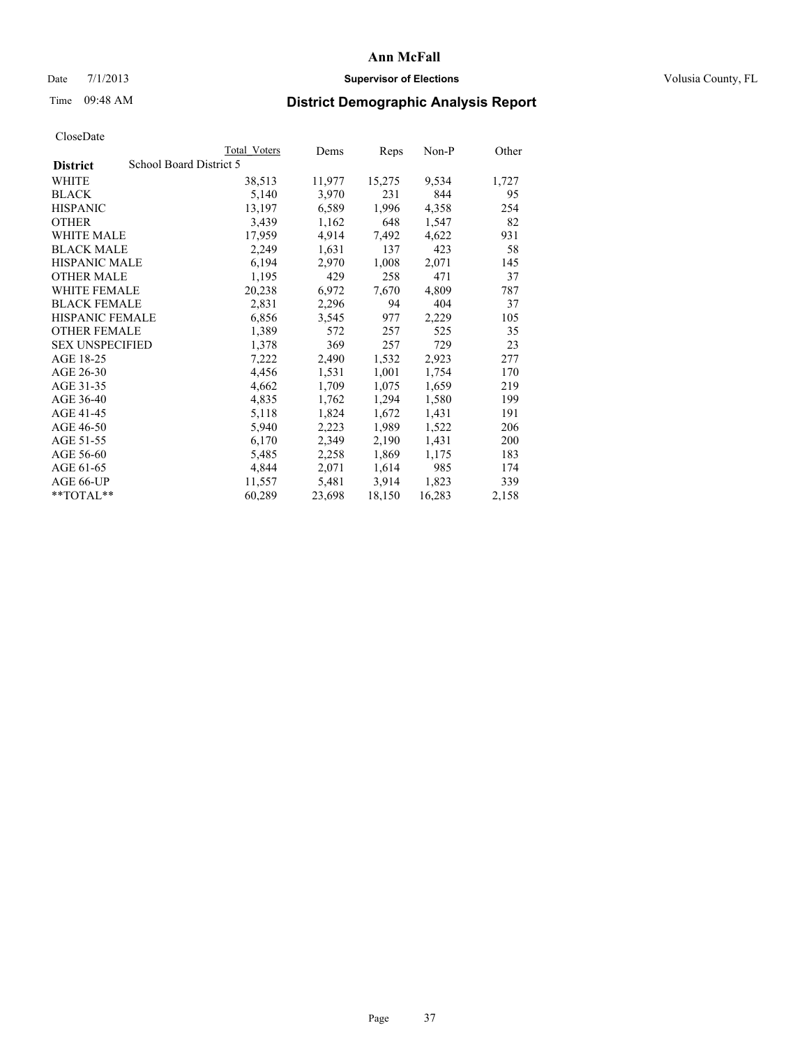# Ann McFall

Date 7/1/2013 **Supervisor of Elections** Volusia County, FL

Time 09:48 AM **District Demographic Analysis Report**

CloseDate

| **District** | School Board District 5 | Total Voters | Dems | Reps | Non-P | Other |
|---|---|---|---|---|---|---|
| WHITE | | 38,513 | 11,977 | 15,275 | 9,534 | 1,727 |
| BLACK | | 5,140 | 3,970 | 231 | 844 | 95 |
| HISPANIC | | 13,197 | 6,589 | 1,996 | 4,358 | 254 |
| OTHER | | 3,439 | 1,162 | 648 | 1,547 | 82 |
| WHITE MALE | | 17,959 | 4,914 | 7,492 | 4,622 | 931 |
| BLACK MALE | | 2,249 | 1,631 | 137 | 423 | 58 |
| HISPANIC MALE | | 6,194 | 2,970 | 1,008 | 2,071 | 145 |
| OTHER MALE | | 1,195 | 429 | 258 | 471 | 37 |
| WHITE FEMALE | | 20,238 | 6,972 | 7,670 | 4,809 | 787 |
| BLACK FEMALE | | 2,831 | 2,296 | 94 | 404 | 37 |
| HISPANIC FEMALE | | 6,856 | 3,545 | 977 | 2,229 | 105 |
| OTHER FEMALE | | 1,389 | 572 | 257 | 525 | 35 |
| SEX UNSPECIFIED | | 1,378 | 369 | 257 | 729 | 23 |
| AGE 18-25 | | 7,222 | 2,490 | 1,532 | 2,923 | 277 |
| AGE 26-30 | | 4,456 | 1,531 | 1,001 | 1,754 | 170 |
| AGE 31-35 | | 4,662 | 1,709 | 1,075 | 1,659 | 219 |
| AGE 36-40 | | 4,835 | 1,762 | 1,294 | 1,580 | 199 |
| AGE 41-45 | | 5,118 | 1,824 | 1,672 | 1,431 | 191 |
| AGE 46-50 | | 5,940 | 2,223 | 1,989 | 1,522 | 206 |
| AGE 51-55 | | 6,170 | 2,349 | 2,190 | 1,431 | 200 |
| AGE 56-60 | | 5,485 | 2,258 | 1,869 | 1,175 | 183 |
| AGE 61-65 | | 4,844 | 2,071 | 1,614 | 985 | 174 |
| AGE 66-UP | | 11,557 | 5,481 | 3,914 | 1,823 | 339 |
| **TOTAL** | | 60,289 | 23,698 | 18,150 | 16,283 | 2,158 |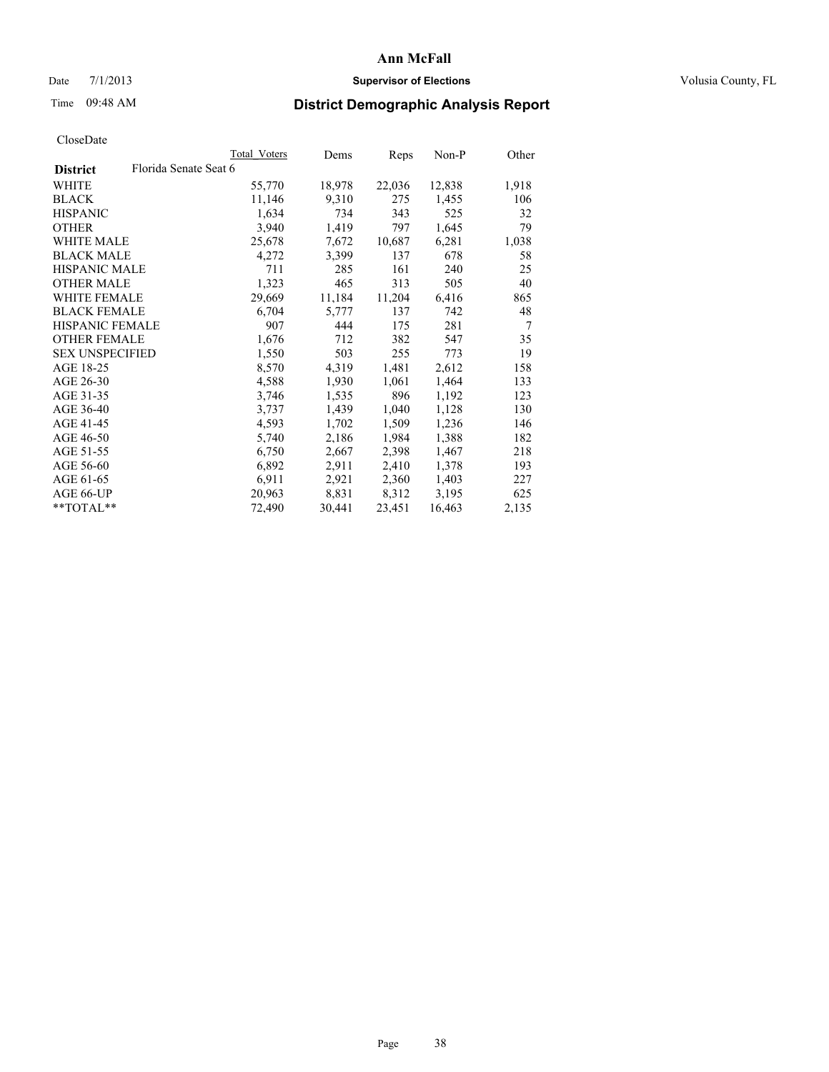**Ann McFall**

Date 7/1/2013 **Supervisor of Elections** Volusia County, FL

Time 09:48 AM

## District Demographic Analysis Report

CloseDate

| | Total Voters | Dems | Reps | Non-P | Other |
|---|---|---|---|---|---|
| **District** Florida Senate Seat 6 | | | | | |
| WHITE | 55,770 | 18,978 | 22,036 | 12,838 | 1,918 |
| BLACK | 11,146 | 9,310 | 275 | 1,455 | 106 |
| HISPANIC | 1,634 | 734 | 343 | 525 | 32 |
| OTHER | 3,940 | 1,419 | 797 | 1,645 | 79 |
| WHITE MALE | 25,678 | 7,672 | 10,687 | 6,281 | 1,038 |
| BLACK MALE | 4,272 | 3,399 | 137 | 678 | 58 |
| HISPANIC MALE | 711 | 285 | 161 | 240 | 25 |
| OTHER MALE | 1,323 | 465 | 313 | 505 | 40 |
| WHITE FEMALE | 29,669 | 11,184 | 11,204 | 6,416 | 865 |
| BLACK FEMALE | 6,704 | 5,777 | 137 | 742 | 48 |
| HISPANIC FEMALE | 907 | 444 | 175 | 281 | 7 |
| OTHER FEMALE | 1,676 | 712 | 382 | 547 | 35 |
| SEX UNSPECIFIED | 1,550 | 503 | 255 | 773 | 19 |
| AGE 18-25 | 8,570 | 4,319 | 1,481 | 2,612 | 158 |
| AGE 26-30 | 4,588 | 1,930 | 1,061 | 1,464 | 133 |
| AGE 31-35 | 3,746 | 1,535 | 896 | 1,192 | 123 |
| AGE 36-40 | 3,737 | 1,439 | 1,040 | 1,128 | 130 |
| AGE 41-45 | 4,593 | 1,702 | 1,509 | 1,236 | 146 |
| AGE 46-50 | 5,740 | 2,186 | 1,984 | 1,388 | 182 |
| AGE 51-55 | 6,750 | 2,667 | 2,398 | 1,467 | 218 |
| AGE 56-60 | 6,892 | 2,911 | 2,410 | 1,378 | 193 |
| AGE 61-65 | 6,911 | 2,921 | 2,360 | 1,403 | 227 |
| AGE 66-UP | 20,963 | 8,831 | 8,312 | 3,195 | 625 |
| **TOTAL** | 72,490 | 30,441 | 23,451 | 16,463 | 2,135 |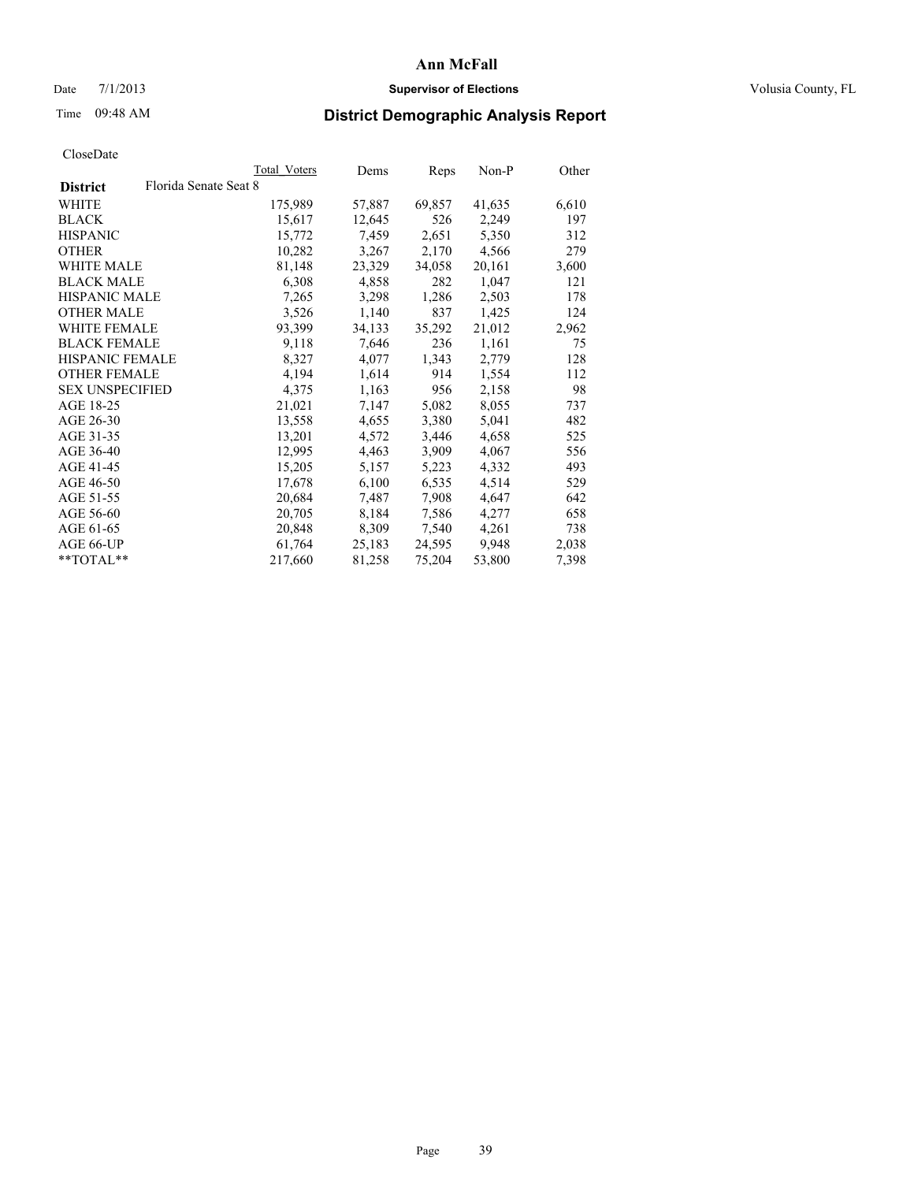# Ann McFall

Date 7/1/2013 **Supervisor of Elections** Volusia County, FL

Time 09:48 AM **District Demographic Analysis Report**

CloseDate

| | Total Voters | Dems | Reps | Non-P | Other |
|---|---|---|---|---|---|
| **District** Florida Senate Seat 8 | | | | | |
| WHITE | 175,989 | 57,887 | 69,857 | 41,635 | 6,610 |
| BLACK | 15,617 | 12,645 | 526 | 2,249 | 197 |
| HISPANIC | 15,772 | 7,459 | 2,651 | 5,350 | 312 |
| OTHER | 10,282 | 3,267 | 2,170 | 4,566 | 279 |
| WHITE MALE | 81,148 | 23,329 | 34,058 | 20,161 | 3,600 |
| BLACK MALE | 6,308 | 4,858 | 282 | 1,047 | 121 |
| HISPANIC MALE | 7,265 | 3,298 | 1,286 | 2,503 | 178 |
| OTHER MALE | 3,526 | 1,140 | 837 | 1,425 | 124 |
| WHITE FEMALE | 93,399 | 34,133 | 35,292 | 21,012 | 2,962 |
| BLACK FEMALE | 9,118 | 7,646 | 236 | 1,161 | 75 |
| HISPANIC FEMALE | 8,327 | 4,077 | 1,343 | 2,779 | 128 |
| OTHER FEMALE | 4,194 | 1,614 | 914 | 1,554 | 112 |
| SEX UNSPECIFIED | 4,375 | 1,163 | 956 | 2,158 | 98 |
| AGE 18-25 | 21,021 | 7,147 | 5,082 | 8,055 | 737 |
| AGE 26-30 | 13,558 | 4,655 | 3,380 | 5,041 | 482 |
| AGE 31-35 | 13,201 | 4,572 | 3,446 | 4,658 | 525 |
| AGE 36-40 | 12,995 | 4,463 | 3,909 | 4,067 | 556 |
| AGE 41-45 | 15,205 | 5,157 | 5,223 | 4,332 | 493 |
| AGE 46-50 | 17,678 | 6,100 | 6,535 | 4,514 | 529 |
| AGE 51-55 | 20,684 | 7,487 | 7,908 | 4,647 | 642 |
| AGE 56-60 | 20,705 | 8,184 | 7,586 | 4,277 | 658 |
| AGE 61-65 | 20,848 | 8,309 | 7,540 | 4,261 | 738 |
| AGE 66-UP | 61,764 | 25,183 | 24,595 | 9,948 | 2,038 |
| **TOTAL** | 217,660 | 81,258 | 75,204 | 53,800 | 7,398 |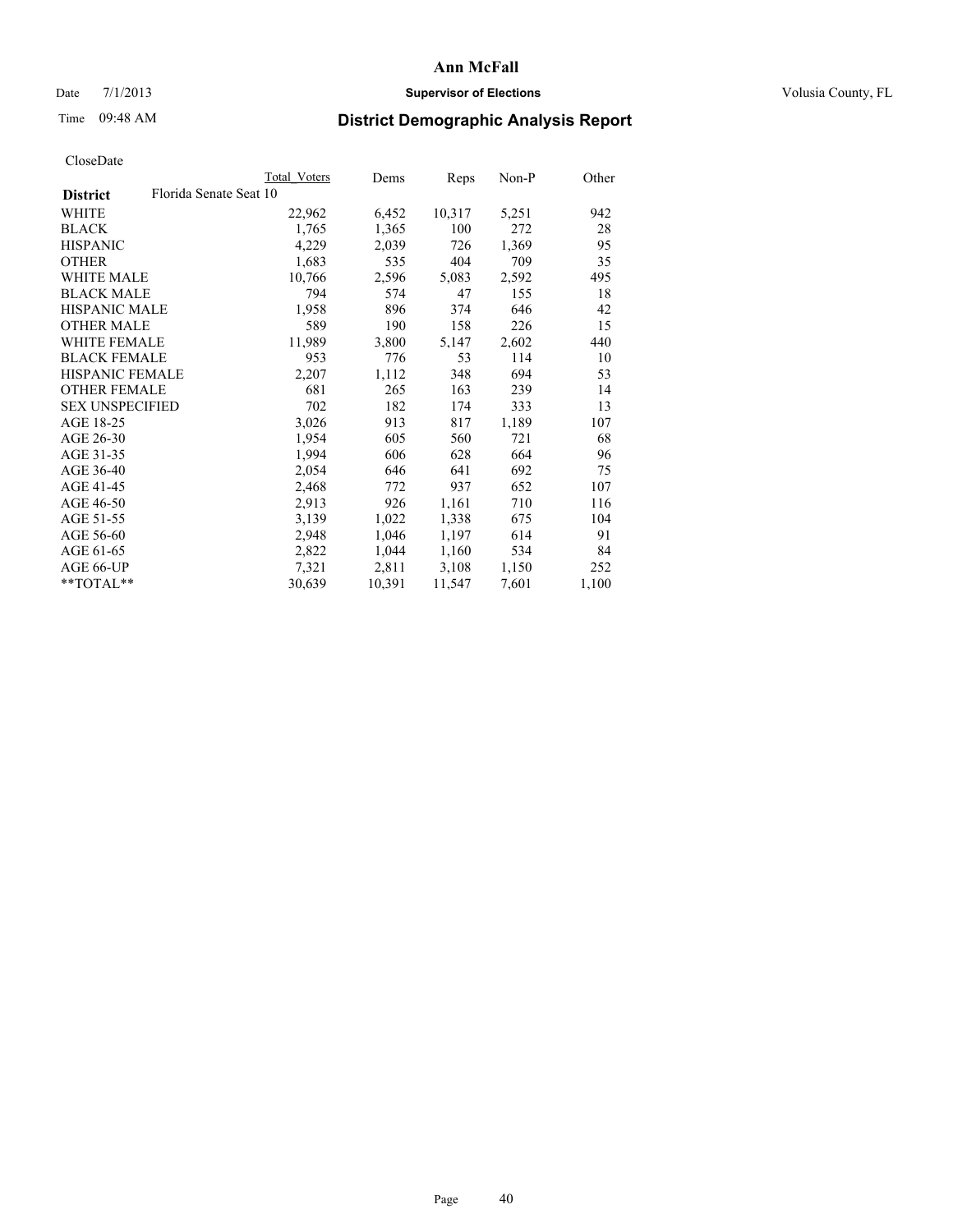# Ann McFall

Date 7/1/2013 **Supervisor of Elections** Volusia County, FL

Time 09:48 AM

## District Demographic Analysis Report

CloseDate

| **District** | Florida Senate Seat 10 | Total Voters | Dems | Reps | Non-P | Other |
|---|---|---|---|---|---|---|
| WHITE | | 22,962 | 6,452 | 10,317 | 5,251 | 942 |
| BLACK | | 1,765 | 1,365 | 100 | 272 | 28 |
| HISPANIC | | 4,229 | 2,039 | 726 | 1,369 | 95 |
| OTHER | | 1,683 | 535 | 404 | 709 | 35 |
| WHITE MALE | | 10,766 | 2,596 | 5,083 | 2,592 | 495 |
| BLACK MALE | | 794 | 574 | 47 | 155 | 18 |
| HISPANIC MALE | | 1,958 | 896 | 374 | 646 | 42 |
| OTHER MALE | | 589 | 190 | 158 | 226 | 15 |
| WHITE FEMALE | | 11,989 | 3,800 | 5,147 | 2,602 | 440 |
| BLACK FEMALE | | 953 | 776 | 53 | 114 | 10 |
| HISPANIC FEMALE | | 2,207 | 1,112 | 348 | 694 | 53 |
| OTHER FEMALE | | 681 | 265 | 163 | 239 | 14 |
| SEX UNSPECIFIED | | 702 | 182 | 174 | 333 | 13 |
| AGE 18-25 | | 3,026 | 913 | 817 | 1,189 | 107 |
| AGE 26-30 | | 1,954 | 605 | 560 | 721 | 68 |
| AGE 31-35 | | 1,994 | 606 | 628 | 664 | 96 |
| AGE 36-40 | | 2,054 | 646 | 641 | 692 | 75 |
| AGE 41-45 | | 2,468 | 772 | 937 | 652 | 107 |
| AGE 46-50 | | 2,913 | 926 | 1,161 | 710 | 116 |
| AGE 51-55 | | 3,139 | 1,022 | 1,338 | 675 | 104 |
| AGE 56-60 | | 2,948 | 1,046 | 1,197 | 614 | 91 |
| AGE 61-65 | | 2,822 | 1,044 | 1,160 | 534 | 84 |
| AGE 66-UP | | 7,321 | 2,811 | 3,108 | 1,150 | 252 |
| **TOTAL** | | 30,639 | 10,391 | 11,547 | 7,601 | 1,100 |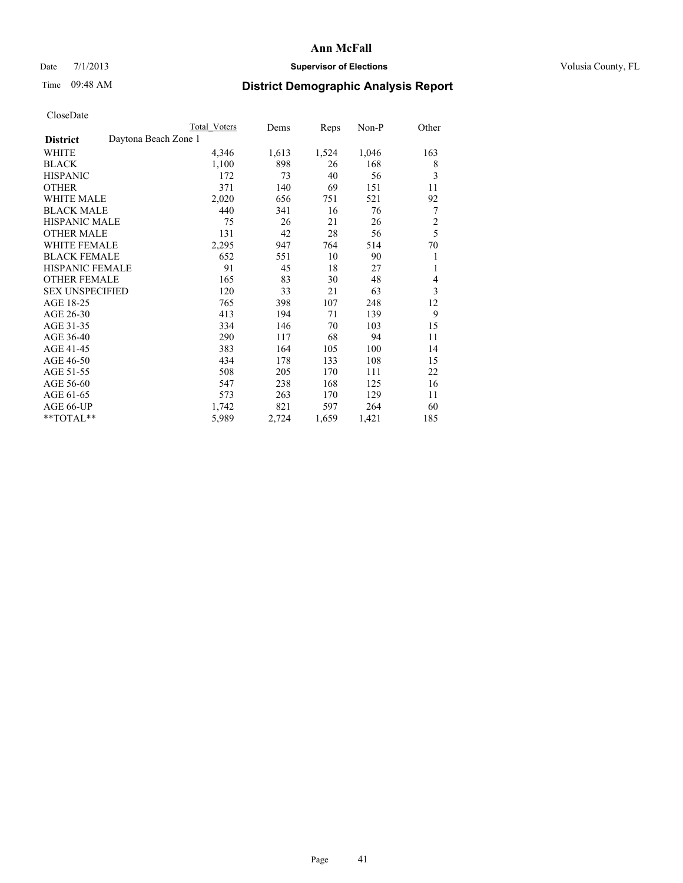# Ann McFall

Date 7/1/2013 **Supervisor of Elections** Volusia County, FL

Time 09:48 AM **District Demographic Analysis Report**

CloseDate

| | Total Voters | Dems | Reps | Non-P | Other |
|---|---|---|---|---|---|
| **District** Daytona Beach Zone 1 | | | | | |
| WHITE | 4,346 | 1,613 | 1,524 | 1,046 | 163 |
| BLACK | 1,100 | 898 | 26 | 168 | 8 |
| HISPANIC | 172 | 73 | 40 | 56 | 3 |
| OTHER | 371 | 140 | 69 | 151 | 11 |
| WHITE MALE | 2,020 | 656 | 751 | 521 | 92 |
| BLACK MALE | 440 | 341 | 16 | 76 | 7 |
| HISPANIC MALE | 75 | 26 | 21 | 26 | 2 |
| OTHER MALE | 131 | 42 | 28 | 56 | 5 |
| WHITE FEMALE | 2,295 | 947 | 764 | 514 | 70 |
| BLACK FEMALE | 652 | 551 | 10 | 90 | 1 |
| HISPANIC FEMALE | 91 | 45 | 18 | 27 | 1 |
| OTHER FEMALE | 165 | 83 | 30 | 48 | 4 |
| SEX UNSPECIFIED | 120 | 33 | 21 | 63 | 3 |
| AGE 18-25 | 765 | 398 | 107 | 248 | 12 |
| AGE 26-30 | 413 | 194 | 71 | 139 | 9 |
| AGE 31-35 | 334 | 146 | 70 | 103 | 15 |
| AGE 36-40 | 290 | 117 | 68 | 94 | 11 |
| AGE 41-45 | 383 | 164 | 105 | 100 | 14 |
| AGE 46-50 | 434 | 178 | 133 | 108 | 15 |
| AGE 51-55 | 508 | 205 | 170 | 111 | 22 |
| AGE 56-60 | 547 | 238 | 168 | 125 | 16 |
| AGE 61-65 | 573 | 263 | 170 | 129 | 11 |
| AGE 66-UP | 1,742 | 821 | 597 | 264 | 60 |
| **TOTAL** | 5,989 | 2,724 | 1,659 | 1,421 | 185 |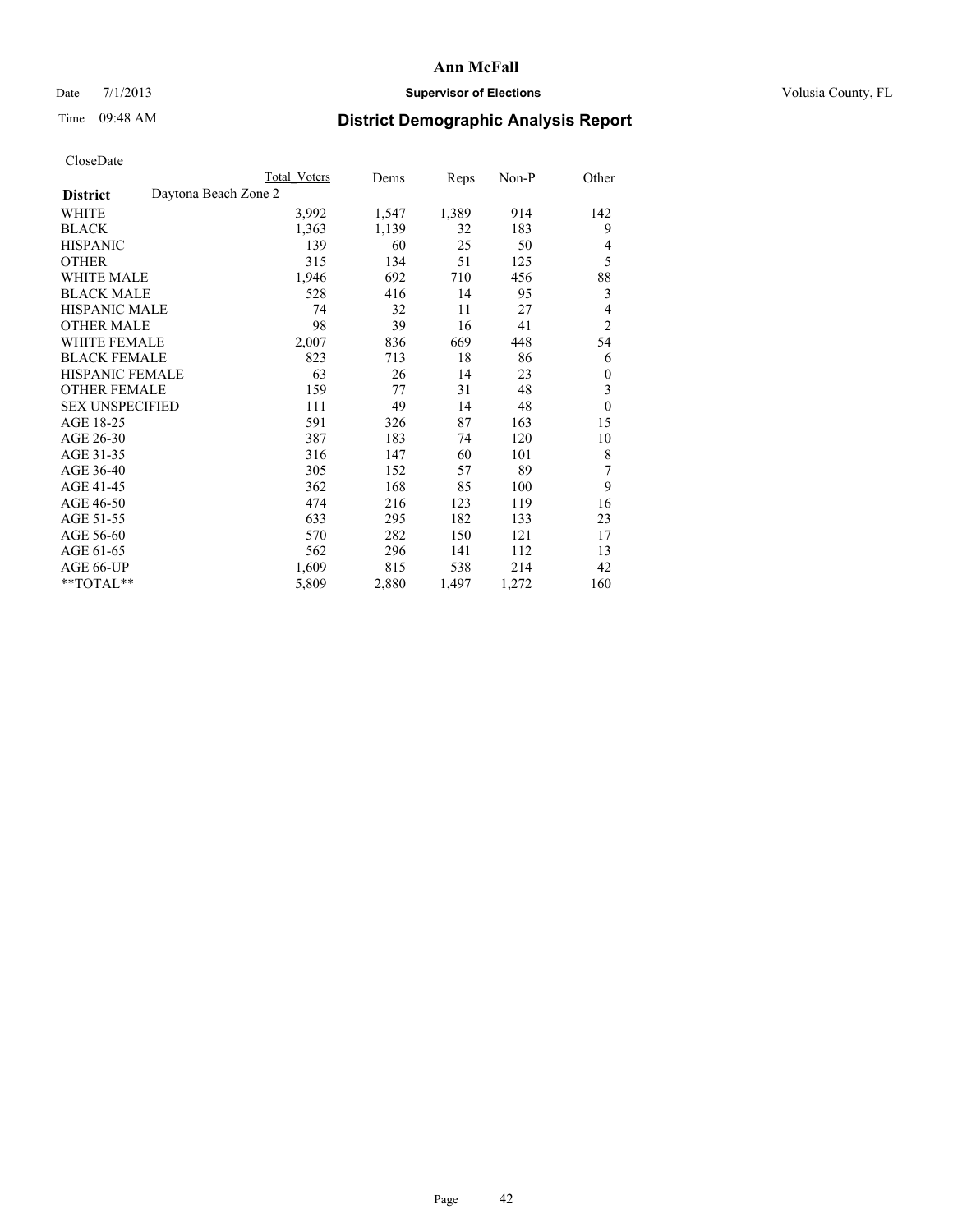# Ann McFall

Date 7/1/2013 **Supervisor of Elections** Volusia County, FL

Time 09:48 AM **District Demographic Analysis Report**

CloseDate

| | Total Voters | Dems | Reps | Non-P | Other |
|---|---|---|---|---|---|
| **District** Daytona Beach Zone 2 | | | | | |
| WHITE | 3,992 | 1,547 | 1,389 | 914 | 142 |
| BLACK | 1,363 | 1,139 | 32 | 183 | 9 |
| HISPANIC | 139 | 60 | 25 | 50 | 4 |
| OTHER | 315 | 134 | 51 | 125 | 5 |
| WHITE MALE | 1,946 | 692 | 710 | 456 | 88 |
| BLACK MALE | 528 | 416 | 14 | 95 | 3 |
| HISPANIC MALE | 74 | 32 | 11 | 27 | 4 |
| OTHER MALE | 98 | 39 | 16 | 41 | 2 |
| WHITE FEMALE | 2,007 | 836 | 669 | 448 | 54 |
| BLACK FEMALE | 823 | 713 | 18 | 86 | 6 |
| HISPANIC FEMALE | 63 | 26 | 14 | 23 | 0 |
| OTHER FEMALE | 159 | 77 | 31 | 48 | 3 |
| SEX UNSPECIFIED | 111 | 49 | 14 | 48 | 0 |
| AGE 18-25 | 591 | 326 | 87 | 163 | 15 |
| AGE 26-30 | 387 | 183 | 74 | 120 | 10 |
| AGE 31-35 | 316 | 147 | 60 | 101 | 8 |
| AGE 36-40 | 305 | 152 | 57 | 89 | 7 |
| AGE 41-45 | 362 | 168 | 85 | 100 | 9 |
| AGE 46-50 | 474 | 216 | 123 | 119 | 16 |
| AGE 51-55 | 633 | 295 | 182 | 133 | 23 |
| AGE 56-60 | 570 | 282 | 150 | 121 | 17 |
| AGE 61-65 | 562 | 296 | 141 | 112 | 13 |
| AGE 66-UP | 1,609 | 815 | 538 | 214 | 42 |
| **TOTAL** | 5,809 | 2,880 | 1,497 | 1,272 | 160 |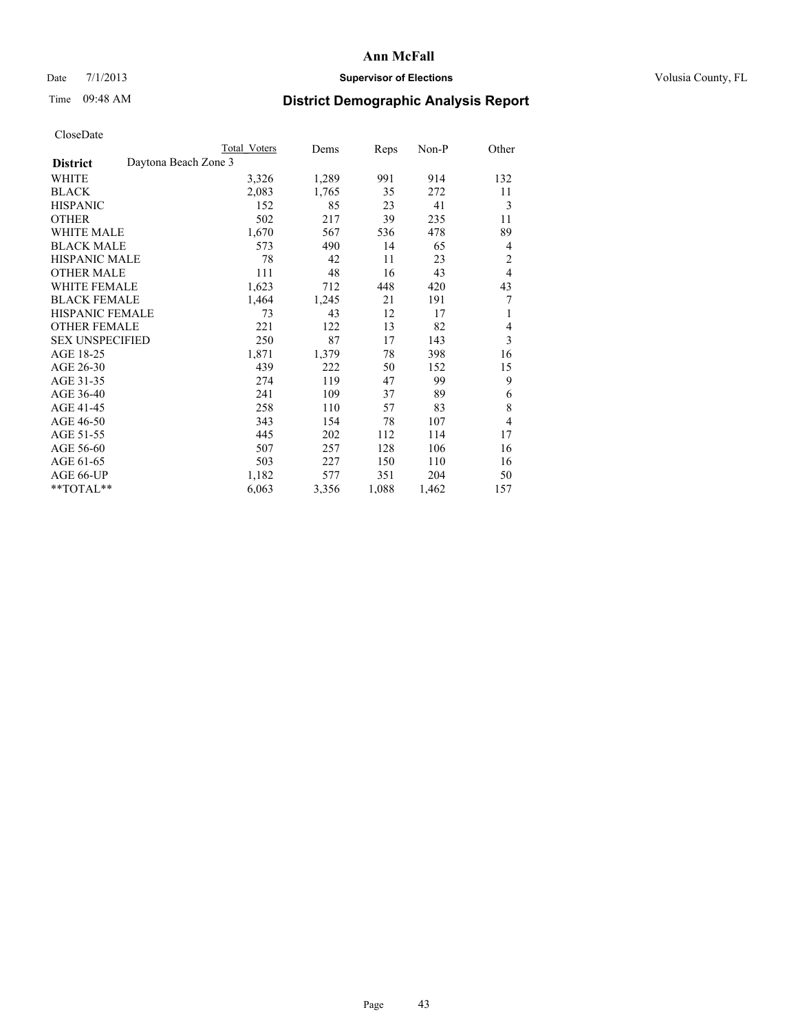# Ann McFall

Date 7/1/2013 **Supervisor of Elections** Volusia County, FL

Time 09:48 AM

## District Demographic Analysis Report

CloseDate

| | Total Voters | Dems | Reps | Non-P | Other |
|---|---|---|---|---|---|
| **District** Daytona Beach Zone 3 | | | | | |
| WHITE | 3,326 | 1,289 | 991 | 914 | 132 |
| BLACK | 2,083 | 1,765 | 35 | 272 | 11 |
| HISPANIC | 152 | 85 | 23 | 41 | 3 |
| OTHER | 502 | 217 | 39 | 235 | 11 |
| WHITE MALE | 1,670 | 567 | 536 | 478 | 89 |
| BLACK MALE | 573 | 490 | 14 | 65 | 4 |
| HISPANIC MALE | 78 | 42 | 11 | 23 | 2 |
| OTHER MALE | 111 | 48 | 16 | 43 | 4 |
| WHITE FEMALE | 1,623 | 712 | 448 | 420 | 43 |
| BLACK FEMALE | 1,464 | 1,245 | 21 | 191 | 7 |
| HISPANIC FEMALE | 73 | 43 | 12 | 17 | 1 |
| OTHER FEMALE | 221 | 122 | 13 | 82 | 4 |
| SEX UNSPECIFIED | 250 | 87 | 17 | 143 | 3 |
| AGE 18-25 | 1,871 | 1,379 | 78 | 398 | 16 |
| AGE 26-30 | 439 | 222 | 50 | 152 | 15 |
| AGE 31-35 | 274 | 119 | 47 | 99 | 9 |
| AGE 36-40 | 241 | 109 | 37 | 89 | 6 |
| AGE 41-45 | 258 | 110 | 57 | 83 | 8 |
| AGE 46-50 | 343 | 154 | 78 | 107 | 4 |
| AGE 51-55 | 445 | 202 | 112 | 114 | 17 |
| AGE 56-60 | 507 | 257 | 128 | 106 | 16 |
| AGE 61-65 | 503 | 227 | 150 | 110 | 16 |
| AGE 66-UP | 1,182 | 577 | 351 | 204 | 50 |
| **TOTAL** | 6,063 | 3,356 | 1,088 | 1,462 | 157 |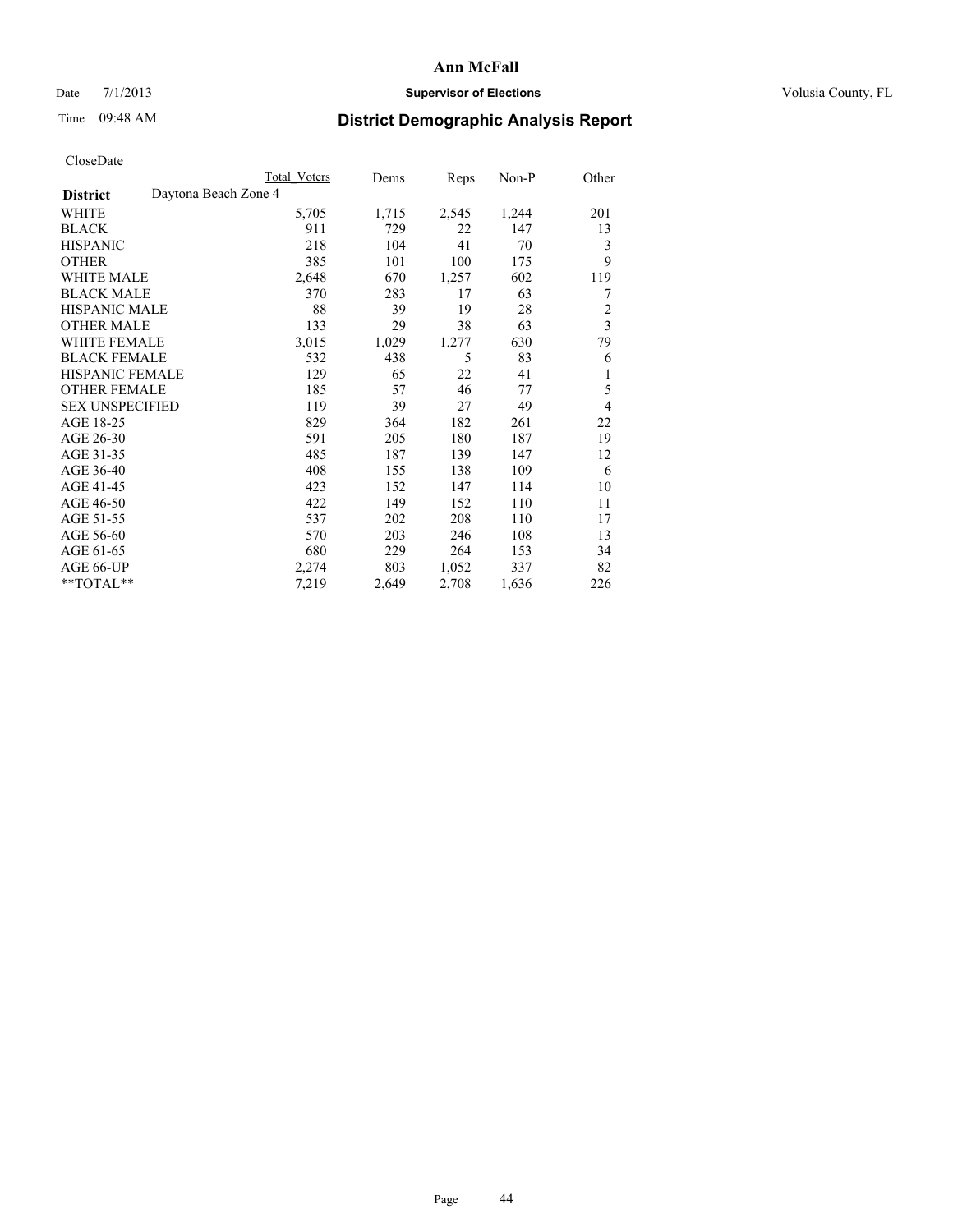# Ann McFall

Date 7/1/2013 **Supervisor of Elections** Volusia County, FL

Time 09:48 AM

## District Demographic Analysis Report

CloseDate

| District | Total Voters | Dems | Reps | Non-P | Other |
|---|---|---|---|---|---|
| Daytona Beach Zone 4 | | | | | |
| WHITE | 5,705 | 1,715 | 2,545 | 1,244 | 201 |
| BLACK | 911 | 729 | 22 | 147 | 13 |
| HISPANIC | 218 | 104 | 41 | 70 | 3 |
| OTHER | 385 | 101 | 100 | 175 | 9 |
| WHITE MALE | 2,648 | 670 | 1,257 | 602 | 119 |
| BLACK MALE | 370 | 283 | 17 | 63 | 7 |
| HISPANIC MALE | 88 | 39 | 19 | 28 | 2 |
| OTHER MALE | 133 | 29 | 38 | 63 | 3 |
| WHITE FEMALE | 3,015 | 1,029 | 1,277 | 630 | 79 |
| BLACK FEMALE | 532 | 438 | 5 | 83 | 6 |
| HISPANIC FEMALE | 129 | 65 | 22 | 41 | 1 |
| OTHER FEMALE | 185 | 57 | 46 | 77 | 5 |
| SEX UNSPECIFIED | 119 | 39 | 27 | 49 | 4 |
| AGE 18-25 | 829 | 364 | 182 | 261 | 22 |
| AGE 26-30 | 591 | 205 | 180 | 187 | 19 |
| AGE 31-35 | 485 | 187 | 139 | 147 | 12 |
| AGE 36-40 | 408 | 155 | 138 | 109 | 6 |
| AGE 41-45 | 423 | 152 | 147 | 114 | 10 |
| AGE 46-50 | 422 | 149 | 152 | 110 | 11 |
| AGE 51-55 | 537 | 202 | 208 | 110 | 17 |
| AGE 56-60 | 570 | 203 | 246 | 108 | 13 |
| AGE 61-65 | 680 | 229 | 264 | 153 | 34 |
| AGE 66-UP | 2,274 | 803 | 1,052 | 337 | 82 |
| **TOTAL** | 7,219 | 2,649 | 2,708 | 1,636 | 226 |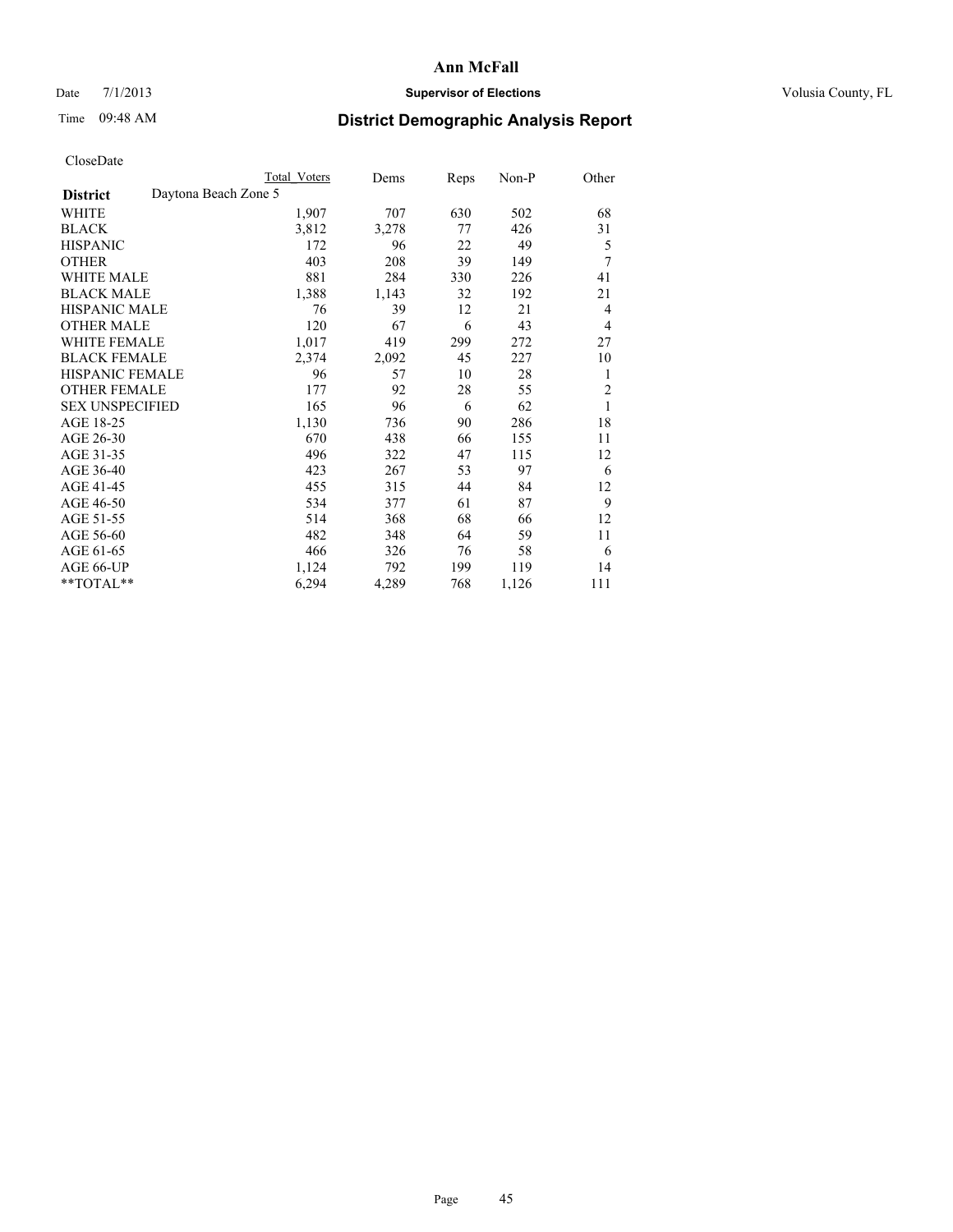**Ann McFall**

Date 7/1/2013 **Supervisor of Elections** Volusia County, FL

Time 09:48 AM

## District Demographic Analysis Report

CloseDate

| | Total Voters | Dems | Reps | Non-P | Other |
|---|---|---|---|---|---|
| **District** Daytona Beach Zone 5 | | | | | |
| WHITE | 1,907 | 707 | 630 | 502 | 68 |
| BLACK | 3,812 | 3,278 | 77 | 426 | 31 |
| HISPANIC | 172 | 96 | 22 | 49 | 5 |
| OTHER | 403 | 208 | 39 | 149 | 7 |
| WHITE MALE | 881 | 284 | 330 | 226 | 41 |
| BLACK MALE | 1,388 | 1,143 | 32 | 192 | 21 |
| HISPANIC MALE | 76 | 39 | 12 | 21 | 4 |
| OTHER MALE | 120 | 67 | 6 | 43 | 4 |
| WHITE FEMALE | 1,017 | 419 | 299 | 272 | 27 |
| BLACK FEMALE | 2,374 | 2,092 | 45 | 227 | 10 |
| HISPANIC FEMALE | 96 | 57 | 10 | 28 | 1 |
| OTHER FEMALE | 177 | 92 | 28 | 55 | 2 |
| SEX UNSPECIFIED | 165 | 96 | 6 | 62 | 1 |
| AGE 18-25 | 1,130 | 736 | 90 | 286 | 18 |
| AGE 26-30 | 670 | 438 | 66 | 155 | 11 |
| AGE 31-35 | 496 | 322 | 47 | 115 | 12 |
| AGE 36-40 | 423 | 267 | 53 | 97 | 6 |
| AGE 41-45 | 455 | 315 | 44 | 84 | 12 |
| AGE 46-50 | 534 | 377 | 61 | 87 | 9 |
| AGE 51-55 | 514 | 368 | 68 | 66 | 12 |
| AGE 56-60 | 482 | 348 | 64 | 59 | 11 |
| AGE 61-65 | 466 | 326 | 76 | 58 | 6 |
| AGE 66-UP | 1,124 | 792 | 199 | 119 | 14 |
| **TOTAL** | 6,294 | 4,289 | 768 | 1,126 | 111 |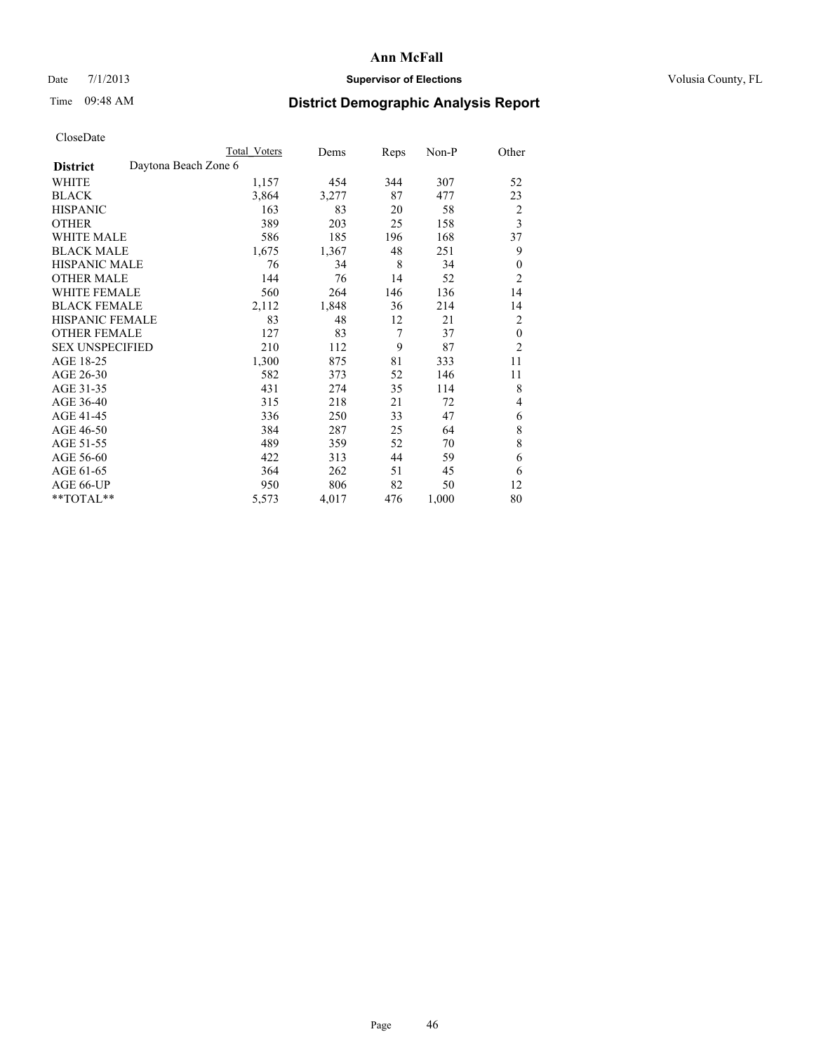# Ann McFall

Date 7/1/2013 **Supervisor of Elections** Volusia County, FL

Time 09:48 AM **District Demographic Analysis Report**

CloseDate

| | Total Voters | Dems | Reps | Non-P | Other |
|---|---|---|---|---|---|
| **District** Daytona Beach Zone 6 | | | | | |
| WHITE | 1,157 | 454 | 344 | 307 | 52 |
| BLACK | 3,864 | 3,277 | 87 | 477 | 23 |
| HISPANIC | 163 | 83 | 20 | 58 | 2 |
| OTHER | 389 | 203 | 25 | 158 | 3 |
| WHITE MALE | 586 | 185 | 196 | 168 | 37 |
| BLACK MALE | 1,675 | 1,367 | 48 | 251 | 9 |
| HISPANIC MALE | 76 | 34 | 8 | 34 | 0 |
| OTHER MALE | 144 | 76 | 14 | 52 | 2 |
| WHITE FEMALE | 560 | 264 | 146 | 136 | 14 |
| BLACK FEMALE | 2,112 | 1,848 | 36 | 214 | 14 |
| HISPANIC FEMALE | 83 | 48 | 12 | 21 | 2 |
| OTHER FEMALE | 127 | 83 | 7 | 37 | 0 |
| SEX UNSPECIFIED | 210 | 112 | 9 | 87 | 2 |
| AGE 18-25 | 1,300 | 875 | 81 | 333 | 11 |
| AGE 26-30 | 582 | 373 | 52 | 146 | 11 |
| AGE 31-35 | 431 | 274 | 35 | 114 | 8 |
| AGE 36-40 | 315 | 218 | 21 | 72 | 4 |
| AGE 41-45 | 336 | 250 | 33 | 47 | 6 |
| AGE 46-50 | 384 | 287 | 25 | 64 | 8 |
| AGE 51-55 | 489 | 359 | 52 | 70 | 8 |
| AGE 56-60 | 422 | 313 | 44 | 59 | 6 |
| AGE 61-65 | 364 | 262 | 51 | 45 | 6 |
| AGE 66-UP | 950 | 806 | 82 | 50 | 12 |
| **TOTAL** | 5,573 | 4,017 | 476 | 1,000 | 80 |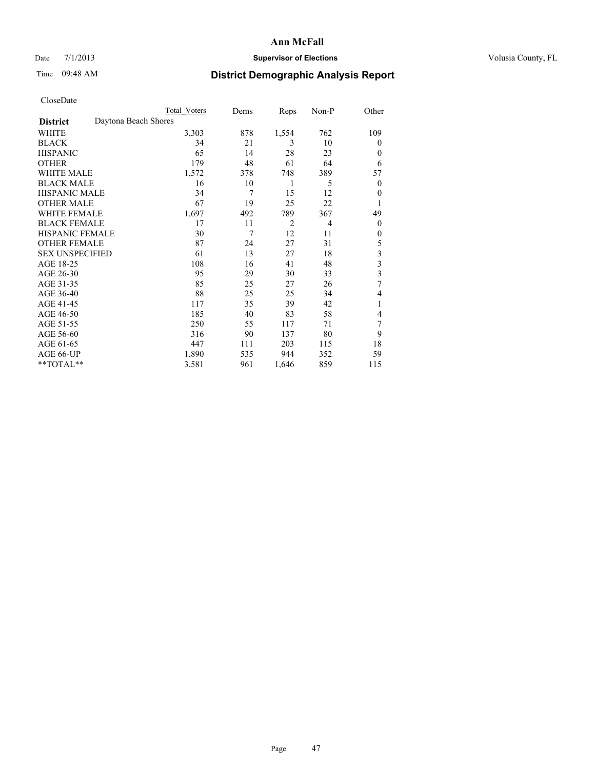# Ann McFall

Date 7/1/2013 **Supervisor of Elections** Volusia County, FL

Time 09:48 AM **District Demographic Analysis Report**

CloseDate

| | Total Voters | Dems | Reps | Non-P | Other |
|---|---|---|---|---|---|
| **District** Daytona Beach Shores | | | | | |
| WHITE | 3,303 | 878 | 1,554 | 762 | 109 |
| BLACK | 34 | 21 | 3 | 10 | 0 |
| HISPANIC | 65 | 14 | 28 | 23 | 0 |
| OTHER | 179 | 48 | 61 | 64 | 6 |
| WHITE MALE | 1,572 | 378 | 748 | 389 | 57 |
| BLACK MALE | 16 | 10 | 1 | 5 | 0 |
| HISPANIC MALE | 34 | 7 | 15 | 12 | 0 |
| OTHER MALE | 67 | 19 | 25 | 22 | 1 |
| WHITE FEMALE | 1,697 | 492 | 789 | 367 | 49 |
| BLACK FEMALE | 17 | 11 | 2 | 4 | 0 |
| HISPANIC FEMALE | 30 | 7 | 12 | 11 | 0 |
| OTHER FEMALE | 87 | 24 | 27 | 31 | 5 |
| SEX UNSPECIFIED | 61 | 13 | 27 | 18 | 3 |
| AGE 18-25 | 108 | 16 | 41 | 48 | 3 |
| AGE 26-30 | 95 | 29 | 30 | 33 | 3 |
| AGE 31-35 | 85 | 25 | 27 | 26 | 7 |
| AGE 36-40 | 88 | 25 | 25 | 34 | 4 |
| AGE 41-45 | 117 | 35 | 39 | 42 | 1 |
| AGE 46-50 | 185 | 40 | 83 | 58 | 4 |
| AGE 51-55 | 250 | 55 | 117 | 71 | 7 |
| AGE 56-60 | 316 | 90 | 137 | 80 | 9 |
| AGE 61-65 | 447 | 111 | 203 | 115 | 18 |
| AGE 66-UP | 1,890 | 535 | 944 | 352 | 59 |
| **TOTAL** | 3,581 | 961 | 1,646 | 859 | 115 |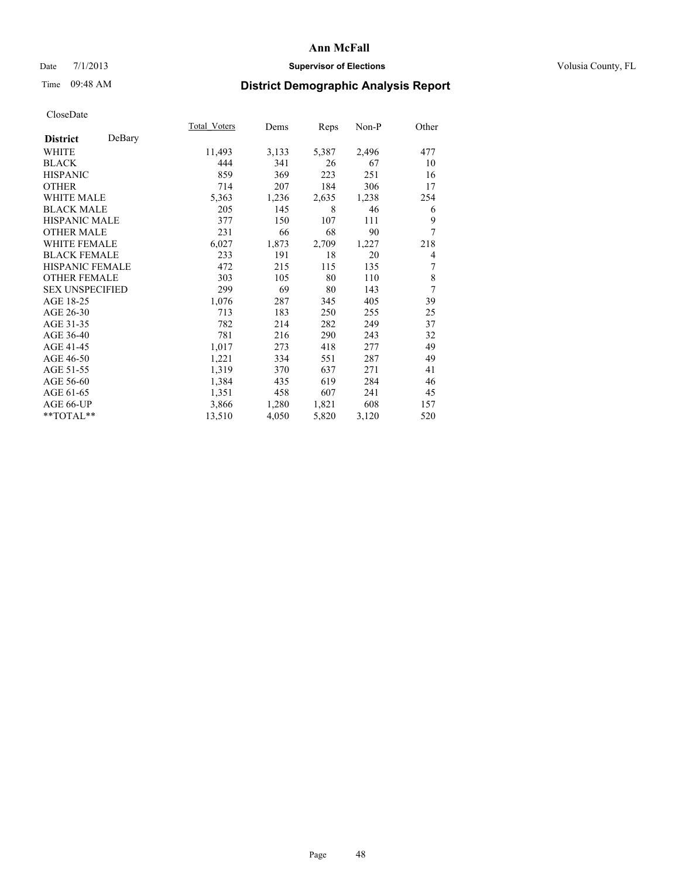# Ann McFall

Date 7/1/2013 **Supervisor of Elections** Volusia County, FL

Time 09:48 AM

## District Demographic Analysis Report

CloseDate

| **District** DeBary | Total_Voters | Dems | Reps | Non-P | Other |
|---|---|---|---|---|---|
| WHITE | 11,493 | 3,133 | 5,387 | 2,496 | 477 |
| BLACK | 444 | 341 | 26 | 67 | 10 |
| HISPANIC | 859 | 369 | 223 | 251 | 16 |
| OTHER | 714 | 207 | 184 | 306 | 17 |
| WHITE MALE | 5,363 | 1,236 | 2,635 | 1,238 | 254 |
| BLACK MALE | 205 | 145 | 8 | 46 | 6 |
| HISPANIC MALE | 377 | 150 | 107 | 111 | 9 |
| OTHER MALE | 231 | 66 | 68 | 90 | 7 |
| WHITE FEMALE | 6,027 | 1,873 | 2,709 | 1,227 | 218 |
| BLACK FEMALE | 233 | 191 | 18 | 20 | 4 |
| HISPANIC FEMALE | 472 | 215 | 115 | 135 | 7 |
| OTHER FEMALE | 303 | 105 | 80 | 110 | 8 |
| SEX UNSPECIFIED | 299 | 69 | 80 | 143 | 7 |
| AGE 18-25 | 1,076 | 287 | 345 | 405 | 39 |
| AGE 26-30 | 713 | 183 | 250 | 255 | 25 |
| AGE 31-35 | 782 | 214 | 282 | 249 | 37 |
| AGE 36-40 | 781 | 216 | 290 | 243 | 32 |
| AGE 41-45 | 1,017 | 273 | 418 | 277 | 49 |
| AGE 46-50 | 1,221 | 334 | 551 | 287 | 49 |
| AGE 51-55 | 1,319 | 370 | 637 | 271 | 41 |
| AGE 56-60 | 1,384 | 435 | 619 | 284 | 46 |
| AGE 61-65 | 1,351 | 458 | 607 | 241 | 45 |
| AGE 66-UP | 3,866 | 1,280 | 1,821 | 608 | 157 |
| **TOTAL** | 13,510 | 4,050 | 5,820 | 3,120 | 520 |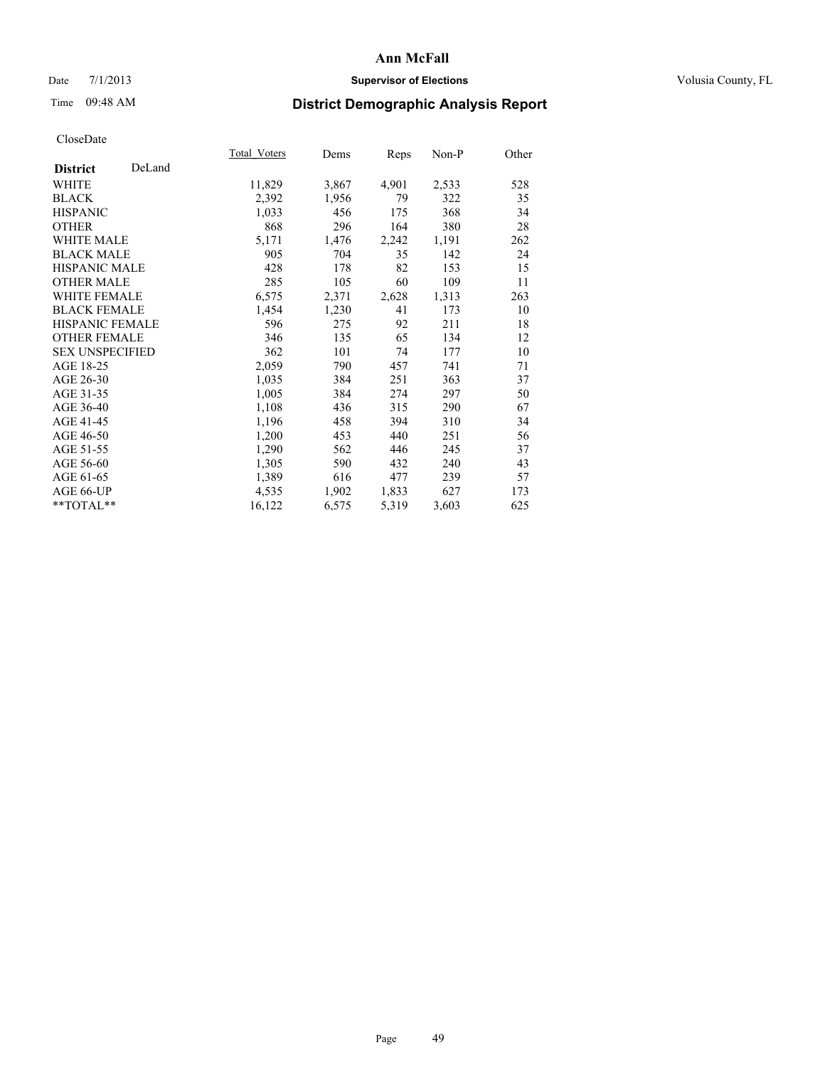# Ann McFall

Date 7/1/2013 **Supervisor of Elections** Volusia County, FL

Time 09:48 AM **District Demographic Analysis Report**

CloseDate

| **District** DeLand | Total_Voters | Dems | Reps | Non-P | Other |
|---|---|---|---|---|---|
| WHITE | 11,829 | 3,867 | 4,901 | 2,533 | 528 |
| BLACK | 2,392 | 1,956 | 79 | 322 | 35 |
| HISPANIC | 1,033 | 456 | 175 | 368 | 34 |
| OTHER | 868 | 296 | 164 | 380 | 28 |
| WHITE MALE | 5,171 | 1,476 | 2,242 | 1,191 | 262 |
| BLACK MALE | 905 | 704 | 35 | 142 | 24 |
| HISPANIC MALE | 428 | 178 | 82 | 153 | 15 |
| OTHER MALE | 285 | 105 | 60 | 109 | 11 |
| WHITE FEMALE | 6,575 | 2,371 | 2,628 | 1,313 | 263 |
| BLACK FEMALE | 1,454 | 1,230 | 41 | 173 | 10 |
| HISPANIC FEMALE | 596 | 275 | 92 | 211 | 18 |
| OTHER FEMALE | 346 | 135 | 65 | 134 | 12 |
| SEX UNSPECIFIED | 362 | 101 | 74 | 177 | 10 |
| AGE 18-25 | 2,059 | 790 | 457 | 741 | 71 |
| AGE 26-30 | 1,035 | 384 | 251 | 363 | 37 |
| AGE 31-35 | 1,005 | 384 | 274 | 297 | 50 |
| AGE 36-40 | 1,108 | 436 | 315 | 290 | 67 |
| AGE 41-45 | 1,196 | 458 | 394 | 310 | 34 |
| AGE 46-50 | 1,200 | 453 | 440 | 251 | 56 |
| AGE 51-55 | 1,290 | 562 | 446 | 245 | 37 |
| AGE 56-60 | 1,305 | 590 | 432 | 240 | 43 |
| AGE 61-65 | 1,389 | 616 | 477 | 239 | 57 |
| AGE 66-UP | 4,535 | 1,902 | 1,833 | 627 | 173 |
| **TOTAL** | 16,122 | 6,575 | 5,319 | 3,603 | 625 |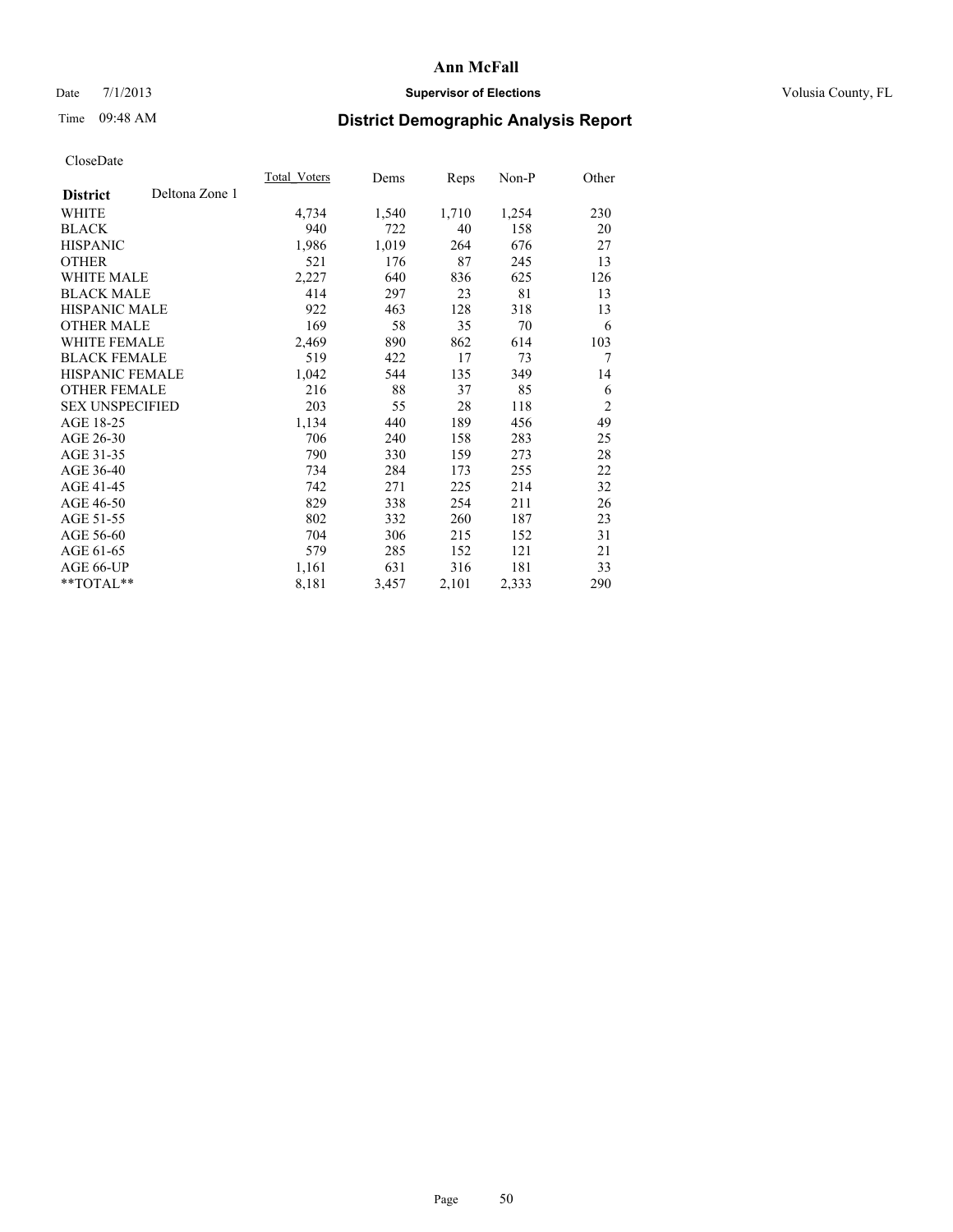**Ann McFall**

Date 7/1/2013 **Supervisor of Elections** Volusia County, FL

Time 09:48 AM

# District Demographic Analysis Report

CloseDate

| **District** Deltona Zone 1 | Total_Voters | Dems | Reps | Non-P | Other |
|---|---|---|---|---|---|
| WHITE | 4,734 | 1,540 | 1,710 | 1,254 | 230 |
| BLACK | 940 | 722 | 40 | 158 | 20 |
| HISPANIC | 1,986 | 1,019 | 264 | 676 | 27 |
| OTHER | 521 | 176 | 87 | 245 | 13 |
| WHITE MALE | 2,227 | 640 | 836 | 625 | 126 |
| BLACK MALE | 414 | 297 | 23 | 81 | 13 |
| HISPANIC MALE | 922 | 463 | 128 | 318 | 13 |
| OTHER MALE | 169 | 58 | 35 | 70 | 6 |
| WHITE FEMALE | 2,469 | 890 | 862 | 614 | 103 |
| BLACK FEMALE | 519 | 422 | 17 | 73 | 7 |
| HISPANIC FEMALE | 1,042 | 544 | 135 | 349 | 14 |
| OTHER FEMALE | 216 | 88 | 37 | 85 | 6 |
| SEX UNSPECIFIED | 203 | 55 | 28 | 118 | 2 |
| AGE 18-25 | 1,134 | 440 | 189 | 456 | 49 |
| AGE 26-30 | 706 | 240 | 158 | 283 | 25 |
| AGE 31-35 | 790 | 330 | 159 | 273 | 28 |
| AGE 36-40 | 734 | 284 | 173 | 255 | 22 |
| AGE 41-45 | 742 | 271 | 225 | 214 | 32 |
| AGE 46-50 | 829 | 338 | 254 | 211 | 26 |
| AGE 51-55 | 802 | 332 | 260 | 187 | 23 |
| AGE 56-60 | 704 | 306 | 215 | 152 | 31 |
| AGE 61-65 | 579 | 285 | 152 | 121 | 21 |
| AGE 66-UP | 1,161 | 631 | 316 | 181 | 33 |
| **TOTAL** | 8,181 | 3,457 | 2,101 | 2,333 | 290 |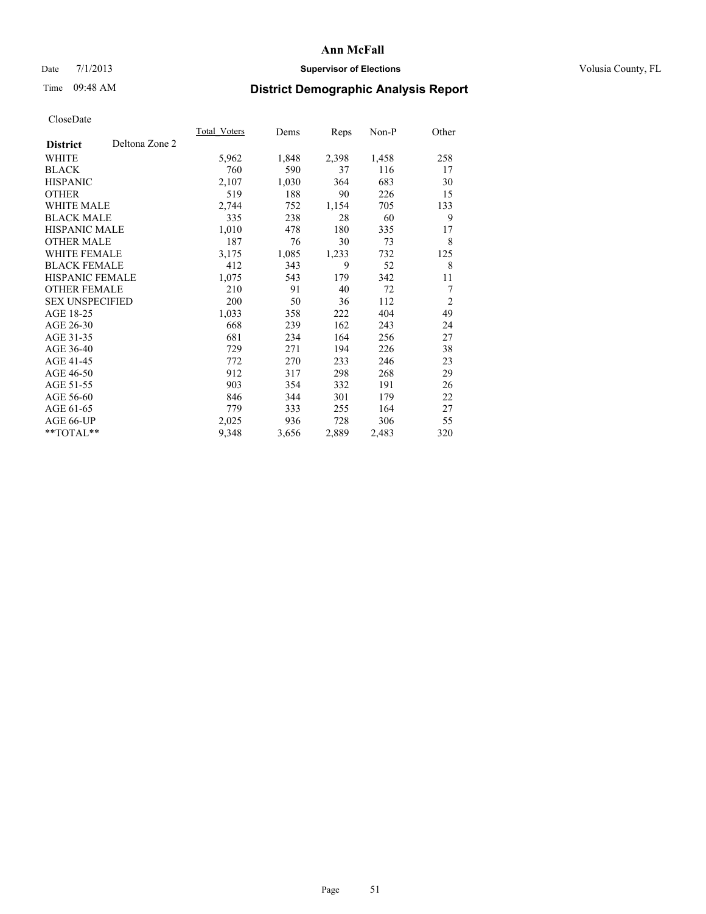# Ann McFall

Date 7/1/2013 **Supervisor of Elections** Volusia County, FL

Time 09:48 AM **District Demographic Analysis Report**

CloseDate

| **District** Deltona Zone 2 | Total_Voters | Dems | Reps | Non-P | Other |
|---|---|---|---|---|---|
| WHITE | 5,962 | 1,848 | 2,398 | 1,458 | 258 |
| BLACK | 760 | 590 | 37 | 116 | 17 |
| HISPANIC | 2,107 | 1,030 | 364 | 683 | 30 |
| OTHER | 519 | 188 | 90 | 226 | 15 |
| WHITE MALE | 2,744 | 752 | 1,154 | 705 | 133 |
| BLACK MALE | 335 | 238 | 28 | 60 | 9 |
| HISPANIC MALE | 1,010 | 478 | 180 | 335 | 17 |
| OTHER MALE | 187 | 76 | 30 | 73 | 8 |
| WHITE FEMALE | 3,175 | 1,085 | 1,233 | 732 | 125 |
| BLACK FEMALE | 412 | 343 | 9 | 52 | 8 |
| HISPANIC FEMALE | 1,075 | 543 | 179 | 342 | 11 |
| OTHER FEMALE | 210 | 91 | 40 | 72 | 7 |
| SEX UNSPECIFIED | 200 | 50 | 36 | 112 | 2 |
| AGE 18-25 | 1,033 | 358 | 222 | 404 | 49 |
| AGE 26-30 | 668 | 239 | 162 | 243 | 24 |
| AGE 31-35 | 681 | 234 | 164 | 256 | 27 |
| AGE 36-40 | 729 | 271 | 194 | 226 | 38 |
| AGE 41-45 | 772 | 270 | 233 | 246 | 23 |
| AGE 46-50 | 912 | 317 | 298 | 268 | 29 |
| AGE 51-55 | 903 | 354 | 332 | 191 | 26 |
| AGE 56-60 | 846 | 344 | 301 | 179 | 22 |
| AGE 61-65 | 779 | 333 | 255 | 164 | 27 |
| AGE 66-UP | 2,025 | 936 | 728 | 306 | 55 |
| **TOTAL** | 9,348 | 3,656 | 2,889 | 2,483 | 320 |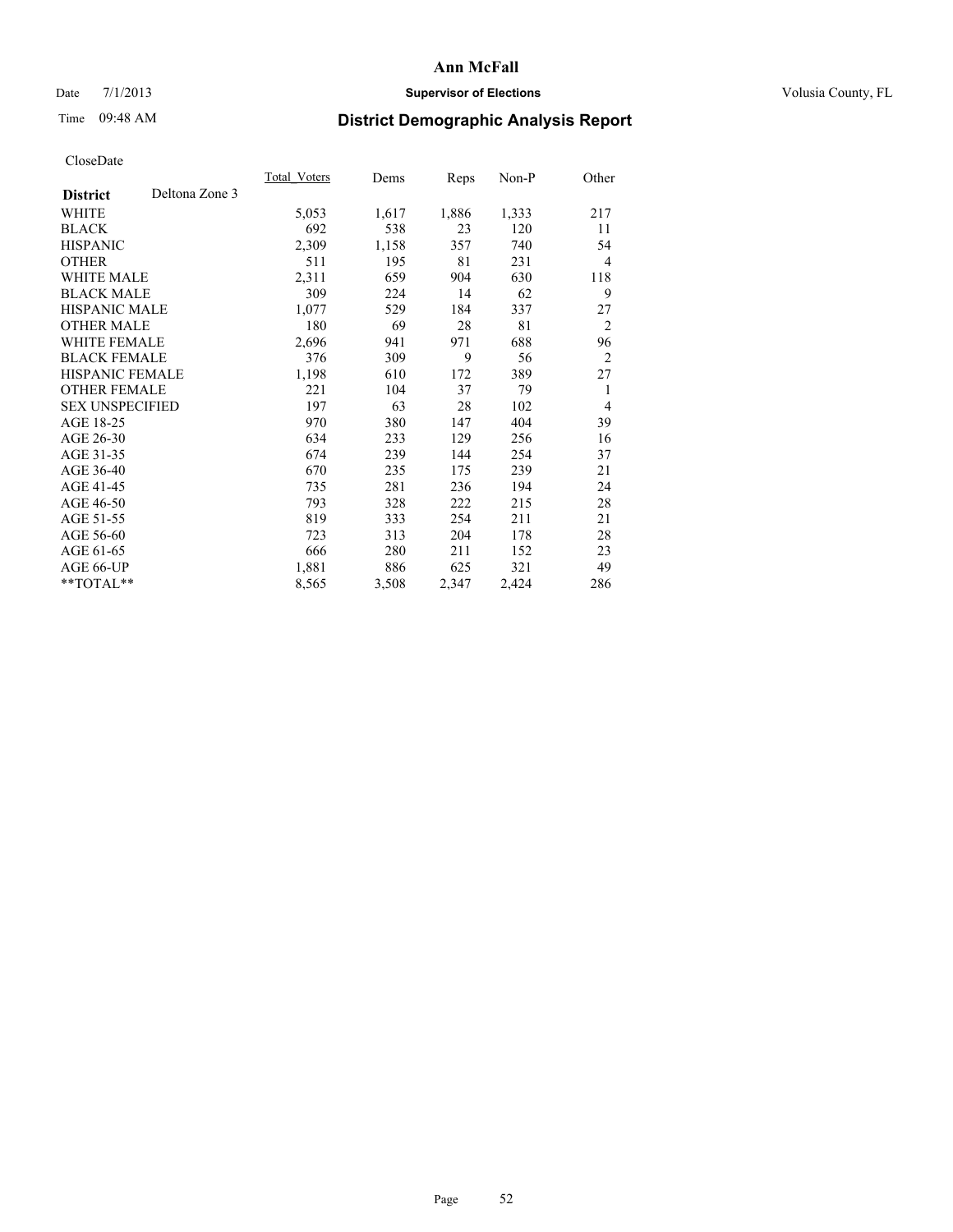# District Demographic Analysis Report

CloseDate

| District | Deltona Zone 3 | Total_Voters | Dems | Reps | Non-P | Other |
|---|---|---|---|---|---|---|
| WHITE | | 5,053 | 1,617 | 1,886 | 1,333 | 217 |
| BLACK | | 692 | 538 | 23 | 120 | 11 |
| HISPANIC | | 2,309 | 1,158 | 357 | 740 | 54 |
| OTHER | | 511 | 195 | 81 | 231 | 4 |
| WHITE MALE | | 2,311 | 659 | 904 | 630 | 118 |
| BLACK MALE | | 309 | 224 | 14 | 62 | 9 |
| HISPANIC MALE | | 1,077 | 529 | 184 | 337 | 27 |
| OTHER MALE | | 180 | 69 | 28 | 81 | 2 |
| WHITE FEMALE | | 2,696 | 941 | 971 | 688 | 96 |
| BLACK FEMALE | | 376 | 309 | 9 | 56 | 2 |
| HISPANIC FEMALE | | 1,198 | 610 | 172 | 389 | 27 |
| OTHER FEMALE | | 221 | 104 | 37 | 79 | 1 |
| SEX UNSPECIFIED | | 197 | 63 | 28 | 102 | 4 |
| AGE 18-25 | | 970 | 380 | 147 | 404 | 39 |
| AGE 26-30 | | 634 | 233 | 129 | 256 | 16 |
| AGE 31-35 | | 674 | 239 | 144 | 254 | 37 |
| AGE 36-40 | | 670 | 235 | 175 | 239 | 21 |
| AGE 41-45 | | 735 | 281 | 236 | 194 | 24 |
| AGE 46-50 | | 793 | 328 | 222 | 215 | 28 |
| AGE 51-55 | | 819 | 333 | 254 | 211 | 21 |
| AGE 56-60 | | 723 | 313 | 204 | 178 | 28 |
| AGE 61-65 | | 666 | 280 | 211 | 152 | 23 |
| AGE 66-UP | | 1,881 | 886 | 625 | 321 | 49 |
| **TOTAL** | | 8,565 | 3,508 | 2,347 | 2,424 | 286 |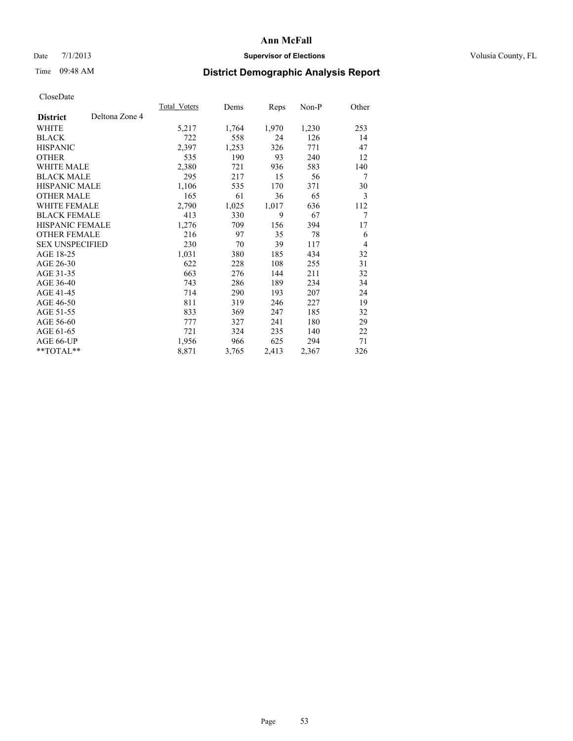# Ann McFall

Date 7/1/2013 **Supervisor of Elections** Volusia County, FL

Time 09:48 AM **District Demographic Analysis Report**

CloseDate

| **District** Deltona Zone 4 | Total Voters | Dems | Reps | Non-P | Other |
|---|---|---|---|---|---|
| WHITE | 5,217 | 1,764 | 1,970 | 1,230 | 253 |
| BLACK | 722 | 558 | 24 | 126 | 14 |
| HISPANIC | 2,397 | 1,253 | 326 | 771 | 47 |
| OTHER | 535 | 190 | 93 | 240 | 12 |
| WHITE MALE | 2,380 | 721 | 936 | 583 | 140 |
| BLACK MALE | 295 | 217 | 15 | 56 | 7 |
| HISPANIC MALE | 1,106 | 535 | 170 | 371 | 30 |
| OTHER MALE | 165 | 61 | 36 | 65 | 3 |
| WHITE FEMALE | 2,790 | 1,025 | 1,017 | 636 | 112 |
| BLACK FEMALE | 413 | 330 | 9 | 67 | 7 |
| HISPANIC FEMALE | 1,276 | 709 | 156 | 394 | 17 |
| OTHER FEMALE | 216 | 97 | 35 | 78 | 6 |
| SEX UNSPECIFIED | 230 | 70 | 39 | 117 | 4 |
| AGE 18-25 | 1,031 | 380 | 185 | 434 | 32 |
| AGE 26-30 | 622 | 228 | 108 | 255 | 31 |
| AGE 31-35 | 663 | 276 | 144 | 211 | 32 |
| AGE 36-40 | 743 | 286 | 189 | 234 | 34 |
| AGE 41-45 | 714 | 290 | 193 | 207 | 24 |
| AGE 46-50 | 811 | 319 | 246 | 227 | 19 |
| AGE 51-55 | 833 | 369 | 247 | 185 | 32 |
| AGE 56-60 | 777 | 327 | 241 | 180 | 29 |
| AGE 61-65 | 721 | 324 | 235 | 140 | 22 |
| AGE 66-UP | 1,956 | 966 | 625 | 294 | 71 |
| **TOTAL** | 8,871 | 3,765 | 2,413 | 2,367 | 326 |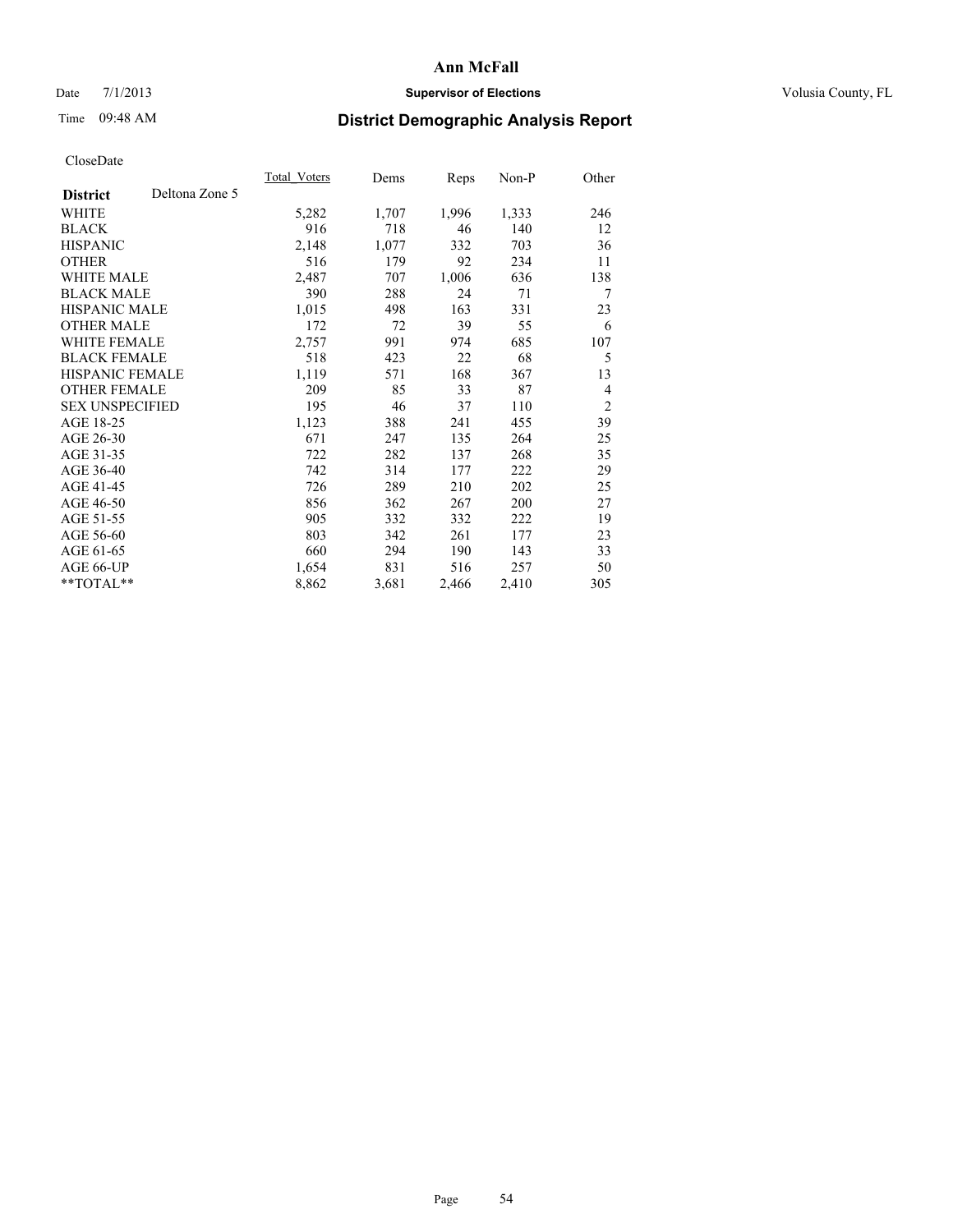# Ann McFall

Date 7/1/2013 **Supervisor of Elections** Volusia County, FL

Time 09:48 AM **District Demographic Analysis Report**

CloseDate

| **District** Deltona Zone 5 | Total_Voters | Dems | Reps | Non-P | Other |
|---|---|---|---|---|---|
| WHITE | 5,282 | 1,707 | 1,996 | 1,333 | 246 |
| BLACK | 916 | 718 | 46 | 140 | 12 |
| HISPANIC | 2,148 | 1,077 | 332 | 703 | 36 |
| OTHER | 516 | 179 | 92 | 234 | 11 |
| WHITE MALE | 2,487 | 707 | 1,006 | 636 | 138 |
| BLACK MALE | 390 | 288 | 24 | 71 | 7 |
| HISPANIC MALE | 1,015 | 498 | 163 | 331 | 23 |
| OTHER MALE | 172 | 72 | 39 | 55 | 6 |
| WHITE FEMALE | 2,757 | 991 | 974 | 685 | 107 |
| BLACK FEMALE | 518 | 423 | 22 | 68 | 5 |
| HISPANIC FEMALE | 1,119 | 571 | 168 | 367 | 13 |
| OTHER FEMALE | 209 | 85 | 33 | 87 | 4 |
| SEX UNSPECIFIED | 195 | 46 | 37 | 110 | 2 |
| AGE 18-25 | 1,123 | 388 | 241 | 455 | 39 |
| AGE 26-30 | 671 | 247 | 135 | 264 | 25 |
| AGE 31-35 | 722 | 282 | 137 | 268 | 35 |
| AGE 36-40 | 742 | 314 | 177 | 222 | 29 |
| AGE 41-45 | 726 | 289 | 210 | 202 | 25 |
| AGE 46-50 | 856 | 362 | 267 | 200 | 27 |
| AGE 51-55 | 905 | 332 | 332 | 222 | 19 |
| AGE 56-60 | 803 | 342 | 261 | 177 | 23 |
| AGE 61-65 | 660 | 294 | 190 | 143 | 33 |
| AGE 66-UP | 1,654 | 831 | 516 | 257 | 50 |
| **TOTAL** | 8,862 | 3,681 | 2,466 | 2,410 | 305 |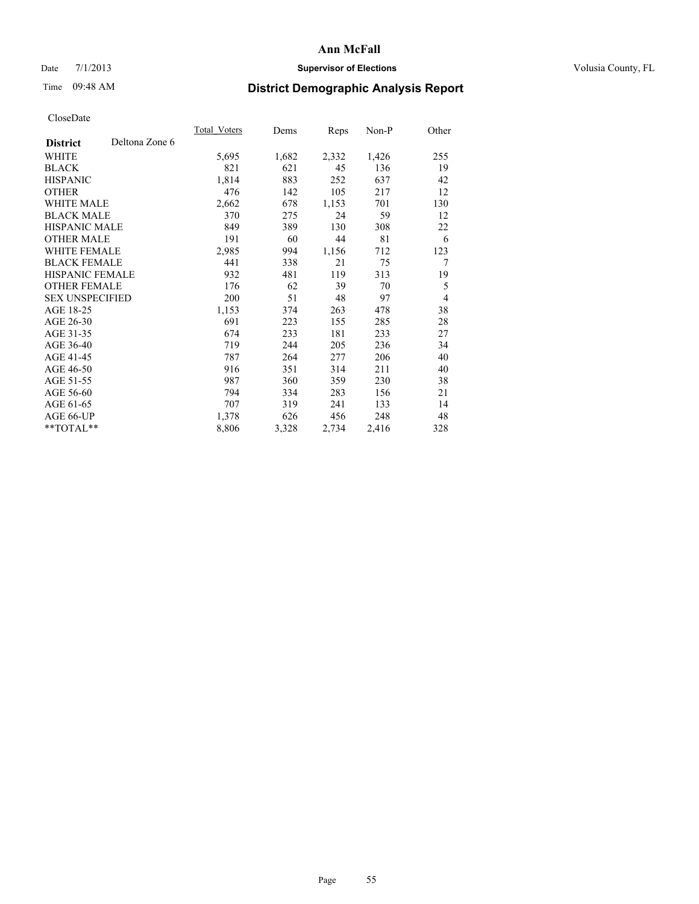# Ann McFall

Date 7/1/2013 **Supervisor of Elections** Volusia County, FL

Time 09:48 AM **District Demographic Analysis Report**

CloseDate

| **District** Deltona Zone 6 | Total_Voters | Dems | Reps | Non-P | Other |
|---|---|---|---|---|---|
| WHITE | 5,695 | 1,682 | 2,332 | 1,426 | 255 |
| BLACK | 821 | 621 | 45 | 136 | 19 |
| HISPANIC | 1,814 | 883 | 252 | 637 | 42 |
| OTHER | 476 | 142 | 105 | 217 | 12 |
| WHITE MALE | 2,662 | 678 | 1,153 | 701 | 130 |
| BLACK MALE | 370 | 275 | 24 | 59 | 12 |
| HISPANIC MALE | 849 | 389 | 130 | 308 | 22 |
| OTHER MALE | 191 | 60 | 44 | 81 | 6 |
| WHITE FEMALE | 2,985 | 994 | 1,156 | 712 | 123 |
| BLACK FEMALE | 441 | 338 | 21 | 75 | 7 |
| HISPANIC FEMALE | 932 | 481 | 119 | 313 | 19 |
| OTHER FEMALE | 176 | 62 | 39 | 70 | 5 |
| SEX UNSPECIFIED | 200 | 51 | 48 | 97 | 4 |
| AGE 18-25 | 1,153 | 374 | 263 | 478 | 38 |
| AGE 26-30 | 691 | 223 | 155 | 285 | 28 |
| AGE 31-35 | 674 | 233 | 181 | 233 | 27 |
| AGE 36-40 | 719 | 244 | 205 | 236 | 34 |
| AGE 41-45 | 787 | 264 | 277 | 206 | 40 |
| AGE 46-50 | 916 | 351 | 314 | 211 | 40 |
| AGE 51-55 | 987 | 360 | 359 | 230 | 38 |
| AGE 56-60 | 794 | 334 | 283 | 156 | 21 |
| AGE 61-65 | 707 | 319 | 241 | 133 | 14 |
| AGE 66-UP | 1,378 | 626 | 456 | 248 | 48 |
| **TOTAL** | 8,806 | 3,328 | 2,734 | 2,416 | 328 |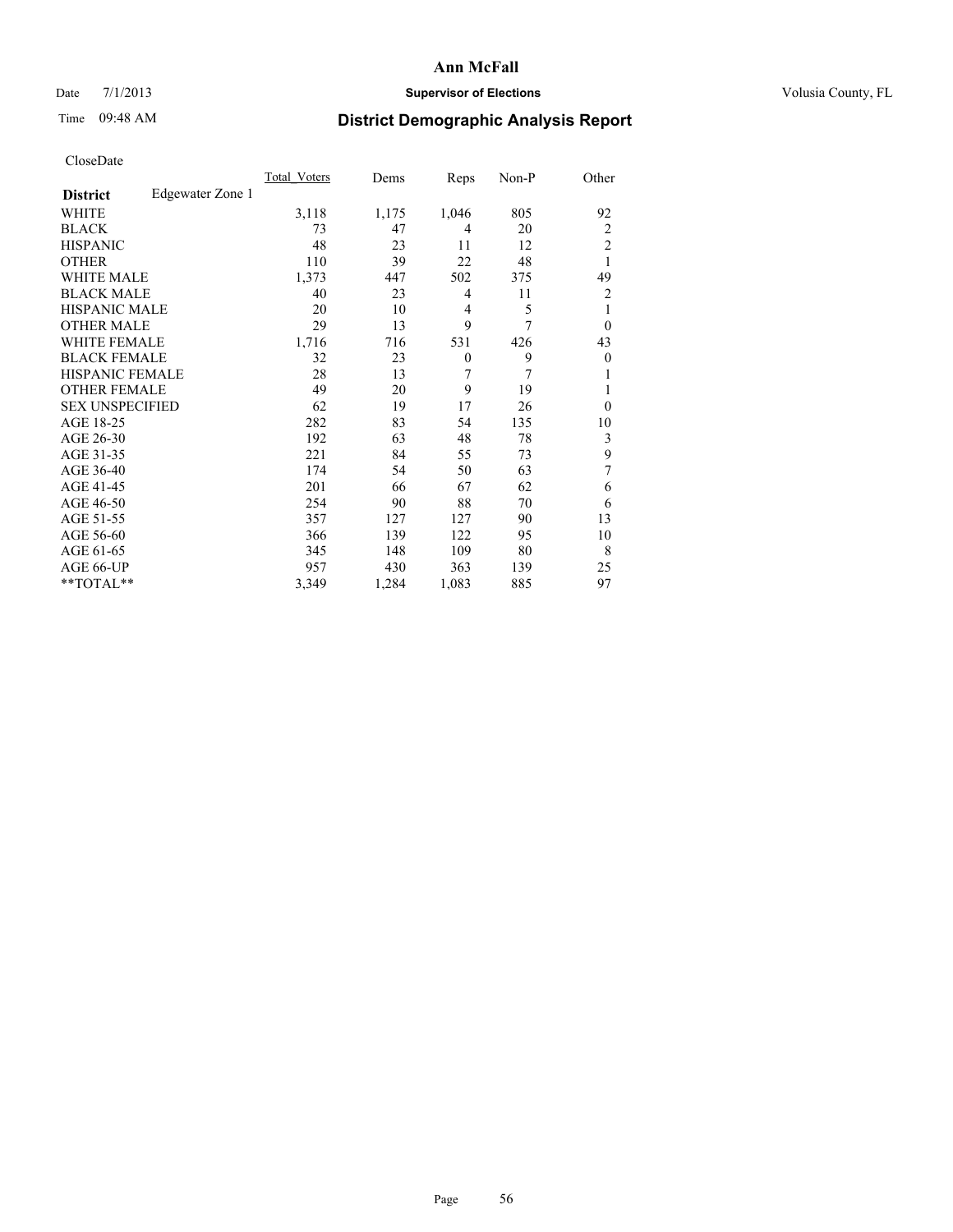# Ann McFall

Date 7/1/2013 **Supervisor of Elections** Volusia County, FL

Time 09:48 AM

## District Demographic Analysis Report

CloseDate

| **District** Edgewater Zone 1 | Total_Voters | Dems | Reps | Non-P | Other |
|---|---|---|---|---|---|
| WHITE | 3,118 | 1,175 | 1,046 | 805 | 92 |
| BLACK | 73 | 47 | 4 | 20 | 2 |
| HISPANIC | 48 | 23 | 11 | 12 | 2 |
| OTHER | 110 | 39 | 22 | 48 | 1 |
| WHITE MALE | 1,373 | 447 | 502 | 375 | 49 |
| BLACK MALE | 40 | 23 | 4 | 11 | 2 |
| HISPANIC MALE | 20 | 10 | 4 | 5 | 1 |
| OTHER MALE | 29 | 13 | 9 | 7 | 0 |
| WHITE FEMALE | 1,716 | 716 | 531 | 426 | 43 |
| BLACK FEMALE | 32 | 23 | 0 | 9 | 0 |
| HISPANIC FEMALE | 28 | 13 | 7 | 7 | 1 |
| OTHER FEMALE | 49 | 20 | 9 | 19 | 1 |
| SEX UNSPECIFIED | 62 | 19 | 17 | 26 | 0 |
| AGE 18-25 | 282 | 83 | 54 | 135 | 10 |
| AGE 26-30 | 192 | 63 | 48 | 78 | 3 |
| AGE 31-35 | 221 | 84 | 55 | 73 | 9 |
| AGE 36-40 | 174 | 54 | 50 | 63 | 7 |
| AGE 41-45 | 201 | 66 | 67 | 62 | 6 |
| AGE 46-50 | 254 | 90 | 88 | 70 | 6 |
| AGE 51-55 | 357 | 127 | 127 | 90 | 13 |
| AGE 56-60 | 366 | 139 | 122 | 95 | 10 |
| AGE 61-65 | 345 | 148 | 109 | 80 | 8 |
| AGE 66-UP | 957 | 430 | 363 | 139 | 25 |
| **TOTAL** | 3,349 | 1,284 | 1,083 | 885 | 97 |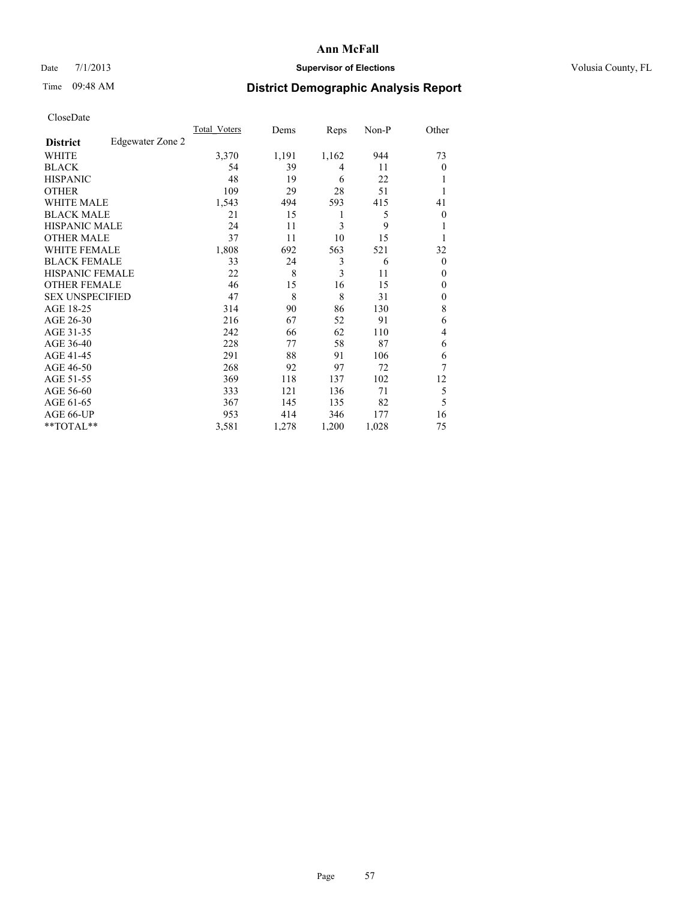# Ann McFall

Date 7/1/2013 **Supervisor of Elections** Volusia County, FL

Time 09:48 AM **District Demographic Analysis Report**

CloseDate

| **District** Edgewater Zone 2 | Total_Voters | Dems | Reps | Non-P | Other |
|---|---|---|---|---|---|
| WHITE | 3,370 | 1,191 | 1,162 | 944 | 73 |
| BLACK | 54 | 39 | 4 | 11 | 0 |
| HISPANIC | 48 | 19 | 6 | 22 | 1 |
| OTHER | 109 | 29 | 28 | 51 | 1 |
| WHITE MALE | 1,543 | 494 | 593 | 415 | 41 |
| BLACK MALE | 21 | 15 | 1 | 5 | 0 |
| HISPANIC MALE | 24 | 11 | 3 | 9 | 1 |
| OTHER MALE | 37 | 11 | 10 | 15 | 1 |
| WHITE FEMALE | 1,808 | 692 | 563 | 521 | 32 |
| BLACK FEMALE | 33 | 24 | 3 | 6 | 0 |
| HISPANIC FEMALE | 22 | 8 | 3 | 11 | 0 |
| OTHER FEMALE | 46 | 15 | 16 | 15 | 0 |
| SEX UNSPECIFIED | 47 | 8 | 8 | 31 | 0 |
| AGE 18-25 | 314 | 90 | 86 | 130 | 8 |
| AGE 26-30 | 216 | 67 | 52 | 91 | 6 |
| AGE 31-35 | 242 | 66 | 62 | 110 | 4 |
| AGE 36-40 | 228 | 77 | 58 | 87 | 6 |
| AGE 41-45 | 291 | 88 | 91 | 106 | 6 |
| AGE 46-50 | 268 | 92 | 97 | 72 | 7 |
| AGE 51-55 | 369 | 118 | 137 | 102 | 12 |
| AGE 56-60 | 333 | 121 | 136 | 71 | 5 |
| AGE 61-65 | 367 | 145 | 135 | 82 | 5 |
| AGE 66-UP | 953 | 414 | 346 | 177 | 16 |
| **TOTAL** | 3,581 | 1,278 | 1,200 | 1,028 | 75 |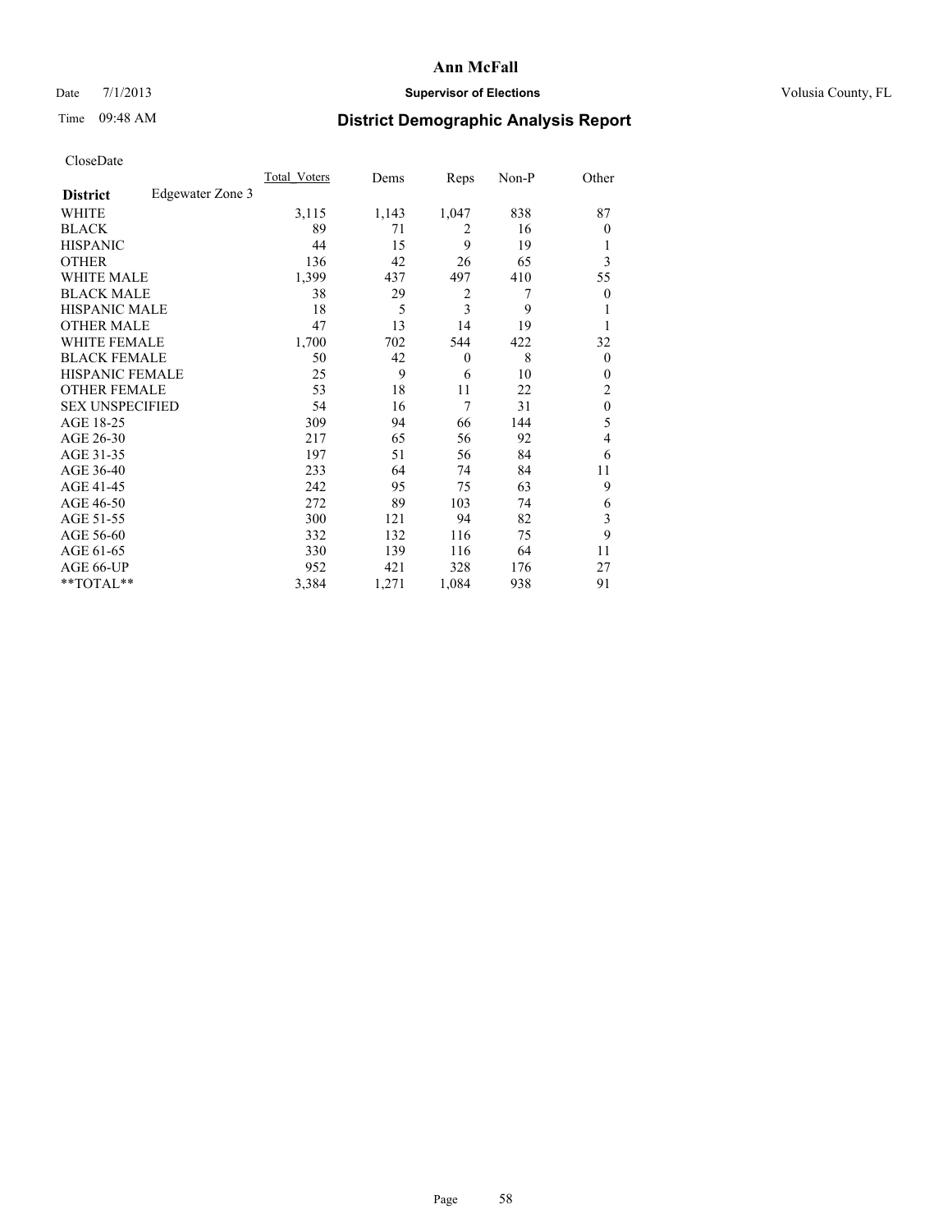# Ann McFall

Date 7/1/2013 **Supervisor of Elections** Volusia County, FL

Time 09:48 AM **District Demographic Analysis Report**

CloseDate

| | Total_Voters | Dems | Reps | Non-P | Other |
|---|---|---|---|---|---|
| **District** Edgewater Zone 3 | | | | | |
| WHITE | 3,115 | 1,143 | 1,047 | 838 | 87 |
| BLACK | 89 | 71 | 2 | 16 | 0 |
| HISPANIC | 44 | 15 | 9 | 19 | 1 |
| OTHER | 136 | 42 | 26 | 65 | 3 |
| WHITE MALE | 1,399 | 437 | 497 | 410 | 55 |
| BLACK MALE | 38 | 29 | 2 | 7 | 0 |
| HISPANIC MALE | 18 | 5 | 3 | 9 | 1 |
| OTHER MALE | 47 | 13 | 14 | 19 | 1 |
| WHITE FEMALE | 1,700 | 702 | 544 | 422 | 32 |
| BLACK FEMALE | 50 | 42 | 0 | 8 | 0 |
| HISPANIC FEMALE | 25 | 9 | 6 | 10 | 0 |
| OTHER FEMALE | 53 | 18 | 11 | 22 | 2 |
| SEX UNSPECIFIED | 54 | 16 | 7 | 31 | 0 |
| AGE 18-25 | 309 | 94 | 66 | 144 | 5 |
| AGE 26-30 | 217 | 65 | 56 | 92 | 4 |
| AGE 31-35 | 197 | 51 | 56 | 84 | 6 |
| AGE 36-40 | 233 | 64 | 74 | 84 | 11 |
| AGE 41-45 | 242 | 95 | 75 | 63 | 9 |
| AGE 46-50 | 272 | 89 | 103 | 74 | 6 |
| AGE 51-55 | 300 | 121 | 94 | 82 | 3 |
| AGE 56-60 | 332 | 132 | 116 | 75 | 9 |
| AGE 61-65 | 330 | 139 | 116 | 64 | 11 |
| AGE 66-UP | 952 | 421 | 328 | 176 | 27 |
| **TOTAL** | 3,384 | 1,271 | 1,084 | 938 | 91 |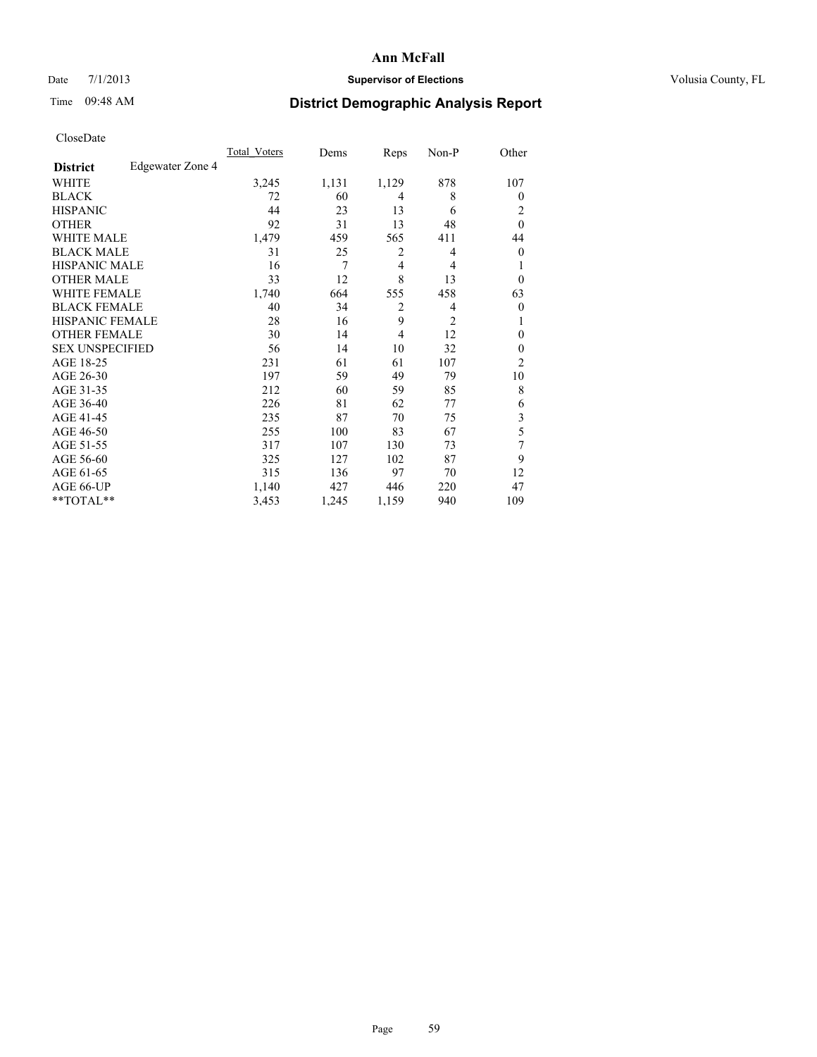# Ann McFall

Date 7/1/2013 **Supervisor of Elections** Volusia County, FL

Time 09:48 AM **District Demographic Analysis Report**

CloseDate

| **District** Edgewater Zone 4 | Total_Voters | Dems | Reps | Non-P | Other |
|---|---|---|---|---|---|
| WHITE | 3,245 | 1,131 | 1,129 | 878 | 107 |
| BLACK | 72 | 60 | 4 | 8 | 0 |
| HISPANIC | 44 | 23 | 13 | 6 | 2 |
| OTHER | 92 | 31 | 13 | 48 | 0 |
| WHITE MALE | 1,479 | 459 | 565 | 411 | 44 |
| BLACK MALE | 31 | 25 | 2 | 4 | 0 |
| HISPANIC MALE | 16 | 7 | 4 | 4 | 1 |
| OTHER MALE | 33 | 12 | 8 | 13 | 0 |
| WHITE FEMALE | 1,740 | 664 | 555 | 458 | 63 |
| BLACK FEMALE | 40 | 34 | 2 | 4 | 0 |
| HISPANIC FEMALE | 28 | 16 | 9 | 2 | 1 |
| OTHER FEMALE | 30 | 14 | 4 | 12 | 0 |
| SEX UNSPECIFIED | 56 | 14 | 10 | 32 | 0 |
| AGE 18-25 | 231 | 61 | 61 | 107 | 2 |
| AGE 26-30 | 197 | 59 | 49 | 79 | 10 |
| AGE 31-35 | 212 | 60 | 59 | 85 | 8 |
| AGE 36-40 | 226 | 81 | 62 | 77 | 6 |
| AGE 41-45 | 235 | 87 | 70 | 75 | 3 |
| AGE 46-50 | 255 | 100 | 83 | 67 | 5 |
| AGE 51-55 | 317 | 107 | 130 | 73 | 7 |
| AGE 56-60 | 325 | 127 | 102 | 87 | 9 |
| AGE 61-65 | 315 | 136 | 97 | 70 | 12 |
| AGE 66-UP | 1,140 | 427 | 446 | 220 | 47 |
| **TOTAL** | 3,453 | 1,245 | 1,159 | 940 | 109 |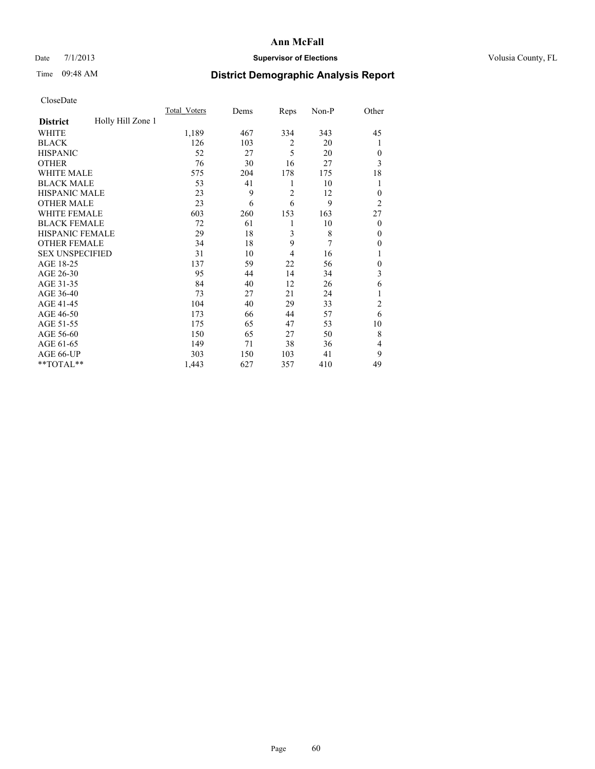# Ann McFall

Date 7/1/2013 **Supervisor of Elections** Volusia County, FL

Time 09:48 AM **District Demographic Analysis Report**

CloseDate

| **District** Holly Hill Zone 1 | Total Voters | Dems | Reps | Non-P | Other |
|---|---|---|---|---|---|
| WHITE | 1,189 | 467 | 334 | 343 | 45 |
| BLACK | 126 | 103 | 2 | 20 | 1 |
| HISPANIC | 52 | 27 | 5 | 20 | 0 |
| OTHER | 76 | 30 | 16 | 27 | 3 |
| WHITE MALE | 575 | 204 | 178 | 175 | 18 |
| BLACK MALE | 53 | 41 | 1 | 10 | 1 |
| HISPANIC MALE | 23 | 9 | 2 | 12 | 0 |
| OTHER MALE | 23 | 6 | 6 | 9 | 2 |
| WHITE FEMALE | 603 | 260 | 153 | 163 | 27 |
| BLACK FEMALE | 72 | 61 | 1 | 10 | 0 |
| HISPANIC FEMALE | 29 | 18 | 3 | 8 | 0 |
| OTHER FEMALE | 34 | 18 | 9 | 7 | 0 |
| SEX UNSPECIFIED | 31 | 10 | 4 | 16 | 1 |
| AGE 18-25 | 137 | 59 | 22 | 56 | 0 |
| AGE 26-30 | 95 | 44 | 14 | 34 | 3 |
| AGE 31-35 | 84 | 40 | 12 | 26 | 6 |
| AGE 36-40 | 73 | 27 | 21 | 24 | 1 |
| AGE 41-45 | 104 | 40 | 29 | 33 | 2 |
| AGE 46-50 | 173 | 66 | 44 | 57 | 6 |
| AGE 51-55 | 175 | 65 | 47 | 53 | 10 |
| AGE 56-60 | 150 | 65 | 27 | 50 | 8 |
| AGE 61-65 | 149 | 71 | 38 | 36 | 4 |
| AGE 66-UP | 303 | 150 | 103 | 41 | 9 |
| **TOTAL** | 1,443 | 627 | 357 | 410 | 49 |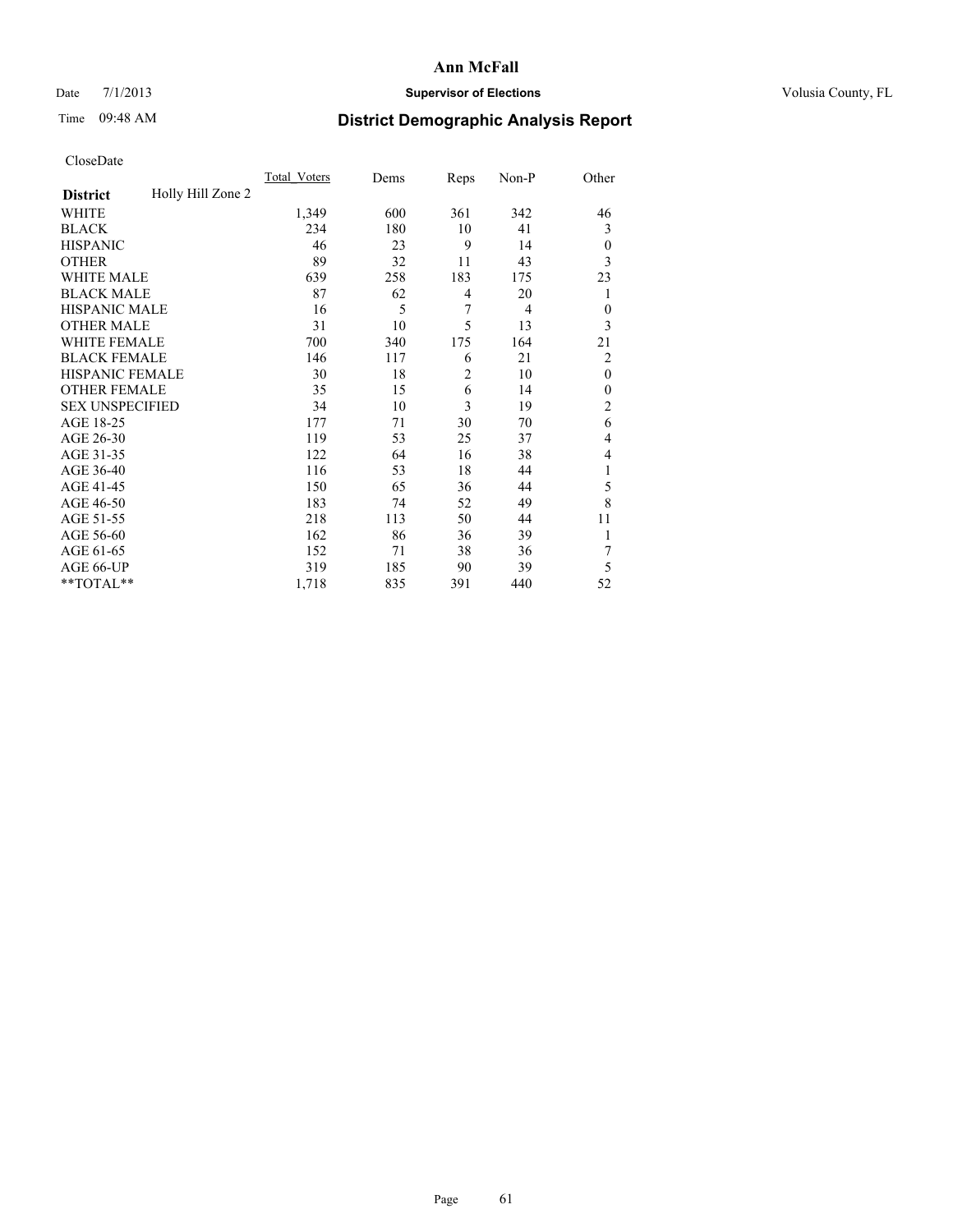Date 7/1/2013

Time 09:48 AM

# Ann McFall

**Supervisor of Elections**

Volusia County, FL

## District Demographic Analysis Report

CloseDate

| **District** Holly Hill Zone 2 | Total_Voters | Dems | Reps | Non-P | Other |
|---|---|---|---|---|---|
| WHITE | 1,349 | 600 | 361 | 342 | 46 |
| BLACK | 234 | 180 | 10 | 41 | 3 |
| HISPANIC | 46 | 23 | 9 | 14 | 0 |
| OTHER | 89 | 32 | 11 | 43 | 3 |
| WHITE MALE | 639 | 258 | 183 | 175 | 23 |
| BLACK MALE | 87 | 62 | 4 | 20 | 1 |
| HISPANIC MALE | 16 | 5 | 7 | 4 | 0 |
| OTHER MALE | 31 | 10 | 5 | 13 | 3 |
| WHITE FEMALE | 700 | 340 | 175 | 164 | 21 |
| BLACK FEMALE | 146 | 117 | 6 | 21 | 2 |
| HISPANIC FEMALE | 30 | 18 | 2 | 10 | 0 |
| OTHER FEMALE | 35 | 15 | 6 | 14 | 0 |
| SEX UNSPECIFIED | 34 | 10 | 3 | 19 | 2 |
| AGE 18-25 | 177 | 71 | 30 | 70 | 6 |
| AGE 26-30 | 119 | 53 | 25 | 37 | 4 |
| AGE 31-35 | 122 | 64 | 16 | 38 | 4 |
| AGE 36-40 | 116 | 53 | 18 | 44 | 1 |
| AGE 41-45 | 150 | 65 | 36 | 44 | 5 |
| AGE 46-50 | 183 | 74 | 52 | 49 | 8 |
| AGE 51-55 | 218 | 113 | 50 | 44 | 11 |
| AGE 56-60 | 162 | 86 | 36 | 39 | 1 |
| AGE 61-65 | 152 | 71 | 38 | 36 | 7 |
| AGE 66-UP | 319 | 185 | 90 | 39 | 5 |
| **TOTAL** | 1,718 | 835 | 391 | 440 | 52 |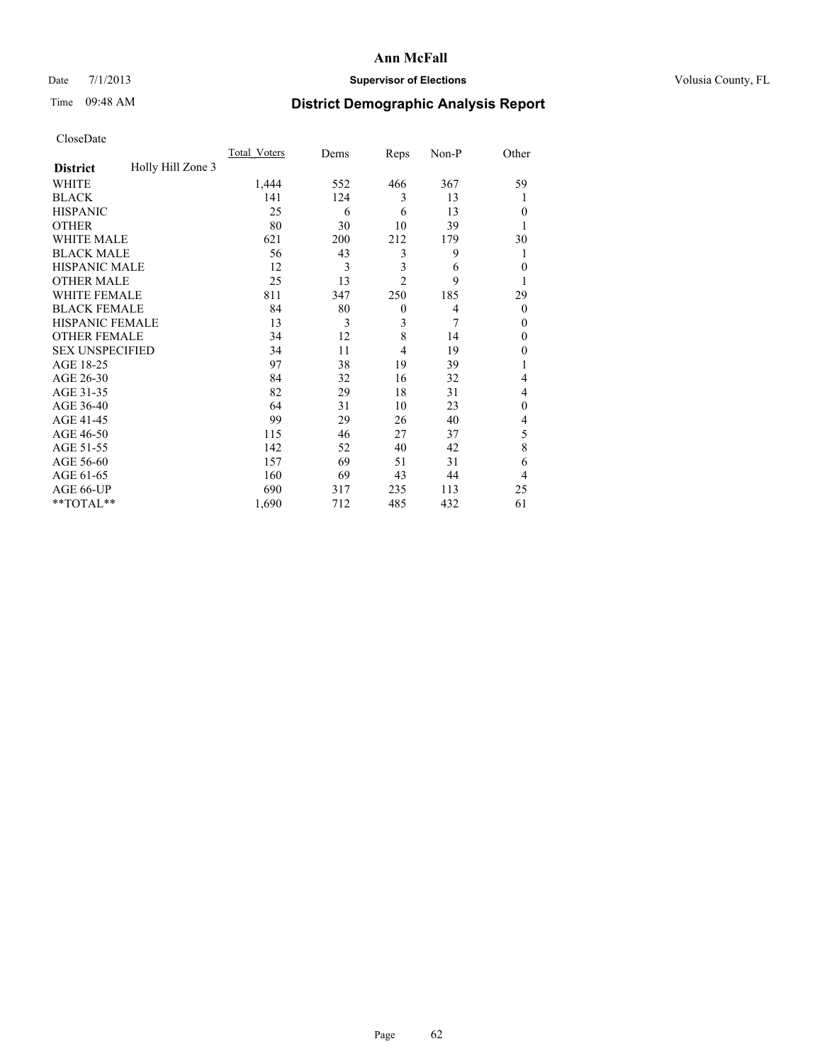# Ann McFall

Date 7/1/2013 **Supervisor of Elections** Volusia County, FL

Time 09:48 AM **District Demographic Analysis Report**

CloseDate

| District | Holly Hill Zone 3 | Total_Voters | Dems | Reps | Non-P | Other |
|---|---|---|---|---|---|---|
| WHITE | | 1,444 | 552 | 466 | 367 | 59 |
| BLACK | | 141 | 124 | 3 | 13 | 1 |
| HISPANIC | | 25 | 6 | 6 | 13 | 0 |
| OTHER | | 80 | 30 | 10 | 39 | 1 |
| WHITE MALE | | 621 | 200 | 212 | 179 | 30 |
| BLACK MALE | | 56 | 43 | 3 | 9 | 1 |
| HISPANIC MALE | | 12 | 3 | 3 | 6 | 0 |
| OTHER MALE | | 25 | 13 | 2 | 9 | 1 |
| WHITE FEMALE | | 811 | 347 | 250 | 185 | 29 |
| BLACK FEMALE | | 84 | 80 | 0 | 4 | 0 |
| HISPANIC FEMALE | | 13 | 3 | 3 | 7 | 0 |
| OTHER FEMALE | | 34 | 12 | 8 | 14 | 0 |
| SEX UNSPECIFIED | | 34 | 11 | 4 | 19 | 0 |
| AGE 18-25 | | 97 | 38 | 19 | 39 | 1 |
| AGE 26-30 | | 84 | 32 | 16 | 32 | 4 |
| AGE 31-35 | | 82 | 29 | 18 | 31 | 4 |
| AGE 36-40 | | 64 | 31 | 10 | 23 | 0 |
| AGE 41-45 | | 99 | 29 | 26 | 40 | 4 |
| AGE 46-50 | | 115 | 46 | 27 | 37 | 5 |
| AGE 51-55 | | 142 | 52 | 40 | 42 | 8 |
| AGE 56-60 | | 157 | 69 | 51 | 31 | 6 |
| AGE 61-65 | | 160 | 69 | 43 | 44 | 4 |
| AGE 66-UP | | 690 | 317 | 235 | 113 | 25 |
| **TOTAL** | | 1,690 | 712 | 485 | 432 | 61 |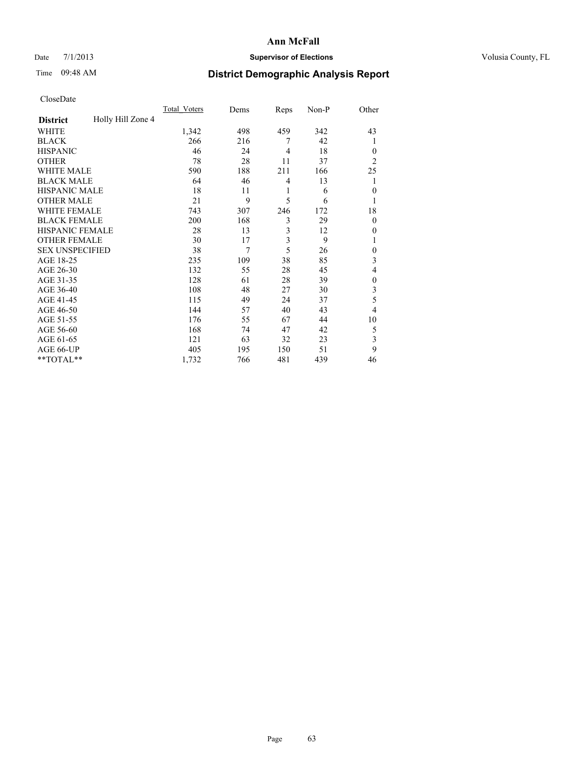# Ann McFall

Date 7/1/2013 **Supervisor of Elections** Volusia County, FL

Time 09:48 AM **District Demographic Analysis Report**

CloseDate

| **District** Holly Hill Zone 4 | Total_Voters | Dems | Reps | Non-P | Other |
|---|---|---|---|---|---|
| WHITE | 1,342 | 498 | 459 | 342 | 43 |
| BLACK | 266 | 216 | 7 | 42 | 1 |
| HISPANIC | 46 | 24 | 4 | 18 | 0 |
| OTHER | 78 | 28 | 11 | 37 | 2 |
| WHITE MALE | 590 | 188 | 211 | 166 | 25 |
| BLACK MALE | 64 | 46 | 4 | 13 | 1 |
| HISPANIC MALE | 18 | 11 | 1 | 6 | 0 |
| OTHER MALE | 21 | 9 | 5 | 6 | 1 |
| WHITE FEMALE | 743 | 307 | 246 | 172 | 18 |
| BLACK FEMALE | 200 | 168 | 3 | 29 | 0 |
| HISPANIC FEMALE | 28 | 13 | 3 | 12 | 0 |
| OTHER FEMALE | 30 | 17 | 3 | 9 | 1 |
| SEX UNSPECIFIED | 38 | 7 | 5 | 26 | 0 |
| AGE 18-25 | 235 | 109 | 38 | 85 | 3 |
| AGE 26-30 | 132 | 55 | 28 | 45 | 4 |
| AGE 31-35 | 128 | 61 | 28 | 39 | 0 |
| AGE 36-40 | 108 | 48 | 27 | 30 | 3 |
| AGE 41-45 | 115 | 49 | 24 | 37 | 5 |
| AGE 46-50 | 144 | 57 | 40 | 43 | 4 |
| AGE 51-55 | 176 | 55 | 67 | 44 | 10 |
| AGE 56-60 | 168 | 74 | 47 | 42 | 5 |
| AGE 61-65 | 121 | 63 | 32 | 23 | 3 |
| AGE 66-UP | 405 | 195 | 150 | 51 | 9 |
| **TOTAL** | 1,732 | 766 | 481 | 439 | 46 |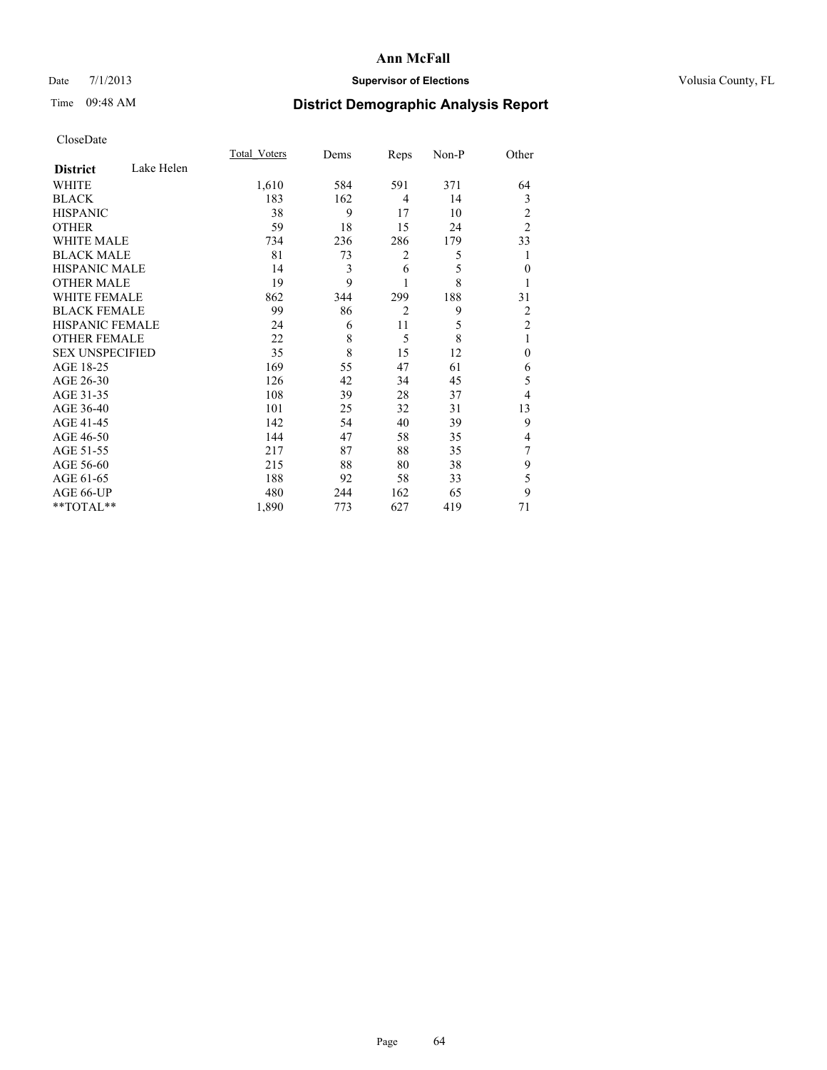# Ann McFall

Date 7/1/2013 **Supervisor of Elections** Volusia County, FL

Time 09:48 AM **District Demographic Analysis Report**

CloseDate

| **District** Lake Helen | Total_Voters | Dems | Reps | Non-P | Other |
|---|---|---|---|---|---|
| WHITE | 1,610 | 584 | 591 | 371 | 64 |
| BLACK | 183 | 162 | 4 | 14 | 3 |
| HISPANIC | 38 | 9 | 17 | 10 | 2 |
| OTHER | 59 | 18 | 15 | 24 | 2 |
| WHITE MALE | 734 | 236 | 286 | 179 | 33 |
| BLACK MALE | 81 | 73 | 2 | 5 | 1 |
| HISPANIC MALE | 14 | 3 | 6 | 5 | 0 |
| OTHER MALE | 19 | 9 | 1 | 8 | 1 |
| WHITE FEMALE | 862 | 344 | 299 | 188 | 31 |
| BLACK FEMALE | 99 | 86 | 2 | 9 | 2 |
| HISPANIC FEMALE | 24 | 6 | 11 | 5 | 2 |
| OTHER FEMALE | 22 | 8 | 5 | 8 | 1 |
| SEX UNSPECIFIED | 35 | 8 | 15 | 12 | 0 |
| AGE 18-25 | 169 | 55 | 47 | 61 | 6 |
| AGE 26-30 | 126 | 42 | 34 | 45 | 5 |
| AGE 31-35 | 108 | 39 | 28 | 37 | 4 |
| AGE 36-40 | 101 | 25 | 32 | 31 | 13 |
| AGE 41-45 | 142 | 54 | 40 | 39 | 9 |
| AGE 46-50 | 144 | 47 | 58 | 35 | 4 |
| AGE 51-55 | 217 | 87 | 88 | 35 | 7 |
| AGE 56-60 | 215 | 88 | 80 | 38 | 9 |
| AGE 61-65 | 188 | 92 | 58 | 33 | 5 |
| AGE 66-UP | 480 | 244 | 162 | 65 | 9 |
| **TOTAL** | 1,890 | 773 | 627 | 419 | 71 |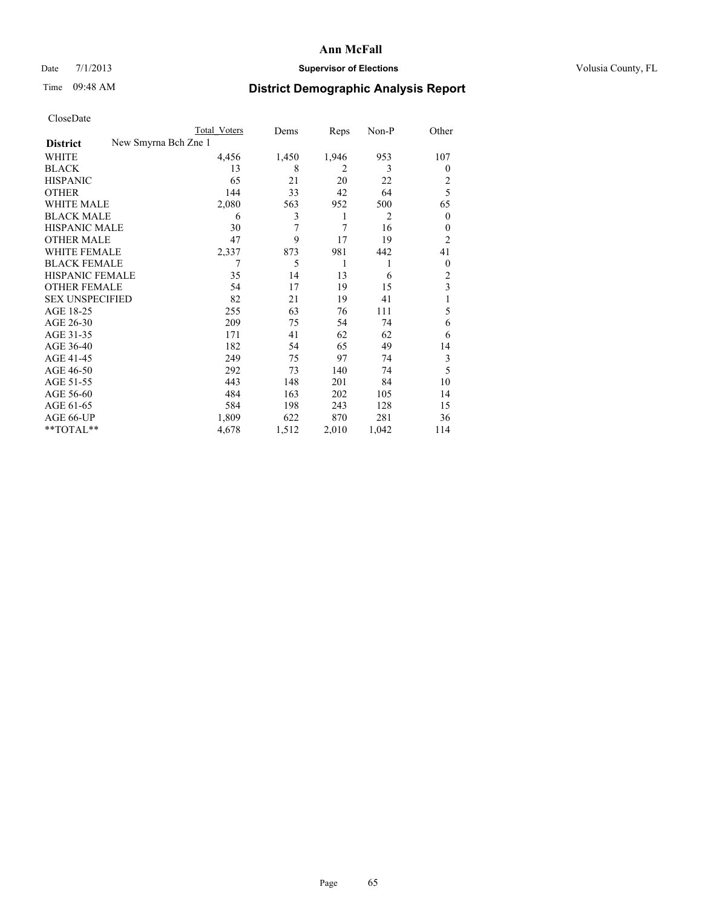**Ann McFall**

Date 7/1/2013 **Supervisor of Elections** Volusia County, FL

Time 09:48 AM **District Demographic Analysis Report**

CloseDate

| | Total Voters | Dems | Reps | Non-P | Other |
|---|---|---|---|---|---|
| **District** New Smyrna Bch Zne 1 | | | | | |
| WHITE | 4,456 | 1,450 | 1,946 | 953 | 107 |
| BLACK | 13 | 8 | 2 | 3 | 0 |
| HISPANIC | 65 | 21 | 20 | 22 | 2 |
| OTHER | 144 | 33 | 42 | 64 | 5 |
| WHITE MALE | 2,080 | 563 | 952 | 500 | 65 |
| BLACK MALE | 6 | 3 | 1 | 2 | 0 |
| HISPANIC MALE | 30 | 7 | 7 | 16 | 0 |
| OTHER MALE | 47 | 9 | 17 | 19 | 2 |
| WHITE FEMALE | 2,337 | 873 | 981 | 442 | 41 |
| BLACK FEMALE | 7 | 5 | 1 | 1 | 0 |
| HISPANIC FEMALE | 35 | 14 | 13 | 6 | 2 |
| OTHER FEMALE | 54 | 17 | 19 | 15 | 3 |
| SEX UNSPECIFIED | 82 | 21 | 19 | 41 | 1 |
| AGE 18-25 | 255 | 63 | 76 | 111 | 5 |
| AGE 26-30 | 209 | 75 | 54 | 74 | 6 |
| AGE 31-35 | 171 | 41 | 62 | 62 | 6 |
| AGE 36-40 | 182 | 54 | 65 | 49 | 14 |
| AGE 41-45 | 249 | 75 | 97 | 74 | 3 |
| AGE 46-50 | 292 | 73 | 140 | 74 | 5 |
| AGE 51-55 | 443 | 148 | 201 | 84 | 10 |
| AGE 56-60 | 484 | 163 | 202 | 105 | 14 |
| AGE 61-65 | 584 | 198 | 243 | 128 | 15 |
| AGE 66-UP | 1,809 | 622 | 870 | 281 | 36 |
| **TOTAL** | 4,678 | 1,512 | 2,010 | 1,042 | 114 |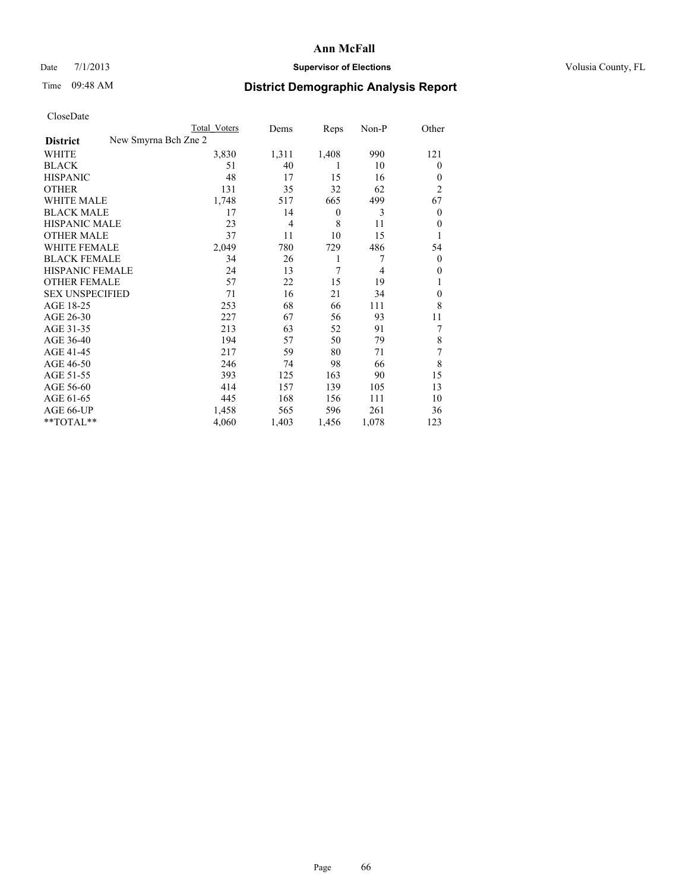# Ann McFall

Date 7/1/2013 **Supervisor of Elections** Volusia County, FL

Time 09:48 AM

## District Demographic Analysis Report

CloseDate

| | Total Voters | Dems | Reps | Non-P | Other |
|---|---|---|---|---|---|
| **District** New Smyrna Bch Zne 2 | | | | | |
| WHITE | 3,830 | 1,311 | 1,408 | 990 | 121 |
| BLACK | 51 | 40 | 1 | 10 | 0 |
| HISPANIC | 48 | 17 | 15 | 16 | 0 |
| OTHER | 131 | 35 | 32 | 62 | 2 |
| WHITE MALE | 1,748 | 517 | 665 | 499 | 67 |
| BLACK MALE | 17 | 14 | 0 | 3 | 0 |
| HISPANIC MALE | 23 | 4 | 8 | 11 | 0 |
| OTHER MALE | 37 | 11 | 10 | 15 | 1 |
| WHITE FEMALE | 2,049 | 780 | 729 | 486 | 54 |
| BLACK FEMALE | 34 | 26 | 1 | 7 | 0 |
| HISPANIC FEMALE | 24 | 13 | 7 | 4 | 0 |
| OTHER FEMALE | 57 | 22 | 15 | 19 | 1 |
| SEX UNSPECIFIED | 71 | 16 | 21 | 34 | 0 |
| AGE 18-25 | 253 | 68 | 66 | 111 | 8 |
| AGE 26-30 | 227 | 67 | 56 | 93 | 11 |
| AGE 31-35 | 213 | 63 | 52 | 91 | 7 |
| AGE 36-40 | 194 | 57 | 50 | 79 | 8 |
| AGE 41-45 | 217 | 59 | 80 | 71 | 7 |
| AGE 46-50 | 246 | 74 | 98 | 66 | 8 |
| AGE 51-55 | 393 | 125 | 163 | 90 | 15 |
| AGE 56-60 | 414 | 157 | 139 | 105 | 13 |
| AGE 61-65 | 445 | 168 | 156 | 111 | 10 |
| AGE 66-UP | 1,458 | 565 | 596 | 261 | 36 |
| **TOTAL** | 4,060 | 1,403 | 1,456 | 1,078 | 123 |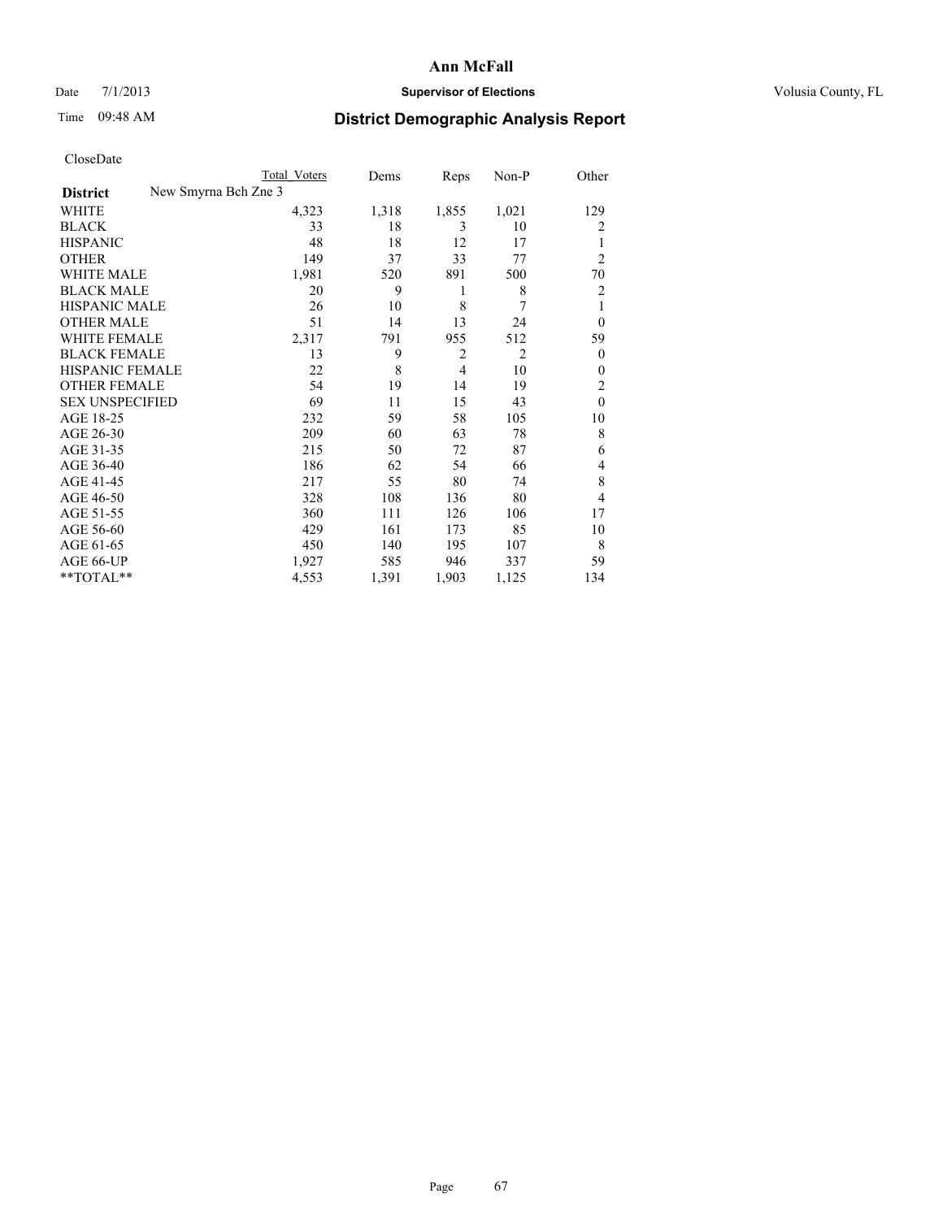# Ann McFall

Date 7/1/2013 **Supervisor of Elections** Volusia County, FL

Time 09:48 AM **District Demographic Analysis Report**

CloseDate

| District | New Smyrna Bch Zne 3 | Total Voters | Dems | Reps | Non-P | Other |
|---|---|---|---|---|---|---|
| WHITE | | 4,323 | 1,318 | 1,855 | 1,021 | 129 |
| BLACK | | 33 | 18 | 3 | 10 | 2 |
| HISPANIC | | 48 | 18 | 12 | 17 | 1 |
| OTHER | | 149 | 37 | 33 | 77 | 2 |
| WHITE MALE | | 1,981 | 520 | 891 | 500 | 70 |
| BLACK MALE | | 20 | 9 | 1 | 8 | 2 |
| HISPANIC MALE | | 26 | 10 | 8 | 7 | 1 |
| OTHER MALE | | 51 | 14 | 13 | 24 | 0 |
| WHITE FEMALE | | 2,317 | 791 | 955 | 512 | 59 |
| BLACK FEMALE | | 13 | 9 | 2 | 2 | 0 |
| HISPANIC FEMALE | | 22 | 8 | 4 | 10 | 0 |
| OTHER FEMALE | | 54 | 19 | 14 | 19 | 2 |
| SEX UNSPECIFIED | | 69 | 11 | 15 | 43 | 0 |
| AGE 18-25 | | 232 | 59 | 58 | 105 | 10 |
| AGE 26-30 | | 209 | 60 | 63 | 78 | 8 |
| AGE 31-35 | | 215 | 50 | 72 | 87 | 6 |
| AGE 36-40 | | 186 | 62 | 54 | 66 | 4 |
| AGE 41-45 | | 217 | 55 | 80 | 74 | 8 |
| AGE 46-50 | | 328 | 108 | 136 | 80 | 4 |
| AGE 51-55 | | 360 | 111 | 126 | 106 | 17 |
| AGE 56-60 | | 429 | 161 | 173 | 85 | 10 |
| AGE 61-65 | | 450 | 140 | 195 | 107 | 8 |
| AGE 66-UP | | 1,927 | 585 | 946 | 337 | 59 |
| **TOTAL** | | 4,553 | 1,391 | 1,903 | 1,125 | 134 |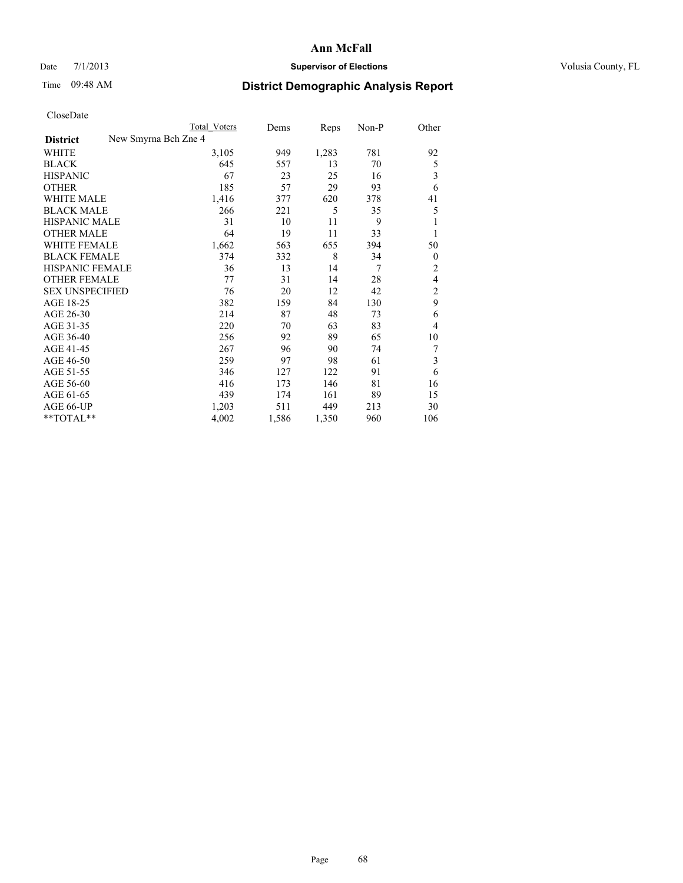# Ann McFall

Date 7/1/2013 **Supervisor of Elections** Volusia County, FL

Time 09:48 AM **District Demographic Analysis Report**

CloseDate

| | Total Voters | Dems | Reps | Non-P | Other |
|---|---|---|---|---|---|
| **District** New Smyrna Bch Zne 4 | | | | | |
| WHITE | 3,105 | 949 | 1,283 | 781 | 92 |
| BLACK | 645 | 557 | 13 | 70 | 5 |
| HISPANIC | 67 | 23 | 25 | 16 | 3 |
| OTHER | 185 | 57 | 29 | 93 | 6 |
| WHITE MALE | 1,416 | 377 | 620 | 378 | 41 |
| BLACK MALE | 266 | 221 | 5 | 35 | 5 |
| HISPANIC MALE | 31 | 10 | 11 | 9 | 1 |
| OTHER MALE | 64 | 19 | 11 | 33 | 1 |
| WHITE FEMALE | 1,662 | 563 | 655 | 394 | 50 |
| BLACK FEMALE | 374 | 332 | 8 | 34 | 0 |
| HISPANIC FEMALE | 36 | 13 | 14 | 7 | 2 |
| OTHER FEMALE | 77 | 31 | 14 | 28 | 4 |
| SEX UNSPECIFIED | 76 | 20 | 12 | 42 | 2 |
| AGE 18-25 | 382 | 159 | 84 | 130 | 9 |
| AGE 26-30 | 214 | 87 | 48 | 73 | 6 |
| AGE 31-35 | 220 | 70 | 63 | 83 | 4 |
| AGE 36-40 | 256 | 92 | 89 | 65 | 10 |
| AGE 41-45 | 267 | 96 | 90 | 74 | 7 |
| AGE 46-50 | 259 | 97 | 98 | 61 | 3 |
| AGE 51-55 | 346 | 127 | 122 | 91 | 6 |
| AGE 56-60 | 416 | 173 | 146 | 81 | 16 |
| AGE 61-65 | 439 | 174 | 161 | 89 | 15 |
| AGE 66-UP | 1,203 | 511 | 449 | 213 | 30 |
| **TOTAL** | 4,002 | 1,586 | 1,350 | 960 | 106 |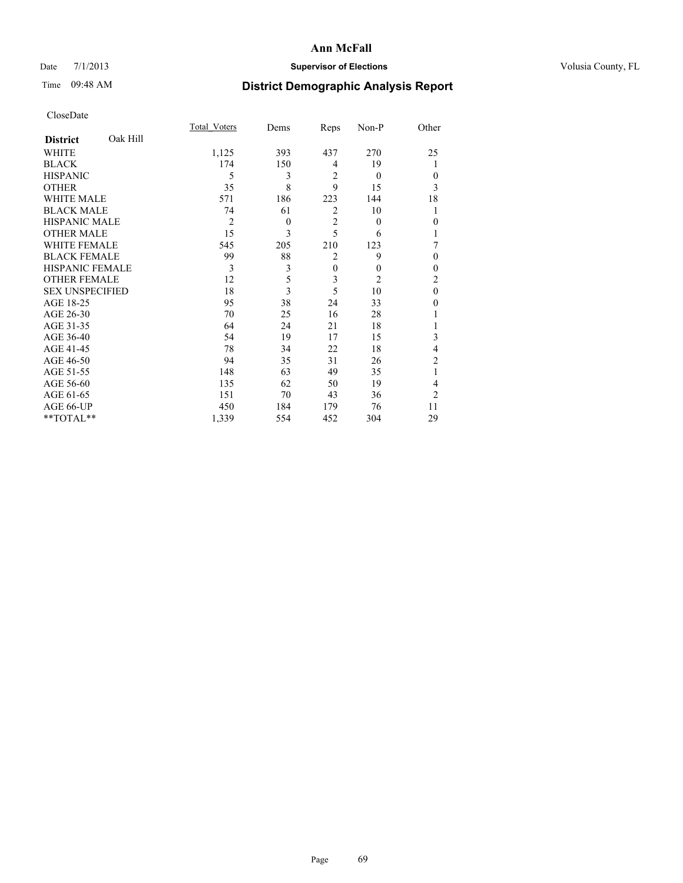**Ann McFall**

Date 7/1/2013 **Supervisor of Elections** Volusia County, FL

Time 09:48 AM

## District Demographic Analysis Report

CloseDate

| **District** Oak Hill | Total_Voters | Dems | Reps | Non-P | Other |
|---|---|---|---|---|---|
| WHITE | 1,125 | 393 | 437 | 270 | 25 |
| BLACK | 174 | 150 | 4 | 19 | 1 |
| HISPANIC | 5 | 3 | 2 | 0 | 0 |
| OTHER | 35 | 8 | 9 | 15 | 3 |
| WHITE MALE | 571 | 186 | 223 | 144 | 18 |
| BLACK MALE | 74 | 61 | 2 | 10 | 1 |
| HISPANIC MALE | 2 | 0 | 2 | 0 | 0 |
| OTHER MALE | 15 | 3 | 5 | 6 | 1 |
| WHITE FEMALE | 545 | 205 | 210 | 123 | 7 |
| BLACK FEMALE | 99 | 88 | 2 | 9 | 0 |
| HISPANIC FEMALE | 3 | 3 | 0 | 0 | 0 |
| OTHER FEMALE | 12 | 5 | 3 | 2 | 2 |
| SEX UNSPECIFIED | 18 | 3 | 5 | 10 | 0 |
| AGE 18-25 | 95 | 38 | 24 | 33 | 0 |
| AGE 26-30 | 70 | 25 | 16 | 28 | 1 |
| AGE 31-35 | 64 | 24 | 21 | 18 | 1 |
| AGE 36-40 | 54 | 19 | 17 | 15 | 3 |
| AGE 41-45 | 78 | 34 | 22 | 18 | 4 |
| AGE 46-50 | 94 | 35 | 31 | 26 | 2 |
| AGE 51-55 | 148 | 63 | 49 | 35 | 1 |
| AGE 56-60 | 135 | 62 | 50 | 19 | 4 |
| AGE 61-65 | 151 | 70 | 43 | 36 | 2 |
| AGE 66-UP | 450 | 184 | 179 | 76 | 11 |
| **TOTAL** | 1,339 | 554 | 452 | 304 | 29 |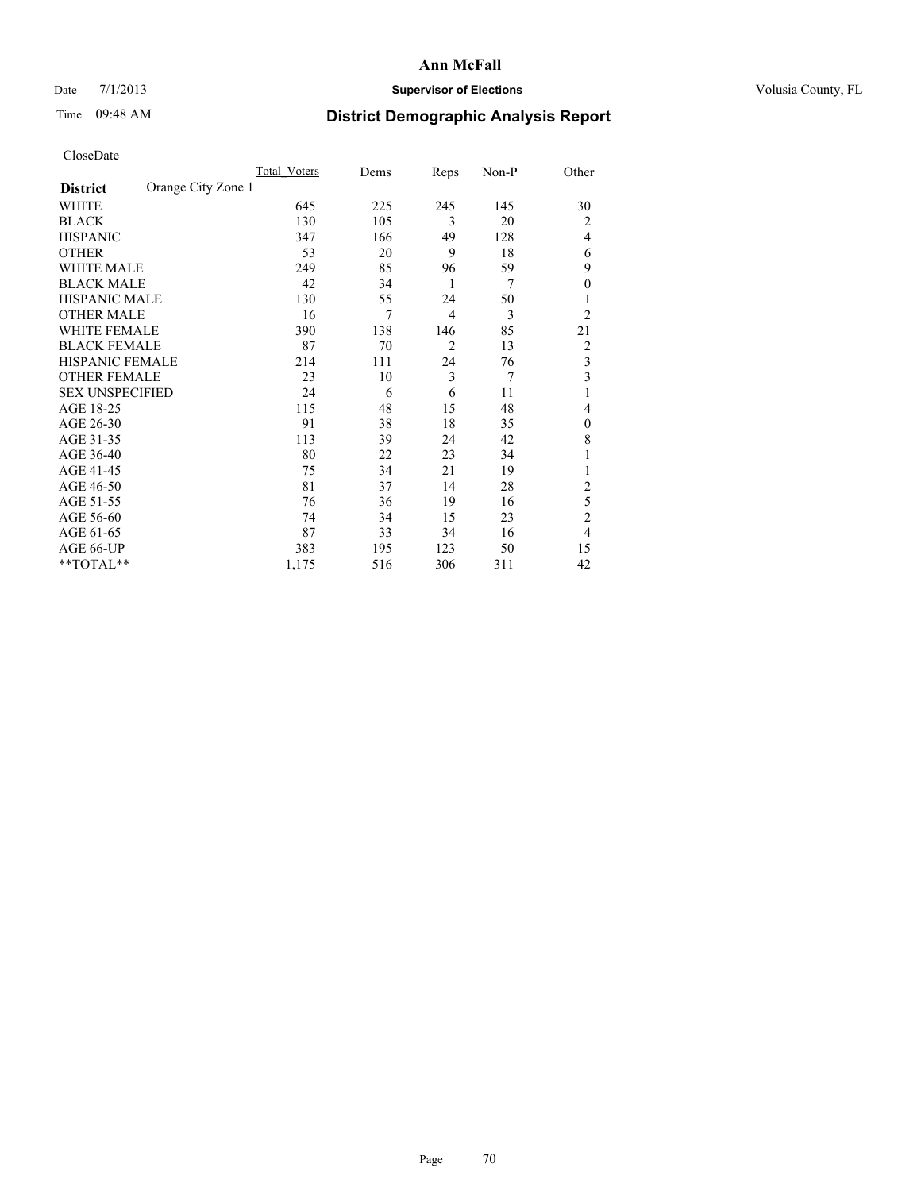# Ann McFall

Date 7/1/2013 **Supervisor of Elections** Volusia County, FL

Time 09:48 AM **District Demographic Analysis Report**

CloseDate

| | Total_Voters | Dems | Reps | Non-P | Other |
|---|---|---|---|---|---|
| **District** Orange City Zone 1 | | | | | |
| WHITE | 645 | 225 | 245 | 145 | 30 |
| BLACK | 130 | 105 | 3 | 20 | 2 |
| HISPANIC | 347 | 166 | 49 | 128 | 4 |
| OTHER | 53 | 20 | 9 | 18 | 6 |
| WHITE MALE | 249 | 85 | 96 | 59 | 9 |
| BLACK MALE | 42 | 34 | 1 | 7 | 0 |
| HISPANIC MALE | 130 | 55 | 24 | 50 | 1 |
| OTHER MALE | 16 | 7 | 4 | 3 | 2 |
| WHITE FEMALE | 390 | 138 | 146 | 85 | 21 |
| BLACK FEMALE | 87 | 70 | 2 | 13 | 2 |
| HISPANIC FEMALE | 214 | 111 | 24 | 76 | 3 |
| OTHER FEMALE | 23 | 10 | 3 | 7 | 3 |
| SEX UNSPECIFIED | 24 | 6 | 6 | 11 | 1 |
| AGE 18-25 | 115 | 48 | 15 | 48 | 4 |
| AGE 26-30 | 91 | 38 | 18 | 35 | 0 |
| AGE 31-35 | 113 | 39 | 24 | 42 | 8 |
| AGE 36-40 | 80 | 22 | 23 | 34 | 1 |
| AGE 41-45 | 75 | 34 | 21 | 19 | 1 |
| AGE 46-50 | 81 | 37 | 14 | 28 | 2 |
| AGE 51-55 | 76 | 36 | 19 | 16 | 5 |
| AGE 56-60 | 74 | 34 | 15 | 23 | 2 |
| AGE 61-65 | 87 | 33 | 34 | 16 | 4 |
| AGE 66-UP | 383 | 195 | 123 | 50 | 15 |
| **TOTAL** | 1,175 | 516 | 306 | 311 | 42 |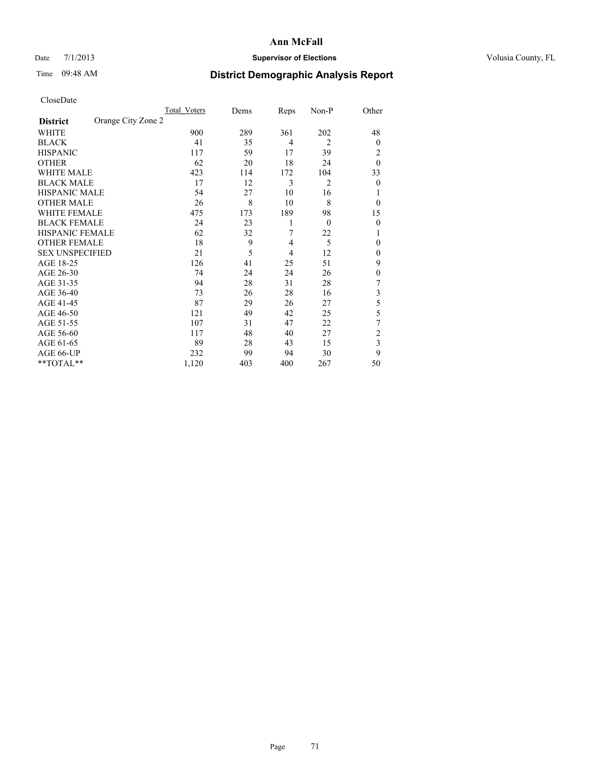# Ann McFall

Date 7/1/2013 **Supervisor of Elections** Volusia County, FL

Time 09:48 AM **District Demographic Analysis Report**

CloseDate

| **District** Orange City Zone 2 | Total_Voters | Dems | Reps | Non-P | Other |
|---|---|---|---|---|---|
| WHITE | 900 | 289 | 361 | 202 | 48 |
| BLACK | 41 | 35 | 4 | 2 | 0 |
| HISPANIC | 117 | 59 | 17 | 39 | 2 |
| OTHER | 62 | 20 | 18 | 24 | 0 |
| WHITE MALE | 423 | 114 | 172 | 104 | 33 |
| BLACK MALE | 17 | 12 | 3 | 2 | 0 |
| HISPANIC MALE | 54 | 27 | 10 | 16 | 1 |
| OTHER MALE | 26 | 8 | 10 | 8 | 0 |
| WHITE FEMALE | 475 | 173 | 189 | 98 | 15 |
| BLACK FEMALE | 24 | 23 | 1 | 0 | 0 |
| HISPANIC FEMALE | 62 | 32 | 7 | 22 | 1 |
| OTHER FEMALE | 18 | 9 | 4 | 5 | 0 |
| SEX UNSPECIFIED | 21 | 5 | 4 | 12 | 0 |
| AGE 18-25 | 126 | 41 | 25 | 51 | 9 |
| AGE 26-30 | 74 | 24 | 24 | 26 | 0 |
| AGE 31-35 | 94 | 28 | 31 | 28 | 7 |
| AGE 36-40 | 73 | 26 | 28 | 16 | 3 |
| AGE 41-45 | 87 | 29 | 26 | 27 | 5 |
| AGE 46-50 | 121 | 49 | 42 | 25 | 5 |
| AGE 51-55 | 107 | 31 | 47 | 22 | 7 |
| AGE 56-60 | 117 | 48 | 40 | 27 | 2 |
| AGE 61-65 | 89 | 28 | 43 | 15 | 3 |
| AGE 66-UP | 232 | 99 | 94 | 30 | 9 |
| **TOTAL** | 1,120 | 403 | 400 | 267 | 50 |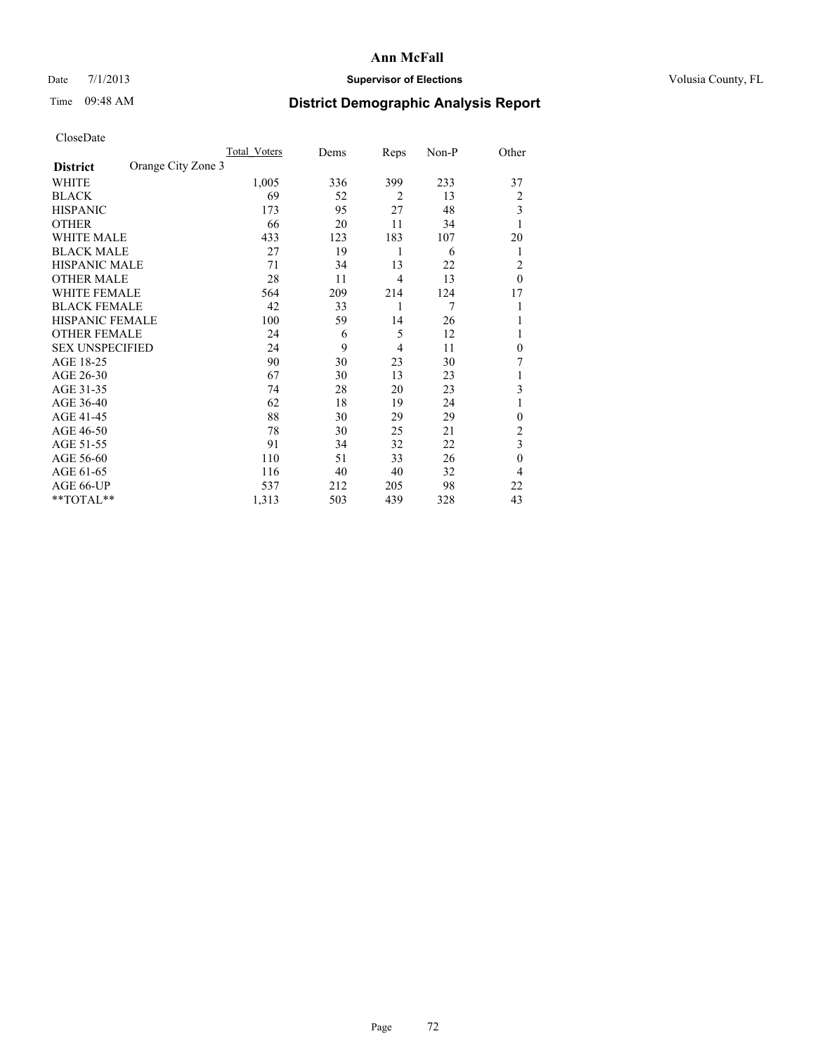# Ann McFall

Date 7/1/2013 **Supervisor of Elections** Volusia County, FL

Time 09:48 AM **District Demographic Analysis Report**

CloseDate

| **District** | Orange City Zone 3 | Total_Voters | Dems | Reps | Non-P | Other |
|---|---|---|---|---|---|---|
| WHITE | | 1,005 | 336 | 399 | 233 | 37 |
| BLACK | | 69 | 52 | 2 | 13 | 2 |
| HISPANIC | | 173 | 95 | 27 | 48 | 3 |
| OTHER | | 66 | 20 | 11 | 34 | 1 |
| WHITE MALE | | 433 | 123 | 183 | 107 | 20 |
| BLACK MALE | | 27 | 19 | 1 | 6 | 1 |
| HISPANIC MALE | | 71 | 34 | 13 | 22 | 2 |
| OTHER MALE | | 28 | 11 | 4 | 13 | 0 |
| WHITE FEMALE | | 564 | 209 | 214 | 124 | 17 |
| BLACK FEMALE | | 42 | 33 | 1 | 7 | 1 |
| HISPANIC FEMALE | | 100 | 59 | 14 | 26 | 1 |
| OTHER FEMALE | | 24 | 6 | 5 | 12 | 1 |
| SEX UNSPECIFIED | | 24 | 9 | 4 | 11 | 0 |
| AGE 18-25 | | 90 | 30 | 23 | 30 | 7 |
| AGE 26-30 | | 67 | 30 | 13 | 23 | 1 |
| AGE 31-35 | | 74 | 28 | 20 | 23 | 3 |
| AGE 36-40 | | 62 | 18 | 19 | 24 | 1 |
| AGE 41-45 | | 88 | 30 | 29 | 29 | 0 |
| AGE 46-50 | | 78 | 30 | 25 | 21 | 2 |
| AGE 51-55 | | 91 | 34 | 32 | 22 | 3 |
| AGE 56-60 | | 110 | 51 | 33 | 26 | 0 |
| AGE 61-65 | | 116 | 40 | 40 | 32 | 4 |
| AGE 66-UP | | 537 | 212 | 205 | 98 | 22 |
| **TOTAL** | | 1,313 | 503 | 439 | 328 | 43 |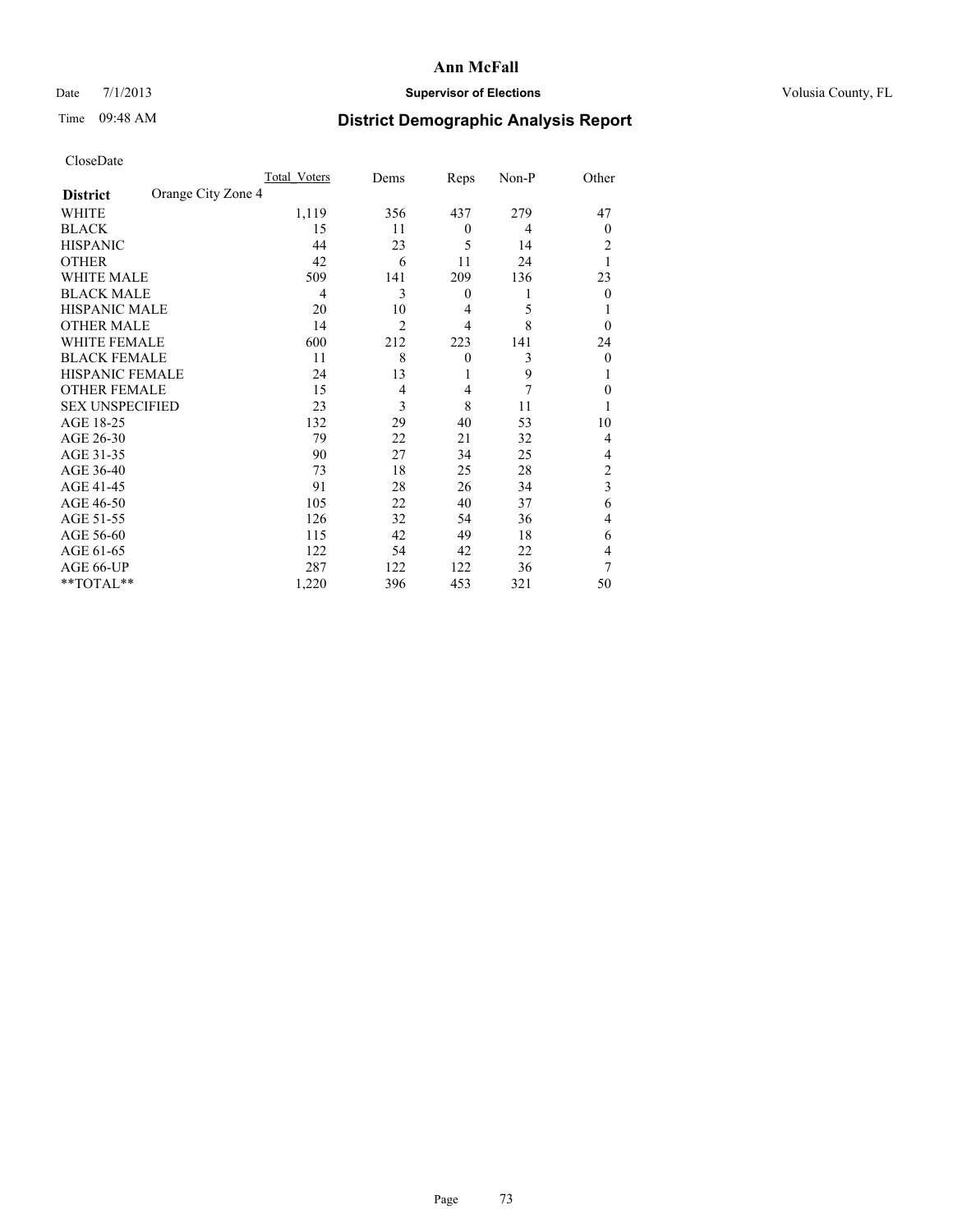# Ann McFall

Date 7/1/2013 **Supervisor of Elections** Volusia County, FL

Time 09:48 AM **District Demographic Analysis Report**

CloseDate

| **District** Orange City Zone 4 | Total_Voters | Dems | Reps | Non-P | Other |
|---|---|---|---|---|---|
| WHITE | 1,119 | 356 | 437 | 279 | 47 |
| BLACK | 15 | 11 | 0 | 4 | 0 |
| HISPANIC | 44 | 23 | 5 | 14 | 2 |
| OTHER | 42 | 6 | 11 | 24 | 1 |
| WHITE MALE | 509 | 141 | 209 | 136 | 23 |
| BLACK MALE | 4 | 3 | 0 | 1 | 0 |
| HISPANIC MALE | 20 | 10 | 4 | 5 | 1 |
| OTHER MALE | 14 | 2 | 4 | 8 | 0 |
| WHITE FEMALE | 600 | 212 | 223 | 141 | 24 |
| BLACK FEMALE | 11 | 8 | 0 | 3 | 0 |
| HISPANIC FEMALE | 24 | 13 | 1 | 9 | 1 |
| OTHER FEMALE | 15 | 4 | 4 | 7 | 0 |
| SEX UNSPECIFIED | 23 | 3 | 8 | 11 | 1 |
| AGE 18-25 | 132 | 29 | 40 | 53 | 10 |
| AGE 26-30 | 79 | 22 | 21 | 32 | 4 |
| AGE 31-35 | 90 | 27 | 34 | 25 | 4 |
| AGE 36-40 | 73 | 18 | 25 | 28 | 2 |
| AGE 41-45 | 91 | 28 | 26 | 34 | 3 |
| AGE 46-50 | 105 | 22 | 40 | 37 | 6 |
| AGE 51-55 | 126 | 32 | 54 | 36 | 4 |
| AGE 56-60 | 115 | 42 | 49 | 18 | 6 |
| AGE 61-65 | 122 | 54 | 42 | 22 | 4 |
| AGE 66-UP | 287 | 122 | 122 | 36 | 7 |
| **TOTAL** | 1,220 | 396 | 453 | 321 | 50 |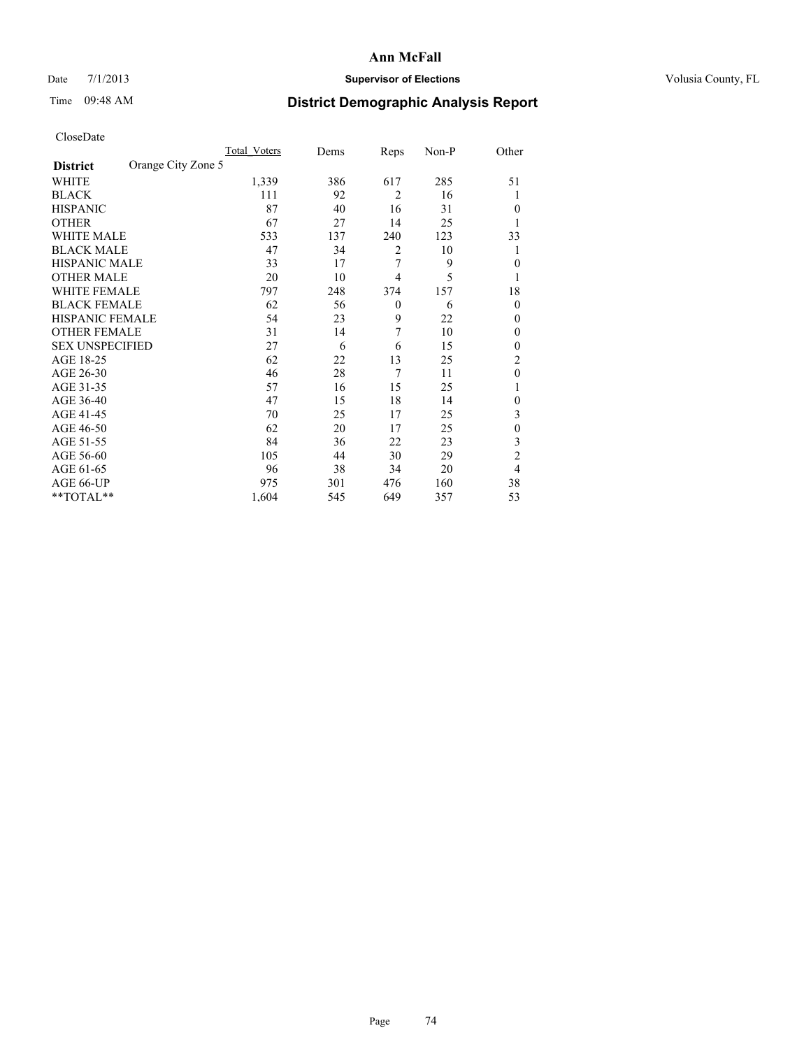# Ann McFall

Date 7/1/2013 **Supervisor of Elections** Volusia County, FL

Time 09:48 AM **District Demographic Analysis Report**

CloseDate

| **District** Orange City Zone 5 | Total Voters | Dems | Reps | Non-P | Other |
|---|---|---|---|---|---|
| WHITE | 1,339 | 386 | 617 | 285 | 51 |
| BLACK | 111 | 92 | 2 | 16 | 1 |
| HISPANIC | 87 | 40 | 16 | 31 | 0 |
| OTHER | 67 | 27 | 14 | 25 | 1 |
| WHITE MALE | 533 | 137 | 240 | 123 | 33 |
| BLACK MALE | 47 | 34 | 2 | 10 | 1 |
| HISPANIC MALE | 33 | 17 | 7 | 9 | 0 |
| OTHER MALE | 20 | 10 | 4 | 5 | 1 |
| WHITE FEMALE | 797 | 248 | 374 | 157 | 18 |
| BLACK FEMALE | 62 | 56 | 0 | 6 | 0 |
| HISPANIC FEMALE | 54 | 23 | 9 | 22 | 0 |
| OTHER FEMALE | 31 | 14 | 7 | 10 | 0 |
| SEX UNSPECIFIED | 27 | 6 | 6 | 15 | 0 |
| AGE 18-25 | 62 | 22 | 13 | 25 | 2 |
| AGE 26-30 | 46 | 28 | 7 | 11 | 0 |
| AGE 31-35 | 57 | 16 | 15 | 25 | 1 |
| AGE 36-40 | 47 | 15 | 18 | 14 | 0 |
| AGE 41-45 | 70 | 25 | 17 | 25 | 3 |
| AGE 46-50 | 62 | 20 | 17 | 25 | 0 |
| AGE 51-55 | 84 | 36 | 22 | 23 | 3 |
| AGE 56-60 | 105 | 44 | 30 | 29 | 2 |
| AGE 61-65 | 96 | 38 | 34 | 20 | 4 |
| AGE 66-UP | 975 | 301 | 476 | 160 | 38 |
| **TOTAL** | 1,604 | 545 | 649 | 357 | 53 |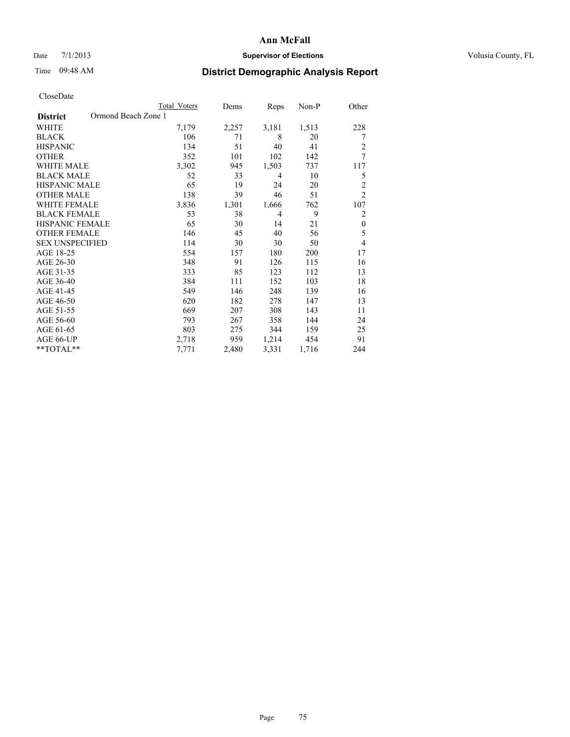# Ann McFall

Date 7/1/2013 **Supervisor of Elections** Volusia County, FL

Time 09:48 AM **District Demographic Analysis Report**

CloseDate

| | Total Voters | Dems | Reps | Non-P | Other |
|---|---|---|---|---|---|
| **District** Ormond Beach Zone 1 | | | | | |
| WHITE | 7,179 | 2,257 | 3,181 | 1,513 | 228 |
| BLACK | 106 | 71 | 8 | 20 | 7 |
| HISPANIC | 134 | 51 | 40 | 41 | 2 |
| OTHER | 352 | 101 | 102 | 142 | 7 |
| WHITE MALE | 3,302 | 945 | 1,503 | 737 | 117 |
| BLACK MALE | 52 | 33 | 4 | 10 | 5 |
| HISPANIC MALE | 65 | 19 | 24 | 20 | 2 |
| OTHER MALE | 138 | 39 | 46 | 51 | 2 |
| WHITE FEMALE | 3,836 | 1,301 | 1,666 | 762 | 107 |
| BLACK FEMALE | 53 | 38 | 4 | 9 | 2 |
| HISPANIC FEMALE | 65 | 30 | 14 | 21 | 0 |
| OTHER FEMALE | 146 | 45 | 40 | 56 | 5 |
| SEX UNSPECIFIED | 114 | 30 | 30 | 50 | 4 |
| AGE 18-25 | 554 | 157 | 180 | 200 | 17 |
| AGE 26-30 | 348 | 91 | 126 | 115 | 16 |
| AGE 31-35 | 333 | 85 | 123 | 112 | 13 |
| AGE 36-40 | 384 | 111 | 152 | 103 | 18 |
| AGE 41-45 | 549 | 146 | 248 | 139 | 16 |
| AGE 46-50 | 620 | 182 | 278 | 147 | 13 |
| AGE 51-55 | 669 | 207 | 308 | 143 | 11 |
| AGE 56-60 | 793 | 267 | 358 | 144 | 24 |
| AGE 61-65 | 803 | 275 | 344 | 159 | 25 |
| AGE 66-UP | 2,718 | 959 | 1,214 | 454 | 91 |
| **TOTAL** | 7,771 | 2,480 | 3,331 | 1,716 | 244 |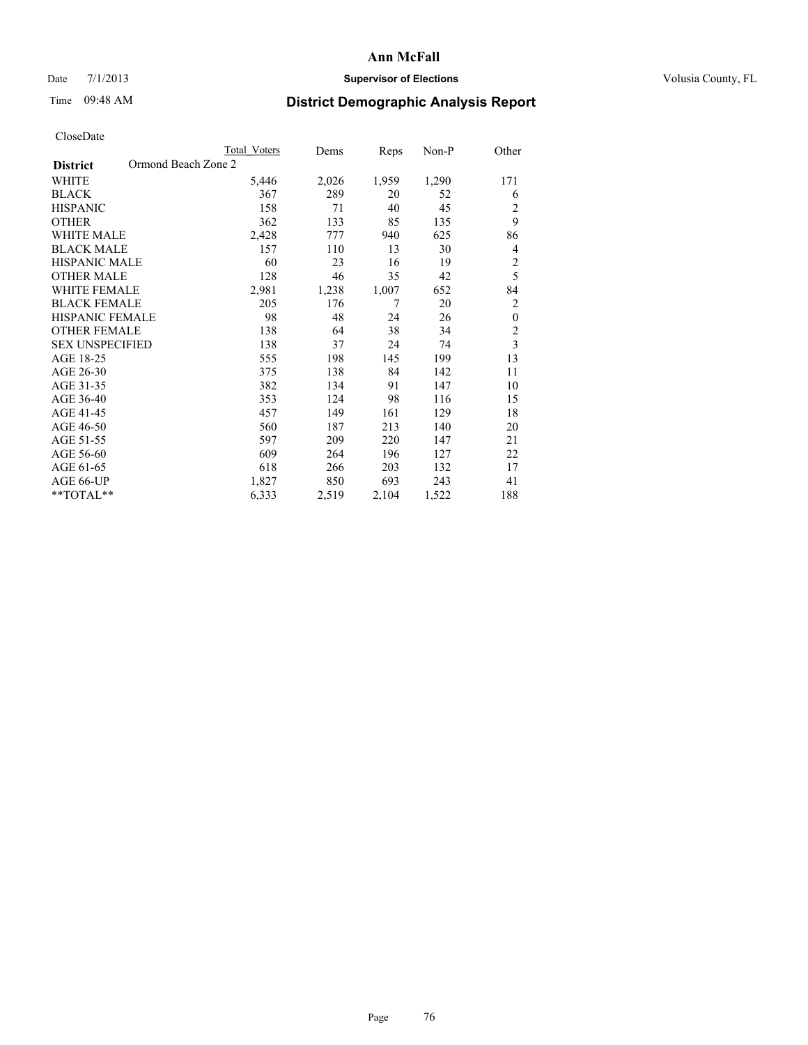# Ann McFall

Date 7/1/2013 **Supervisor of Elections** Volusia County, FL

Time 09:48 AM **District Demographic Analysis Report**

CloseDate

| **District** Ormond Beach Zone 2 | Total Voters | Dems | Reps | Non-P | Other |
|---|---|---|---|---|---|
| WHITE | 5,446 | 2,026 | 1,959 | 1,290 | 171 |
| BLACK | 367 | 289 | 20 | 52 | 6 |
| HISPANIC | 158 | 71 | 40 | 45 | 2 |
| OTHER | 362 | 133 | 85 | 135 | 9 |
| WHITE MALE | 2,428 | 777 | 940 | 625 | 86 |
| BLACK MALE | 157 | 110 | 13 | 30 | 4 |
| HISPANIC MALE | 60 | 23 | 16 | 19 | 2 |
| OTHER MALE | 128 | 46 | 35 | 42 | 5 |
| WHITE FEMALE | 2,981 | 1,238 | 1,007 | 652 | 84 |
| BLACK FEMALE | 205 | 176 | 7 | 20 | 2 |
| HISPANIC FEMALE | 98 | 48 | 24 | 26 | 0 |
| OTHER FEMALE | 138 | 64 | 38 | 34 | 2 |
| SEX UNSPECIFIED | 138 | 37 | 24 | 74 | 3 |
| AGE 18-25 | 555 | 198 | 145 | 199 | 13 |
| AGE 26-30 | 375 | 138 | 84 | 142 | 11 |
| AGE 31-35 | 382 | 134 | 91 | 147 | 10 |
| AGE 36-40 | 353 | 124 | 98 | 116 | 15 |
| AGE 41-45 | 457 | 149 | 161 | 129 | 18 |
| AGE 46-50 | 560 | 187 | 213 | 140 | 20 |
| AGE 51-55 | 597 | 209 | 220 | 147 | 21 |
| AGE 56-60 | 609 | 264 | 196 | 127 | 22 |
| AGE 61-65 | 618 | 266 | 203 | 132 | 17 |
| AGE 66-UP | 1,827 | 850 | 693 | 243 | 41 |
| **TOTAL** | 6,333 | 2,519 | 2,104 | 1,522 | 188 |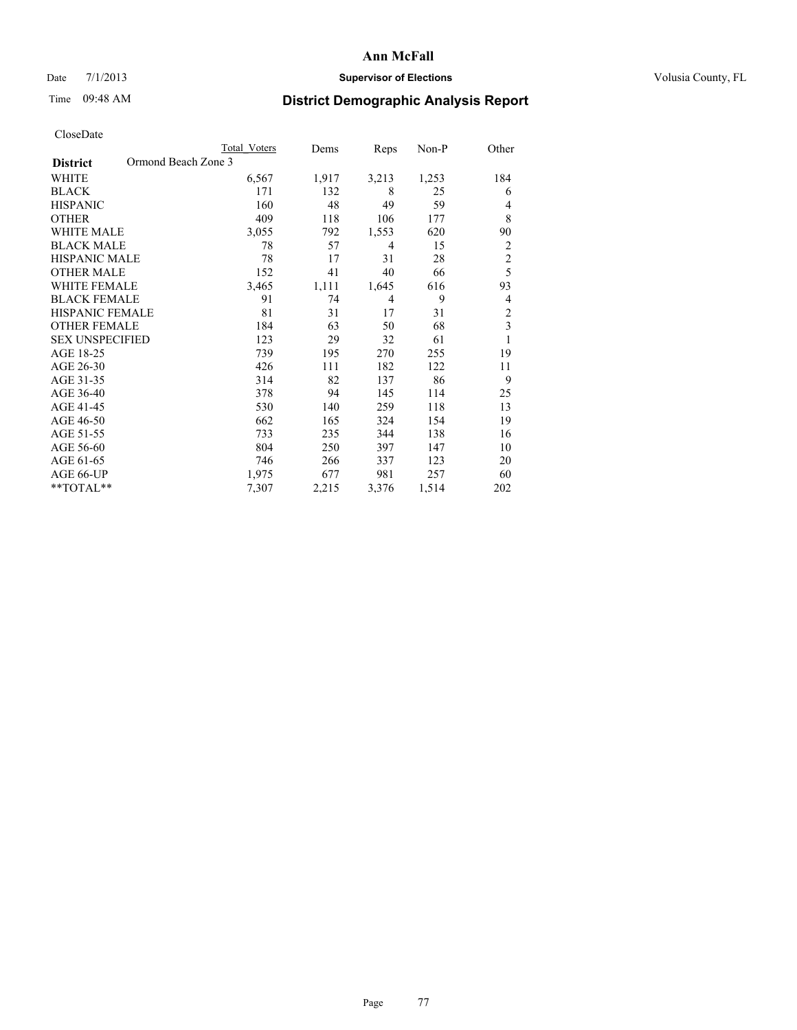# Ann McFall

Date 7/1/2013 **Supervisor of Elections** Volusia County, FL

Time 09:48 AM

## District Demographic Analysis Report

CloseDate

| | Total Voters | Dems | Reps | Non-P | Other |
|---|---|---|---|---|---|
| **District** Ormond Beach Zone 3 | | | | | |
| WHITE | 6,567 | 1,917 | 3,213 | 1,253 | 184 |
| BLACK | 171 | 132 | 8 | 25 | 6 |
| HISPANIC | 160 | 48 | 49 | 59 | 4 |
| OTHER | 409 | 118 | 106 | 177 | 8 |
| WHITE MALE | 3,055 | 792 | 1,553 | 620 | 90 |
| BLACK MALE | 78 | 57 | 4 | 15 | 2 |
| HISPANIC MALE | 78 | 17 | 31 | 28 | 2 |
| OTHER MALE | 152 | 41 | 40 | 66 | 5 |
| WHITE FEMALE | 3,465 | 1,111 | 1,645 | 616 | 93 |
| BLACK FEMALE | 91 | 74 | 4 | 9 | 4 |
| HISPANIC FEMALE | 81 | 31 | 17 | 31 | 2 |
| OTHER FEMALE | 184 | 63 | 50 | 68 | 3 |
| SEX UNSPECIFIED | 123 | 29 | 32 | 61 | 1 |
| AGE 18-25 | 739 | 195 | 270 | 255 | 19 |
| AGE 26-30 | 426 | 111 | 182 | 122 | 11 |
| AGE 31-35 | 314 | 82 | 137 | 86 | 9 |
| AGE 36-40 | 378 | 94 | 145 | 114 | 25 |
| AGE 41-45 | 530 | 140 | 259 | 118 | 13 |
| AGE 46-50 | 662 | 165 | 324 | 154 | 19 |
| AGE 51-55 | 733 | 235 | 344 | 138 | 16 |
| AGE 56-60 | 804 | 250 | 397 | 147 | 10 |
| AGE 61-65 | 746 | 266 | 337 | 123 | 20 |
| AGE 66-UP | 1,975 | 677 | 981 | 257 | 60 |
| **TOTAL** | 7,307 | 2,215 | 3,376 | 1,514 | 202 |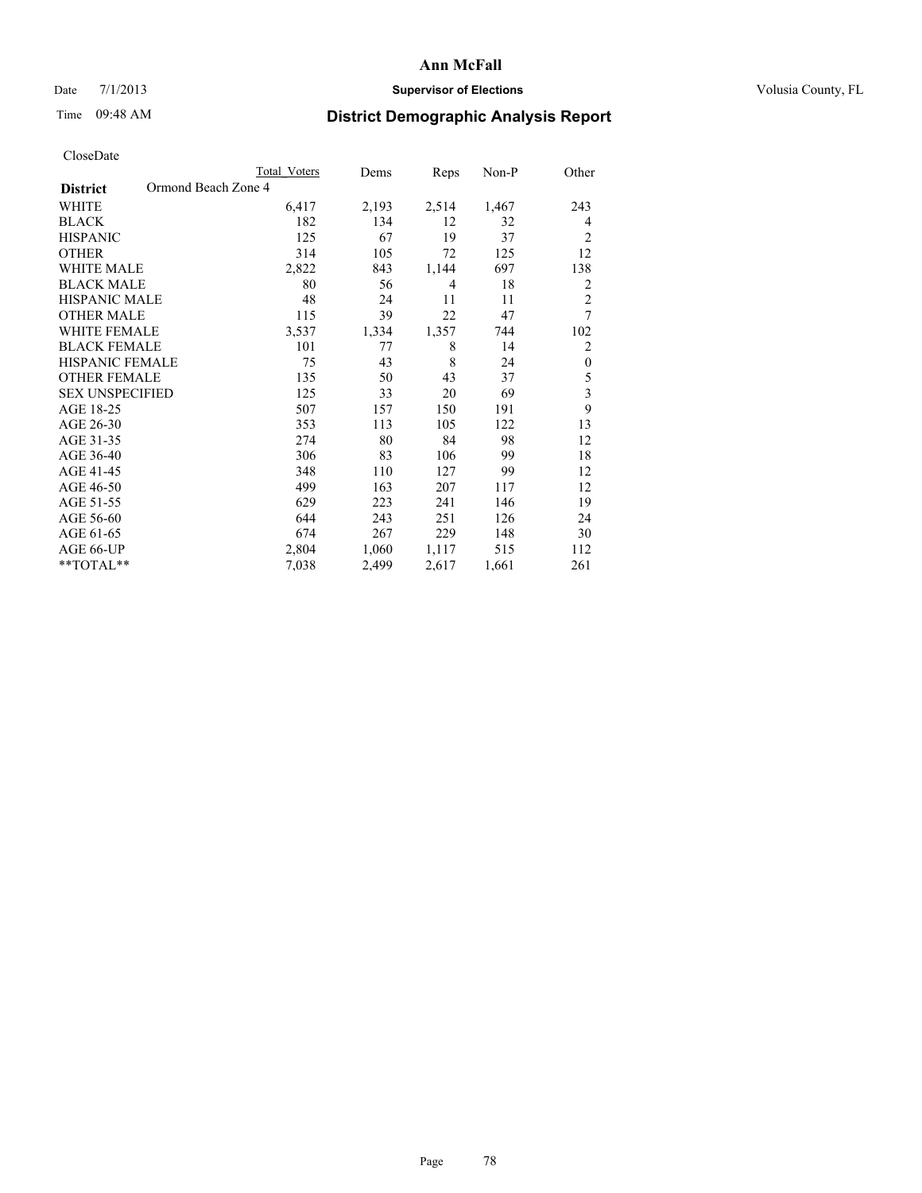# Ann McFall

Date 7/1/2013 **Supervisor of Elections** Volusia County, FL

Time 09:48 AM **District Demographic Analysis Report**

CloseDate

| | Total Voters | Dems | Reps | Non-P | Other |
|---|---|---|---|---|---|
| **District** Ormond Beach Zone 4 | | | | | |
| WHITE | 6,417 | 2,193 | 2,514 | 1,467 | 243 |
| BLACK | 182 | 134 | 12 | 32 | 4 |
| HISPANIC | 125 | 67 | 19 | 37 | 2 |
| OTHER | 314 | 105 | 72 | 125 | 12 |
| WHITE MALE | 2,822 | 843 | 1,144 | 697 | 138 |
| BLACK MALE | 80 | 56 | 4 | 18 | 2 |
| HISPANIC MALE | 48 | 24 | 11 | 11 | 2 |
| OTHER MALE | 115 | 39 | 22 | 47 | 7 |
| WHITE FEMALE | 3,537 | 1,334 | 1,357 | 744 | 102 |
| BLACK FEMALE | 101 | 77 | 8 | 14 | 2 |
| HISPANIC FEMALE | 75 | 43 | 8 | 24 | 0 |
| OTHER FEMALE | 135 | 50 | 43 | 37 | 5 |
| SEX UNSPECIFIED | 125 | 33 | 20 | 69 | 3 |
| AGE 18-25 | 507 | 157 | 150 | 191 | 9 |
| AGE 26-30 | 353 | 113 | 105 | 122 | 13 |
| AGE 31-35 | 274 | 80 | 84 | 98 | 12 |
| AGE 36-40 | 306 | 83 | 106 | 99 | 18 |
| AGE 41-45 | 348 | 110 | 127 | 99 | 12 |
| AGE 46-50 | 499 | 163 | 207 | 117 | 12 |
| AGE 51-55 | 629 | 223 | 241 | 146 | 19 |
| AGE 56-60 | 644 | 243 | 251 | 126 | 24 |
| AGE 61-65 | 674 | 267 | 229 | 148 | 30 |
| AGE 66-UP | 2,804 | 1,060 | 1,117 | 515 | 112 |
| **TOTAL** | 7,038 | 2,499 | 2,617 | 1,661 | 261 |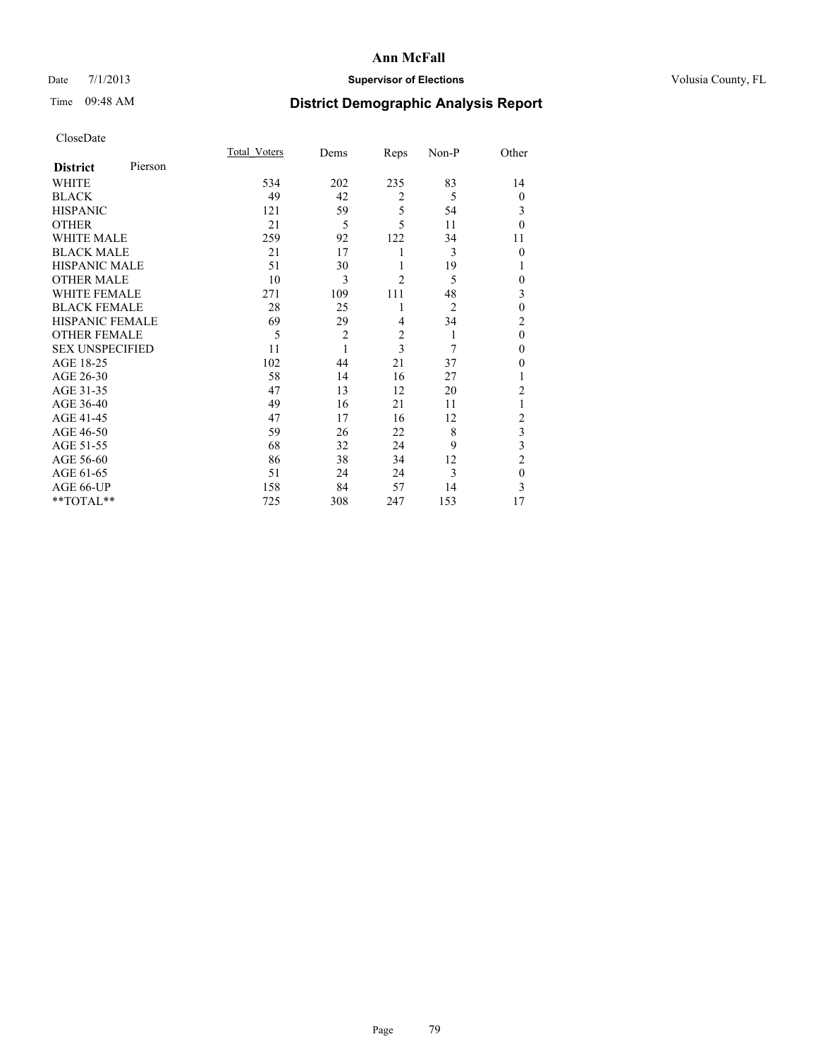**Ann McFall**

Date 7/1/2013 **Supervisor of Elections** Volusia County, FL

Time 09:48 AM

## District Demographic Analysis Report

CloseDate

| **District** Pierson | Total_Voters | Dems | Reps | Non-P | Other |
|---|---|---|---|---|---|
| WHITE | 534 | 202 | 235 | 83 | 14 |
| BLACK | 49 | 42 | 2 | 5 | 0 |
| HISPANIC | 121 | 59 | 5 | 54 | 3 |
| OTHER | 21 | 5 | 5 | 11 | 0 |
| WHITE MALE | 259 | 92 | 122 | 34 | 11 |
| BLACK MALE | 21 | 17 | 1 | 3 | 0 |
| HISPANIC MALE | 51 | 30 | 1 | 19 | 1 |
| OTHER MALE | 10 | 3 | 2 | 5 | 0 |
| WHITE FEMALE | 271 | 109 | 111 | 48 | 3 |
| BLACK FEMALE | 28 | 25 | 1 | 2 | 0 |
| HISPANIC FEMALE | 69 | 29 | 4 | 34 | 2 |
| OTHER FEMALE | 5 | 2 | 2 | 1 | 0 |
| SEX UNSPECIFIED | 11 | 1 | 3 | 7 | 0 |
| AGE 18-25 | 102 | 44 | 21 | 37 | 0 |
| AGE 26-30 | 58 | 14 | 16 | 27 | 1 |
| AGE 31-35 | 47 | 13 | 12 | 20 | 2 |
| AGE 36-40 | 49 | 16 | 21 | 11 | 1 |
| AGE 41-45 | 47 | 17 | 16 | 12 | 2 |
| AGE 46-50 | 59 | 26 | 22 | 8 | 3 |
| AGE 51-55 | 68 | 32 | 24 | 9 | 3 |
| AGE 56-60 | 86 | 38 | 34 | 12 | 2 |
| AGE 61-65 | 51 | 24 | 24 | 3 | 0 |
| AGE 66-UP | 158 | 84 | 57 | 14 | 3 |
| **TOTAL** | 725 | 308 | 247 | 153 | 17 |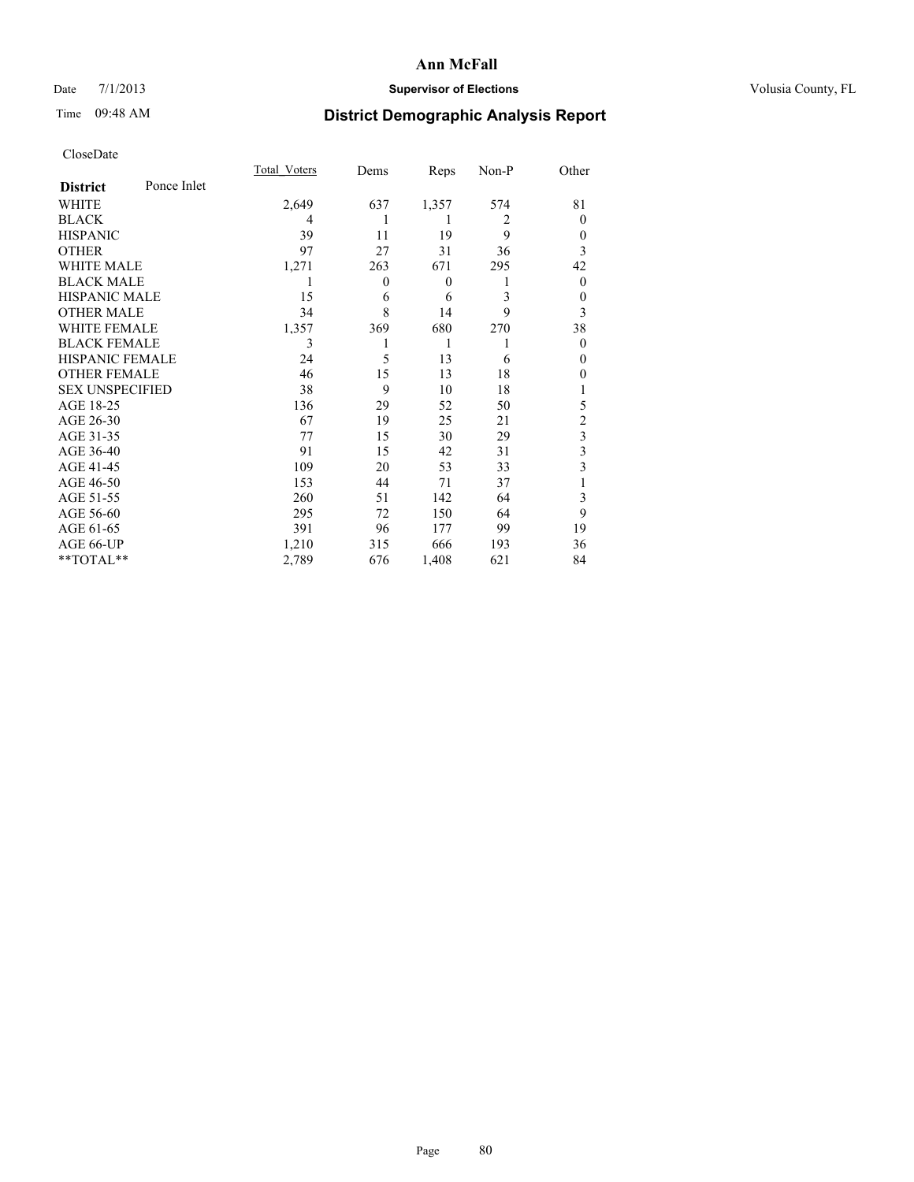**Ann McFall**

Date 7/1/2013 **Supervisor of Elections** Volusia County, FL

Time 09:48 AM

## District Demographic Analysis Report

CloseDate

| **District** Ponce Inlet | Total_Voters | Dems | Reps | Non-P | Other |
|---|---|---|---|---|---|
| WHITE | 2,649 | 637 | 1,357 | 574 | 81 |
| BLACK | 4 | 1 | 1 | 2 | 0 |
| HISPANIC | 39 | 11 | 19 | 9 | 0 |
| OTHER | 97 | 27 | 31 | 36 | 3 |
| WHITE MALE | 1,271 | 263 | 671 | 295 | 42 |
| BLACK MALE | 1 | 0 | 0 | 1 | 0 |
| HISPANIC MALE | 15 | 6 | 6 | 3 | 0 |
| OTHER MALE | 34 | 8 | 14 | 9 | 3 |
| WHITE FEMALE | 1,357 | 369 | 680 | 270 | 38 |
| BLACK FEMALE | 3 | 1 | 1 | 1 | 0 |
| HISPANIC FEMALE | 24 | 5 | 13 | 6 | 0 |
| OTHER FEMALE | 46 | 15 | 13 | 18 | 0 |
| SEX UNSPECIFIED | 38 | 9 | 10 | 18 | 1 |
| AGE 18-25 | 136 | 29 | 52 | 50 | 5 |
| AGE 26-30 | 67 | 19 | 25 | 21 | 2 |
| AGE 31-35 | 77 | 15 | 30 | 29 | 3 |
| AGE 36-40 | 91 | 15 | 42 | 31 | 3 |
| AGE 41-45 | 109 | 20 | 53 | 33 | 3 |
| AGE 46-50 | 153 | 44 | 71 | 37 | 1 |
| AGE 51-55 | 260 | 51 | 142 | 64 | 3 |
| AGE 56-60 | 295 | 72 | 150 | 64 | 9 |
| AGE 61-65 | 391 | 96 | 177 | 99 | 19 |
| AGE 66-UP | 1,210 | 315 | 666 | 193 | 36 |
| **TOTAL** | 2,789 | 676 | 1,408 | 621 | 84 |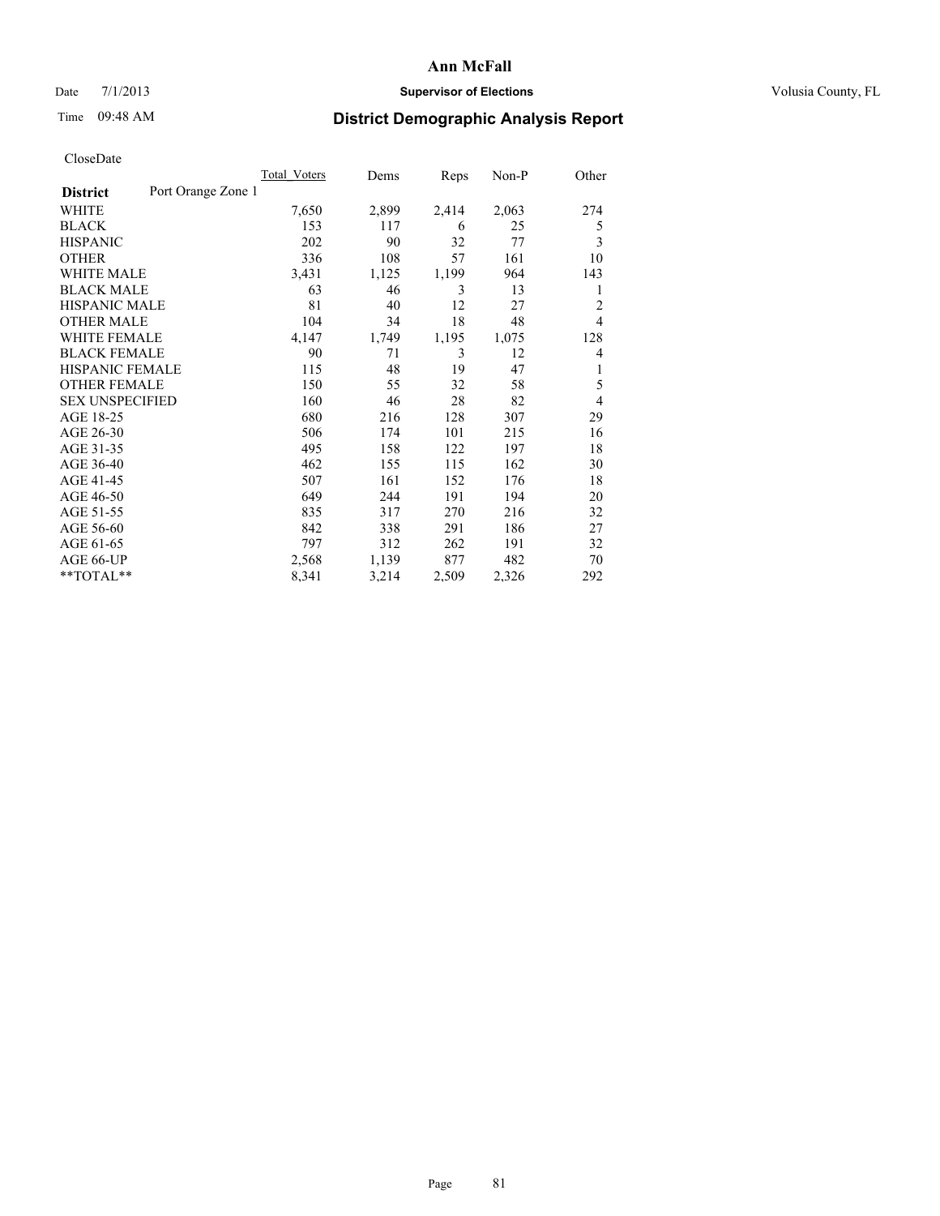# Ann McFall

Date 7/1/2013 **Supervisor of Elections** Volusia County, FL

Time 09:48 AM **District Demographic Analysis Report**

CloseDate

| | Total_Voters | Dems | Reps | Non-P | Other |
|---|---|---|---|---|---|
| **District** Port Orange Zone 1 | | | | | |
| WHITE | 7,650 | 2,899 | 2,414 | 2,063 | 274 |
| BLACK | 153 | 117 | 6 | 25 | 5 |
| HISPANIC | 202 | 90 | 32 | 77 | 3 |
| OTHER | 336 | 108 | 57 | 161 | 10 |
| WHITE MALE | 3,431 | 1,125 | 1,199 | 964 | 143 |
| BLACK MALE | 63 | 46 | 3 | 13 | 1 |
| HISPANIC MALE | 81 | 40 | 12 | 27 | 2 |
| OTHER MALE | 104 | 34 | 18 | 48 | 4 |
| WHITE FEMALE | 4,147 | 1,749 | 1,195 | 1,075 | 128 |
| BLACK FEMALE | 90 | 71 | 3 | 12 | 4 |
| HISPANIC FEMALE | 115 | 48 | 19 | 47 | 1 |
| OTHER FEMALE | 150 | 55 | 32 | 58 | 5 |
| SEX UNSPECIFIED | 160 | 46 | 28 | 82 | 4 |
| AGE 18-25 | 680 | 216 | 128 | 307 | 29 |
| AGE 26-30 | 506 | 174 | 101 | 215 | 16 |
| AGE 31-35 | 495 | 158 | 122 | 197 | 18 |
| AGE 36-40 | 462 | 155 | 115 | 162 | 30 |
| AGE 41-45 | 507 | 161 | 152 | 176 | 18 |
| AGE 46-50 | 649 | 244 | 191 | 194 | 20 |
| AGE 51-55 | 835 | 317 | 270 | 216 | 32 |
| AGE 56-60 | 842 | 338 | 291 | 186 | 27 |
| AGE 61-65 | 797 | 312 | 262 | 191 | 32 |
| AGE 66-UP | 2,568 | 1,139 | 877 | 482 | 70 |
| **TOTAL** | 8,341 | 3,214 | 2,509 | 2,326 | 292 |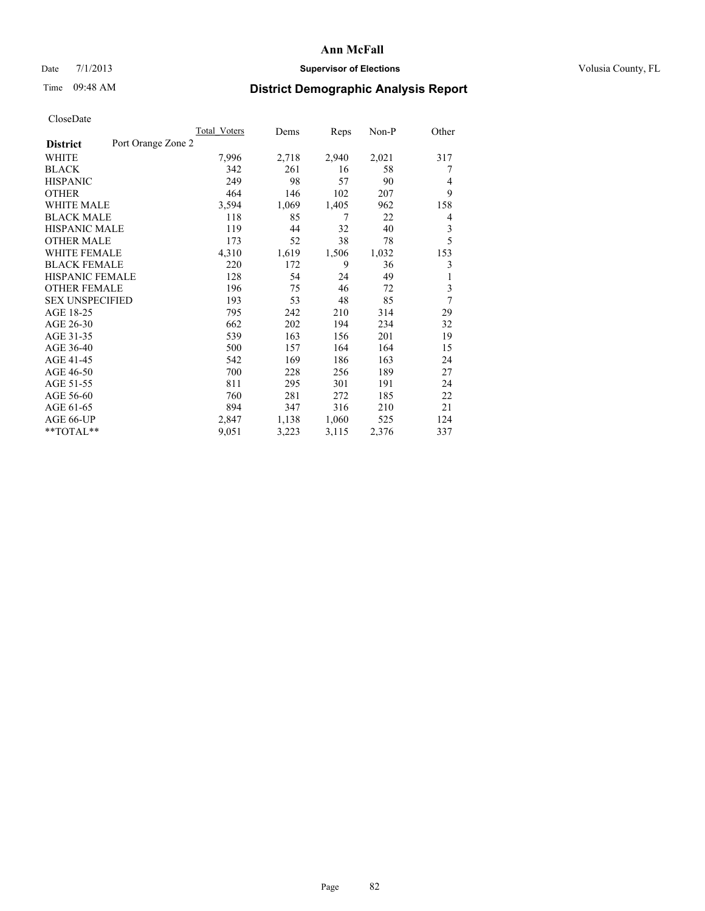# Ann McFall

Date 7/1/2013 **Supervisor of Elections** Volusia County, FL

Time 09:48 AM **District Demographic Analysis Report**

CloseDate

| **District** Port Orange Zone 2 | Total_Voters | Dems | Reps | Non-P | Other |
|---|---|---|---|---|---|
| WHITE | 7,996 | 2,718 | 2,940 | 2,021 | 317 |
| BLACK | 342 | 261 | 16 | 58 | 7 |
| HISPANIC | 249 | 98 | 57 | 90 | 4 |
| OTHER | 464 | 146 | 102 | 207 | 9 |
| WHITE MALE | 3,594 | 1,069 | 1,405 | 962 | 158 |
| BLACK MALE | 118 | 85 | 7 | 22 | 4 |
| HISPANIC MALE | 119 | 44 | 32 | 40 | 3 |
| OTHER MALE | 173 | 52 | 38 | 78 | 5 |
| WHITE FEMALE | 4,310 | 1,619 | 1,506 | 1,032 | 153 |
| BLACK FEMALE | 220 | 172 | 9 | 36 | 3 |
| HISPANIC FEMALE | 128 | 54 | 24 | 49 | 1 |
| OTHER FEMALE | 196 | 75 | 46 | 72 | 3 |
| SEX UNSPECIFIED | 193 | 53 | 48 | 85 | 7 |
| AGE 18-25 | 795 | 242 | 210 | 314 | 29 |
| AGE 26-30 | 662 | 202 | 194 | 234 | 32 |
| AGE 31-35 | 539 | 163 | 156 | 201 | 19 |
| AGE 36-40 | 500 | 157 | 164 | 164 | 15 |
| AGE 41-45 | 542 | 169 | 186 | 163 | 24 |
| AGE 46-50 | 700 | 228 | 256 | 189 | 27 |
| AGE 51-55 | 811 | 295 | 301 | 191 | 24 |
| AGE 56-60 | 760 | 281 | 272 | 185 | 22 |
| AGE 61-65 | 894 | 347 | 316 | 210 | 21 |
| AGE 66-UP | 2,847 | 1,138 | 1,060 | 525 | 124 |
| **TOTAL** | 9,051 | 3,223 | 3,115 | 2,376 | 337 |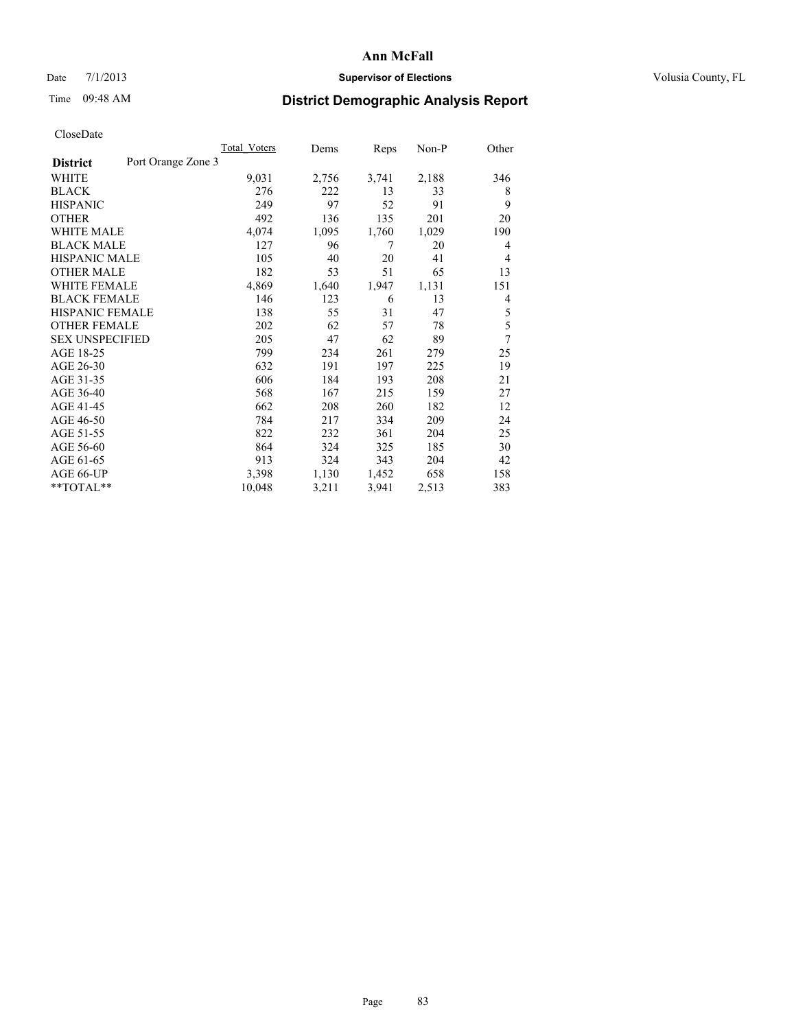# Ann McFall

Date 7/1/2013 **Supervisor of Elections** Volusia County, FL

Time 09:48 AM **District Demographic Analysis Report**

CloseDate

| **District** Port Orange Zone 3 | Total_Voters | Dems | Reps | Non-P | Other |
|---|---|---|---|---|---|
| WHITE | 9,031 | 2,756 | 3,741 | 2,188 | 346 |
| BLACK | 276 | 222 | 13 | 33 | 8 |
| HISPANIC | 249 | 97 | 52 | 91 | 9 |
| OTHER | 492 | 136 | 135 | 201 | 20 |
| WHITE MALE | 4,074 | 1,095 | 1,760 | 1,029 | 190 |
| BLACK MALE | 127 | 96 | 7 | 20 | 4 |
| HISPANIC MALE | 105 | 40 | 20 | 41 | 4 |
| OTHER MALE | 182 | 53 | 51 | 65 | 13 |
| WHITE FEMALE | 4,869 | 1,640 | 1,947 | 1,131 | 151 |
| BLACK FEMALE | 146 | 123 | 6 | 13 | 4 |
| HISPANIC FEMALE | 138 | 55 | 31 | 47 | 5 |
| OTHER FEMALE | 202 | 62 | 57 | 78 | 5 |
| SEX UNSPECIFIED | 205 | 47 | 62 | 89 | 7 |
| AGE 18-25 | 799 | 234 | 261 | 279 | 25 |
| AGE 26-30 | 632 | 191 | 197 | 225 | 19 |
| AGE 31-35 | 606 | 184 | 193 | 208 | 21 |
| AGE 36-40 | 568 | 167 | 215 | 159 | 27 |
| AGE 41-45 | 662 | 208 | 260 | 182 | 12 |
| AGE 46-50 | 784 | 217 | 334 | 209 | 24 |
| AGE 51-55 | 822 | 232 | 361 | 204 | 25 |
| AGE 56-60 | 864 | 324 | 325 | 185 | 30 |
| AGE 61-65 | 913 | 324 | 343 | 204 | 42 |
| AGE 66-UP | 3,398 | 1,130 | 1,452 | 658 | 158 |
| **TOTAL** | 10,048 | 3,211 | 3,941 | 2,513 | 383 |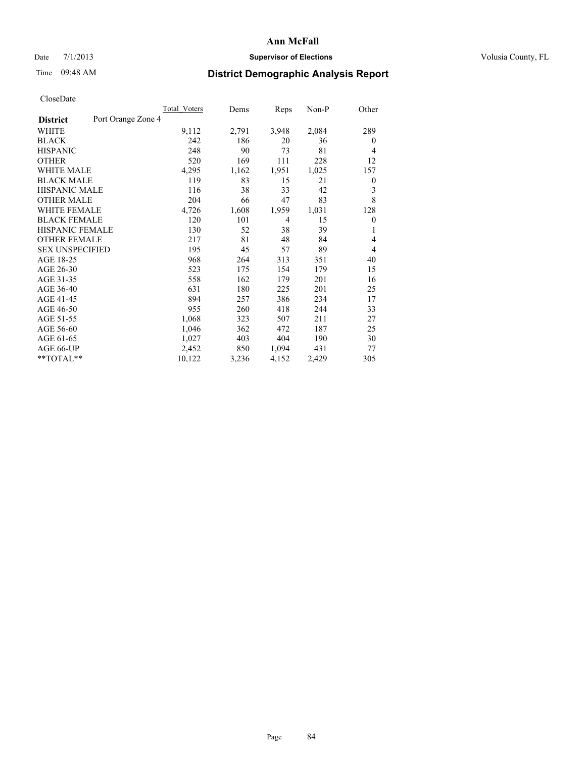# Ann McFall

Date 7/1/2013 **Supervisor of Elections** Volusia County, FL

Time 09:48 AM **District Demographic Analysis Report**

CloseDate

| **District** | Port Orange Zone 4 | Total_Voters | Dems | Reps | Non-P | Other |
|---|---|---|---|---|---|---|
| WHITE | | 9,112 | 2,791 | 3,948 | 2,084 | 289 |
| BLACK | | 242 | 186 | 20 | 36 | 0 |
| HISPANIC | | 248 | 90 | 73 | 81 | 4 |
| OTHER | | 520 | 169 | 111 | 228 | 12 |
| WHITE MALE | | 4,295 | 1,162 | 1,951 | 1,025 | 157 |
| BLACK MALE | | 119 | 83 | 15 | 21 | 0 |
| HISPANIC MALE | | 116 | 38 | 33 | 42 | 3 |
| OTHER MALE | | 204 | 66 | 47 | 83 | 8 |
| WHITE FEMALE | | 4,726 | 1,608 | 1,959 | 1,031 | 128 |
| BLACK FEMALE | | 120 | 101 | 4 | 15 | 0 |
| HISPANIC FEMALE | | 130 | 52 | 38 | 39 | 1 |
| OTHER FEMALE | | 217 | 81 | 48 | 84 | 4 |
| SEX UNSPECIFIED | | 195 | 45 | 57 | 89 | 4 |
| AGE 18-25 | | 968 | 264 | 313 | 351 | 40 |
| AGE 26-30 | | 523 | 175 | 154 | 179 | 15 |
| AGE 31-35 | | 558 | 162 | 179 | 201 | 16 |
| AGE 36-40 | | 631 | 180 | 225 | 201 | 25 |
| AGE 41-45 | | 894 | 257 | 386 | 234 | 17 |
| AGE 46-50 | | 955 | 260 | 418 | 244 | 33 |
| AGE 51-55 | | 1,068 | 323 | 507 | 211 | 27 |
| AGE 56-60 | | 1,046 | 362 | 472 | 187 | 25 |
| AGE 61-65 | | 1,027 | 403 | 404 | 190 | 30 |
| AGE 66-UP | | 2,452 | 850 | 1,094 | 431 | 77 |
| **TOTAL** | | 10,122 | 3,236 | 4,152 | 2,429 | 305 |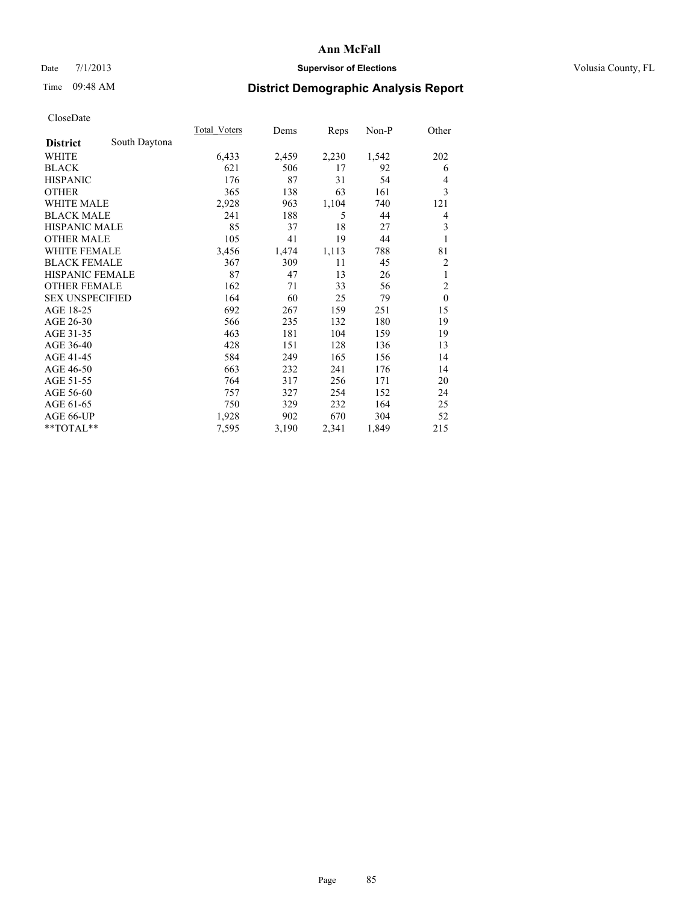# Ann McFall

Date 7/1/2013 **Supervisor of Elections** Volusia County, FL

Time 09:48 AM **District Demographic Analysis Report**

CloseDate

| **District** South Daytona | Total_Voters | Dems | Reps | Non-P | Other |
|---|---|---|---|---|---|
| WHITE | 6,433 | 2,459 | 2,230 | 1,542 | 202 |
| BLACK | 621 | 506 | 17 | 92 | 6 |
| HISPANIC | 176 | 87 | 31 | 54 | 4 |
| OTHER | 365 | 138 | 63 | 161 | 3 |
| WHITE MALE | 2,928 | 963 | 1,104 | 740 | 121 |
| BLACK MALE | 241 | 188 | 5 | 44 | 4 |
| HISPANIC MALE | 85 | 37 | 18 | 27 | 3 |
| OTHER MALE | 105 | 41 | 19 | 44 | 1 |
| WHITE FEMALE | 3,456 | 1,474 | 1,113 | 788 | 81 |
| BLACK FEMALE | 367 | 309 | 11 | 45 | 2 |
| HISPANIC FEMALE | 87 | 47 | 13 | 26 | 1 |
| OTHER FEMALE | 162 | 71 | 33 | 56 | 2 |
| SEX UNSPECIFIED | 164 | 60 | 25 | 79 | 0 |
| AGE 18-25 | 692 | 267 | 159 | 251 | 15 |
| AGE 26-30 | 566 | 235 | 132 | 180 | 19 |
| AGE 31-35 | 463 | 181 | 104 | 159 | 19 |
| AGE 36-40 | 428 | 151 | 128 | 136 | 13 |
| AGE 41-45 | 584 | 249 | 165 | 156 | 14 |
| AGE 46-50 | 663 | 232 | 241 | 176 | 14 |
| AGE 51-55 | 764 | 317 | 256 | 171 | 20 |
| AGE 56-60 | 757 | 327 | 254 | 152 | 24 |
| AGE 61-65 | 750 | 329 | 232 | 164 | 25 |
| AGE 66-UP | 1,928 | 902 | 670 | 304 | 52 |
| **TOTAL** | 7,595 | 3,190 | 2,341 | 1,849 | 215 |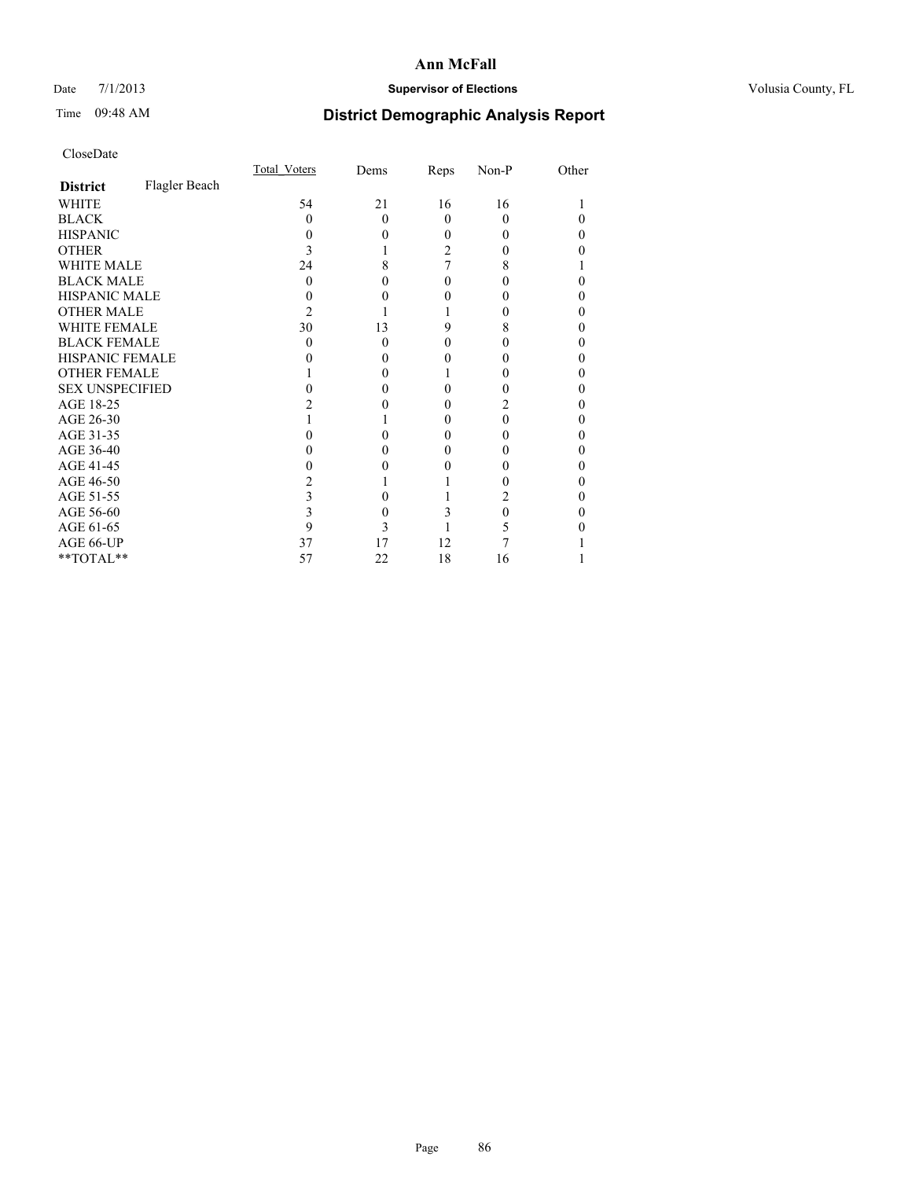# Ann McFall

Date 7/1/2013 **Supervisor of Elections** Volusia County, FL

Time 09:48 AM **District Demographic Analysis Report**

CloseDate

| **District** Flagler Beach | Total_Voters | Dems | Reps | Non-P | Other |
|---|---|---|---|---|---|
| WHITE | 54 | 21 | 16 | 16 | 1 |
| BLACK | 0 | 0 | 0 | 0 | 0 |
| HISPANIC | 0 | 0 | 0 | 0 | 0 |
| OTHER | 3 | 1 | 2 | 0 | 0 |
| WHITE MALE | 24 | 8 | 7 | 8 | 1 |
| BLACK MALE | 0 | 0 | 0 | 0 | 0 |
| HISPANIC MALE | 0 | 0 | 0 | 0 | 0 |
| OTHER MALE | 2 | 1 | 1 | 0 | 0 |
| WHITE FEMALE | 30 | 13 | 9 | 8 | 0 |
| BLACK FEMALE | 0 | 0 | 0 | 0 | 0 |
| HISPANIC FEMALE | 0 | 0 | 0 | 0 | 0 |
| OTHER FEMALE | 1 | 0 | 1 | 0 | 0 |
| SEX UNSPECIFIED | 0 | 0 | 0 | 0 | 0 |
| AGE 18-25 | 2 | 0 | 0 | 2 | 0 |
| AGE 26-30 | 1 | 1 | 0 | 0 | 0 |
| AGE 31-35 | 0 | 0 | 0 | 0 | 0 |
| AGE 36-40 | 0 | 0 | 0 | 0 | 0 |
| AGE 41-45 | 0 | 0 | 0 | 0 | 0 |
| AGE 46-50 | 2 | 1 | 1 | 0 | 0 |
| AGE 51-55 | 3 | 0 | 1 | 2 | 0 |
| AGE 56-60 | 3 | 0 | 3 | 0 | 0 |
| AGE 61-65 | 9 | 3 | 1 | 5 | 0 |
| AGE 66-UP | 37 | 17 | 12 | 7 | 1 |
| **TOTAL** | 57 | 22 | 18 | 16 | 1 |